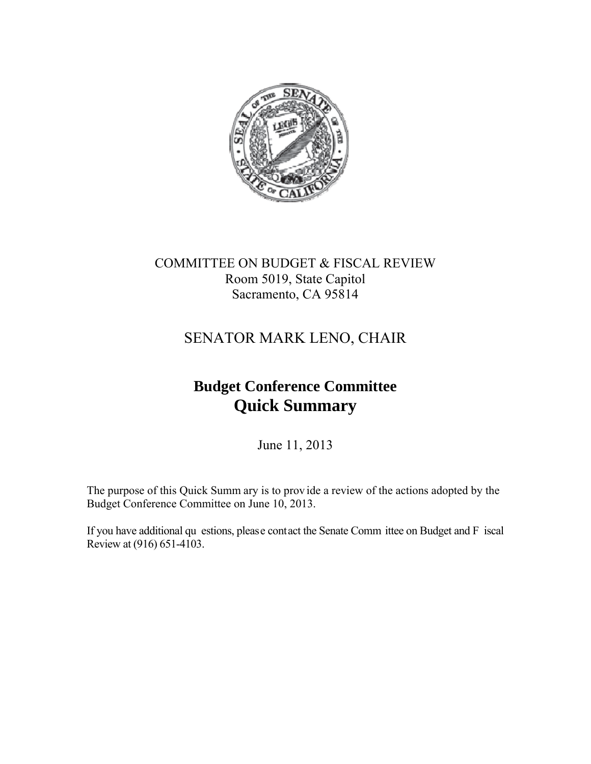COMMITTEE ON BUDGET & FISCAL REVIEW
Room 5019, State Capitol
Sacramento, CA 95814

SENATOR MARK LENO, CHAIR

# Budget Conference Committee
# Quick Summary

June 11, 2013

The purpose of this Quick Summary is to provide a review of the actions adopted by the Budget Conference Committee on June 10, 2013.

If you have additional questions, please contact the Senate Committee on Budget and Fiscal Review at (916) 651-4103.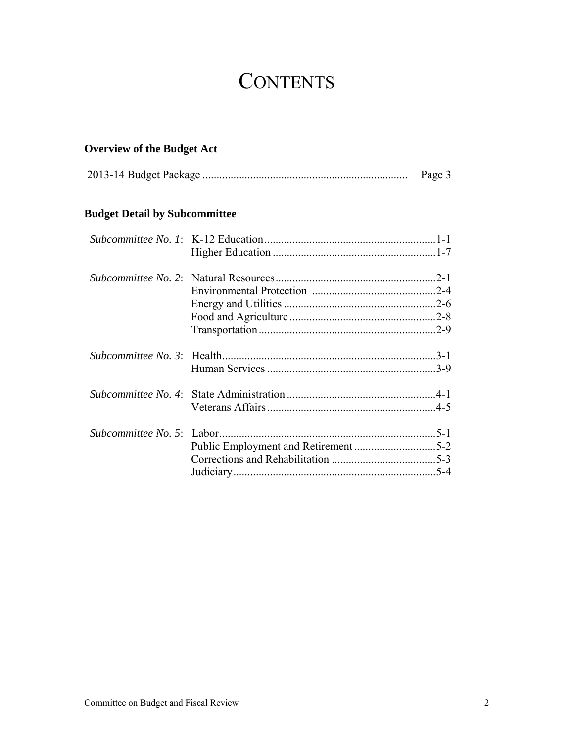# CONTENTS

**Overview of the Budget Act**

2013-14 Budget Package ........................................................................ Page 3

**Budget Detail by Subcommittee**

| | | |
|---|---|---|
| *Subcommittee No. 1*: | K-12 Education | 1-1 |
| | Higher Education | 1-7 |
| *Subcommittee No. 2*: | Natural Resources | 2-1 |
| | Environmental Protection | 2-4 |
| | Energy and Utilities | 2-6 |
| | Food and Agriculture | 2-8 |
| | Transportation | 2-9 |
| *Subcommittee No. 3*: | Health | 3-1 |
| | Human Services | 3-9 |
| *Subcommittee No. 4*: | State Administration | 4-1 |
| | Veterans Affairs | 4-5 |
| *Subcommittee No. 5*: | Labor | 5-1 |
| | Public Employment and Retirement | 5-2 |
| | Corrections and Rehabilitation | 5-3 |
| | Judiciary | 5-4 |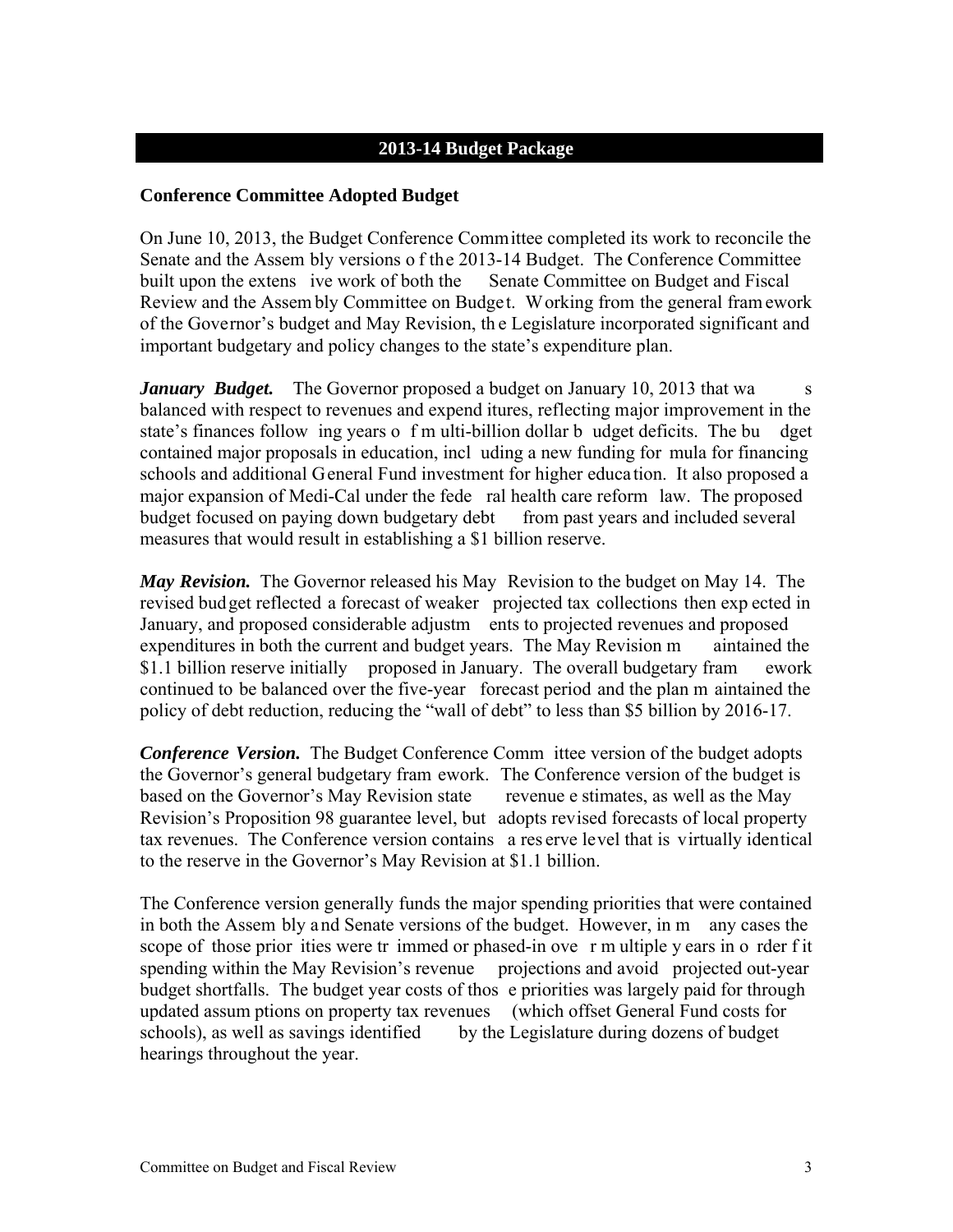## 2013-14 Budget Package

### Conference Committee Adopted Budget

On June 10, 2013, the Budget Conference Committee completed its work to reconcile the Senate and the Assembly versions of the 2013-14 Budget. The Conference Committee built upon the extensive work of both the Senate Committee on Budget and Fiscal Review and the Assembly Committee on Budget. Working from the general framework of the Governor's budget and May Revision, the Legislature incorporated significant and important budgetary and policy changes to the state's expenditure plan.

***January Budget.*** The Governor proposed a budget on January 10, 2013 that was balanced with respect to revenues and expenditures, reflecting major improvement in the state's finances following years of multi-billion dollar budget deficits. The budget contained major proposals in education, including a new funding formula for financing schools and additional General Fund investment for higher education. It also proposed a major expansion of Medi-Cal under the federal health care reform law. The proposed budget focused on paying down budgetary debt from past years and included several measures that would result in establishing a $1 billion reserve.

***May Revision.*** The Governor released his May Revision to the budget on May 14. The revised budget reflected a forecast of weaker projected tax collections then expected in January, and proposed considerable adjustments to projected revenues and proposed expenditures in both the current and budget years. The May Revision maintained the $1.1 billion reserve initially proposed in January. The overall budgetary framework continued to be balanced over the five-year forecast period and the plan maintained the policy of debt reduction, reducing the "wall of debt" to less than $5 billion by 2016-17.

***Conference Version.*** The Budget Conference Committee version of the budget adopts the Governor's general budgetary framework. The Conference version of the budget is based on the Governor's May Revision state revenue estimates, as well as the May Revision's Proposition 98 guarantee level, but adopts revised forecasts of local property tax revenues. The Conference version contains a reserve level that is virtually identical to the reserve in the Governor's May Revision at $1.1 billion.

The Conference version generally funds the major spending priorities that were contained in both the Assembly and Senate versions of the budget. However, in many cases the scope of those priorities were trimmed or phased-in over multiple years in order fit spending within the May Revision's revenue projections and avoid projected out-year budget shortfalls. The budget year costs of those priorities was largely paid for through updated assumptions on property tax revenues (which offset General Fund costs for schools), as well as savings identified by the Legislature during dozens of budget hearings throughout the year.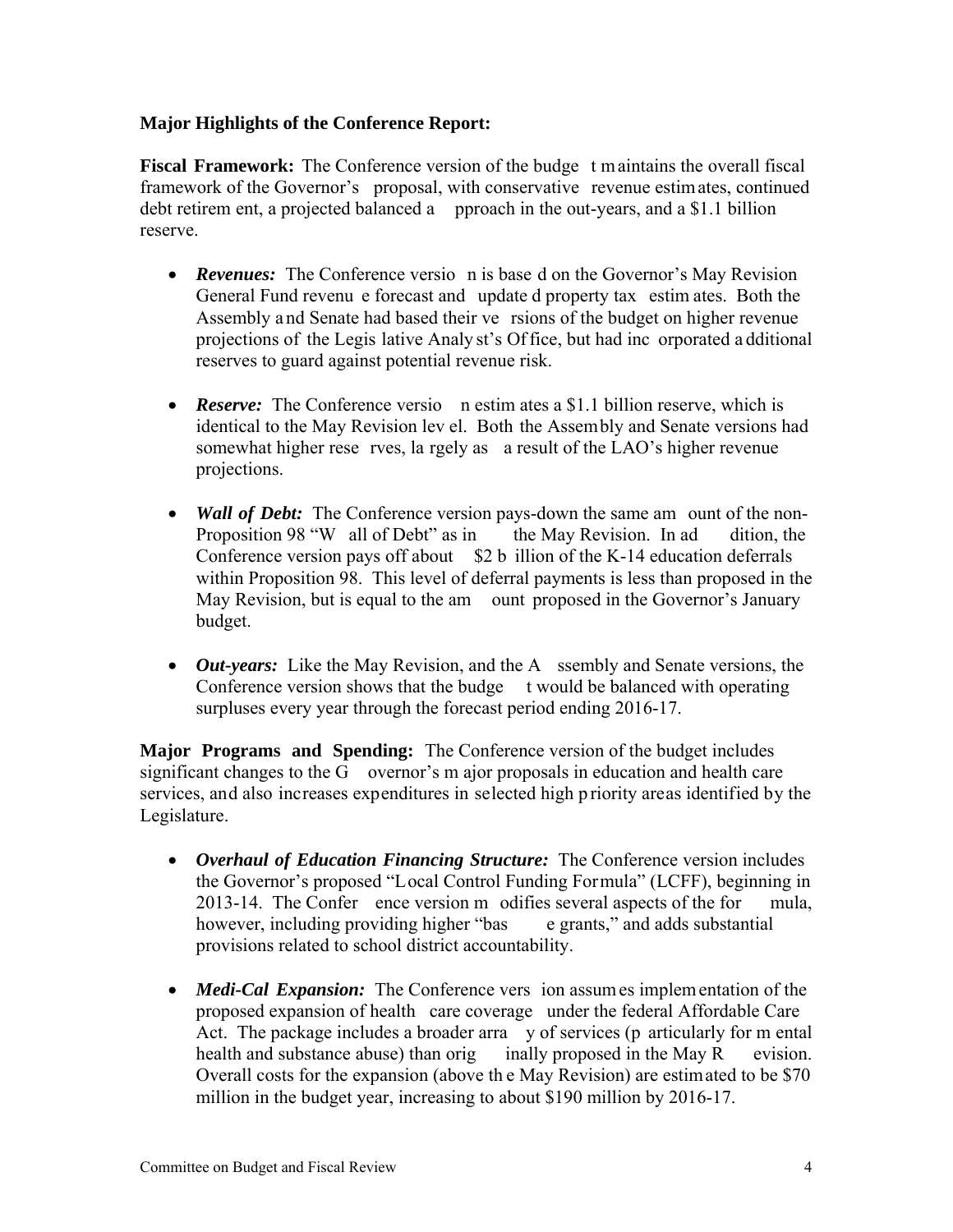**Major Highlights of the Conference Report:**

**Fiscal Framework:** The Conference version of the budget maintains the overall fiscal framework of the Governor's proposal, with conservative revenue estimates, continued debt retirement, a projected balanced approach in the out-years, and a $1.1 billion reserve.

- ***Revenues:*** The Conference version is based on the Governor's May Revision General Fund revenue forecast and updated property tax estimates. Both the Assembly and Senate had based their versions of the budget on higher revenue projections of the Legislative Analyst's Office, but had incorporated additional reserves to guard against potential revenue risk.
- ***Reserve:*** The Conference version estimates a $1.1 billion reserve, which is identical to the May Revision level. Both the Assembly and Senate versions had somewhat higher reserves, largely as a result of the LAO's higher revenue projections.
- ***Wall of Debt:*** The Conference version pays-down the same amount of the non-Proposition 98 "Wall of Debt" as in the May Revision. In addition, the Conference version pays off about $2 billion of the K-14 education deferrals within Proposition 98. This level of deferral payments is less than proposed in the May Revision, but is equal to the amount proposed in the Governor's January budget.
- ***Out-years:*** Like the May Revision, and the Assembly and Senate versions, the Conference version shows that the budget would be balanced with operating surpluses every year through the forecast period ending 2016-17.

**Major Programs and Spending:** The Conference version of the budget includes significant changes to the Governor's major proposals in education and health care services, and also increases expenditures in selected high priority areas identified by the Legislature.

- ***Overhaul of Education Financing Structure:*** The Conference version includes the Governor's proposed "Local Control Funding Formula" (LCFF), beginning in 2013-14. The Conference version modifies several aspects of the formula, however, including providing higher "base grants," and adds substantial provisions related to school district accountability.
- ***Medi-Cal Expansion:*** The Conference version assumes implementation of the proposed expansion of health care coverage under the federal Affordable Care Act. The package includes a broader array of services (particularly for mental health and substance abuse) than originally proposed in the May Revision. Overall costs for the expansion (above the May Revision) are estimated to be $70 million in the budget year, increasing to about $190 million by 2016-17.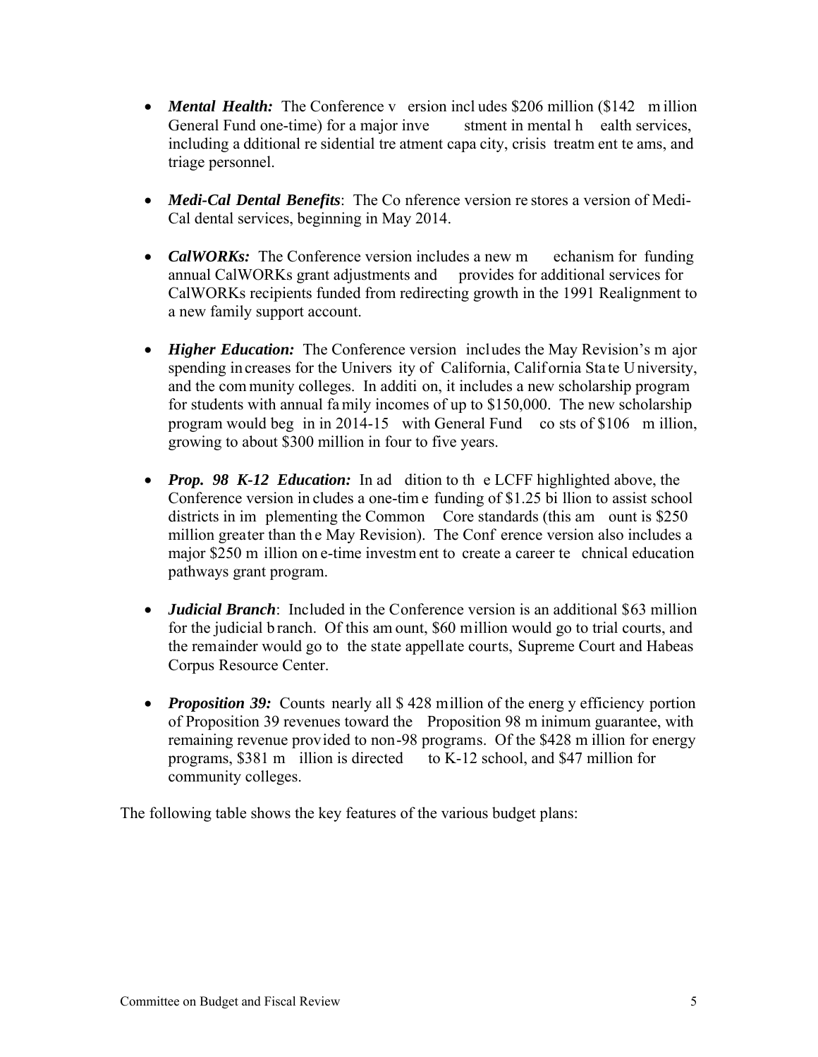- ***Mental Health:*** The Conference version includes $206 million ($142 million General Fund one-time) for a major investment in mental health services, including additional residential treatment capacity, crisis treatment teams, and triage personnel.

- ***Medi-Cal Dental Benefits***: The Conference version restores a version of Medi-Cal dental services, beginning in May 2014.

- ***CalWORKs:*** The Conference version includes a new mechanism for funding annual CalWORKs grant adjustments and provides for additional services for CalWORKs recipients funded from redirecting growth in the 1991 Realignment to a new family support account.

- ***Higher Education:*** The Conference version includes the May Revision's major spending increases for the University of California, California State University, and the community colleges. In addition, it includes a new scholarship program for students with annual family incomes of up to $150,000. The new scholarship program would begin in 2014-15 with General Fund costs of $106 million, growing to about $300 million in four to five years.

- ***Prop. 98 K-12 Education:*** In addition to the LCFF highlighted above, the Conference version includes a one-time funding of $1.25 billion to assist school districts in implementing the Common Core standards (this amount is $250 million greater than the May Revision). The Conference version also includes a major $250 million one-time investment to create a career technical education pathways grant program.

- ***Judicial Branch***: Included in the Conference version is an additional $63 million for the judicial branch. Of this amount, $60 million would go to trial courts, and the remainder would go to the state appellate courts, Supreme Court and Habeas Corpus Resource Center.

- ***Proposition 39:*** Counts nearly all $ 428 million of the energy efficiency portion of Proposition 39 revenues toward the Proposition 98 minimum guarantee, with remaining revenue provided to non-98 programs. Of the $428 million for energy programs, $381 million is directed to K-12 school, and $47 million for community colleges.

The following table shows the key features of the various budget plans: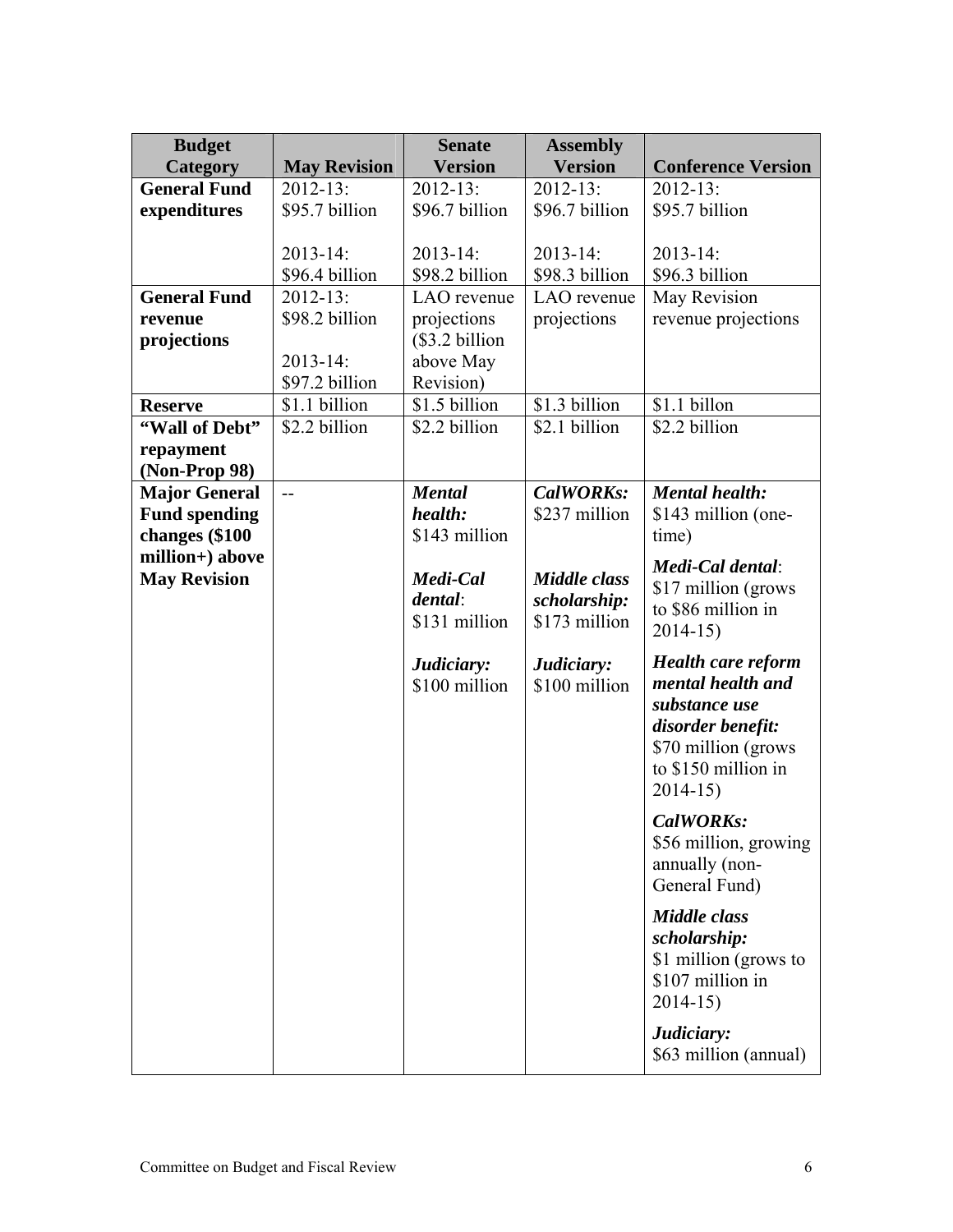| **Budget Category** | **May Revision** | **Senate Version** | **Assembly Version** | **Conference Version** |
| --- | --- | --- | --- | --- |
| **General Fund expenditures** | 2012-13: $95.7 billion<br><br>2013-14: $96.4 billion | 2012-13: $96.7 billion<br><br>2013-14: $98.2 billion | 2012-13: $96.7 billion<br><br>2013-14: $98.3 billion | 2012-13: $95.7 billion<br><br>2013-14: $96.3 billion |
| **General Fund revenue projections** | 2012-13: $98.2 billion<br><br>2013-14: $97.2 billion | LAO revenue projections ($3.2 billion above May Revision) | LAO revenue projections | May Revision revenue projections |
| **Reserve** | $1.1 billion | $1.5 billion | $1.3 billion | $1.1 billon |
| **"Wall of Debt" repayment (Non-Prop 98)** | $2.2 billion | $2.2 billion | $2.1 billion | $2.2 billion |
| **Major General Fund spending changes ($100 million+) above May Revision** | -- | ***Mental health:*** $143 million<br><br>***Medi-Cal dental***: $131 million<br><br>***Judiciary:*** $100 million | ***CalWORKs:*** $237 million<br><br>***Middle class scholarship:*** $173 million<br><br>***Judiciary:*** $100 million | ***Mental health:*** $143 million (one-time)<br><br>***Medi-Cal dental***: $17 million (grows to $86 million in 2014-15)<br><br>***Health care reform mental health and substance use disorder benefit:*** $70 million (grows to $150 million in 2014-15)<br><br>***CalWORKs:*** $56 million, growing annually (non-General Fund)<br><br>***Middle class scholarship:*** $1 million (grows to $107 million in 2014-15)<br><br>***Judiciary:*** $63 million (annual) |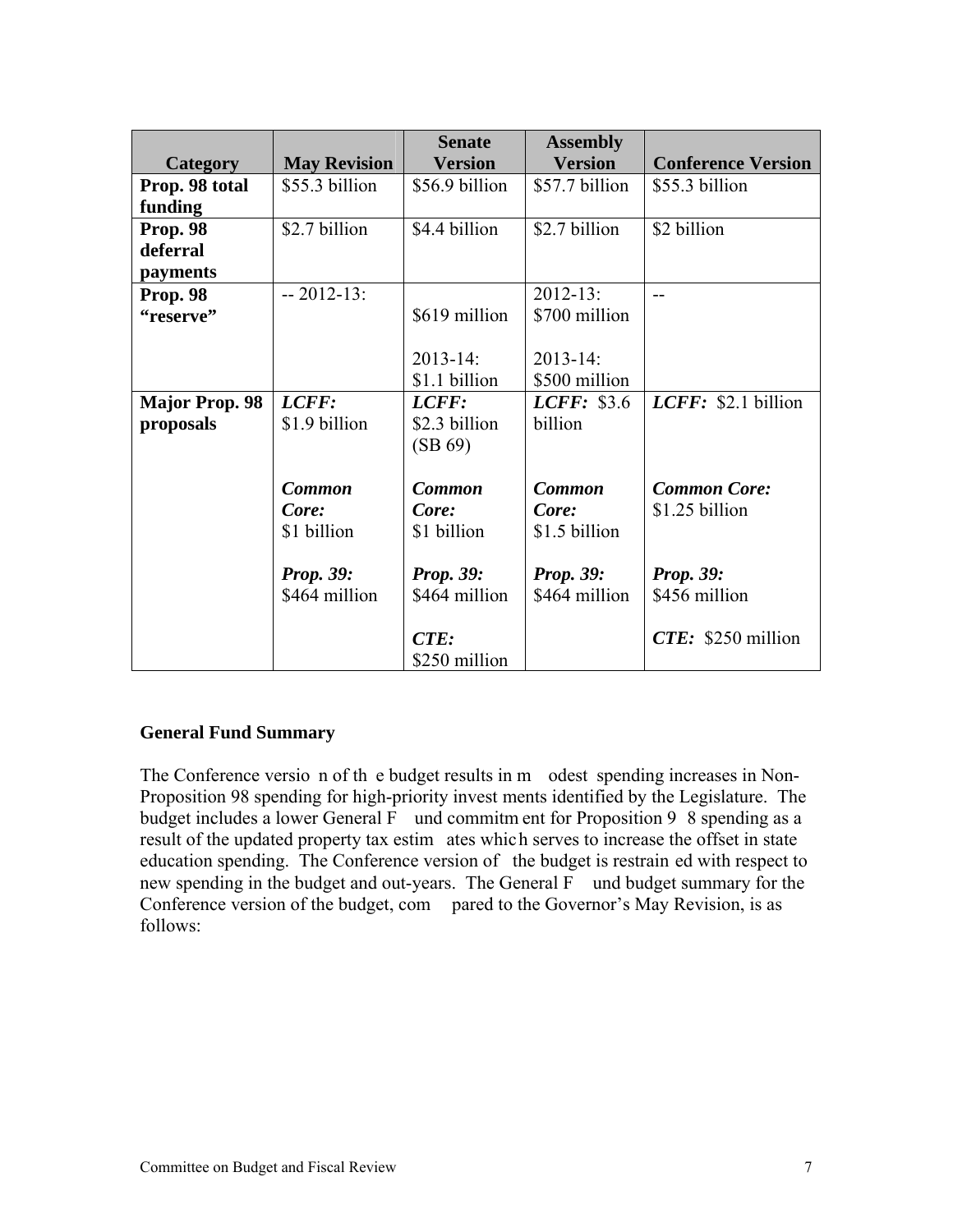| Category | May Revision | Senate Version | Assembly Version | Conference Version |
|---|---|---|---|---|
| **Prop. 98 total funding** | $55.3 billion | $56.9 billion | $57.7 billion | $55.3 billion |
| **Prop. 98 deferral payments** | $2.7 billion | $4.4 billion | $2.7 billion | $2 billion |
| **Prop. 98 "reserve"** | -- 2012-13: | $619 million<br><br>2013-14: $1.1 billion | 2012-13: $700 million<br><br>2013-14: $500 million | -- |
| **Major Prop. 98 proposals** | ***LCFF:*** $1.9 billion<br><br>***Common Core:*** $1 billion<br><br>***Prop. 39:*** $464 million | ***LCFF:*** $2.3 billion (SB 69)<br><br>***Common Core:*** $1 billion<br><br>***Prop. 39:*** $464 million<br><br>***CTE:*** $250 million | ***LCFF:*** $3.6 billion<br><br>***Common Core:*** $1.5 billion<br><br>***Prop. 39:*** $464 million | ***LCFF:*** $2.1 billion<br><br>***Common Core:*** $1.25 billion<br><br>***Prop. 39:*** $456 million<br><br>***CTE:*** $250 million |

**General Fund Summary**

The Conference version of the budget results in modest spending increases in Non-Proposition 98 spending for high-priority investments identified by the Legislature. The budget includes a lower General Fund commitment for Proposition 98 spending as a result of the updated property tax estimates which serves to increase the offset in state education spending. The Conference version of the budget is restrained with respect to new spending in the budget and out-years. The General Fund budget summary for the Conference version of the budget, compared to the Governor's May Revision, is as follows: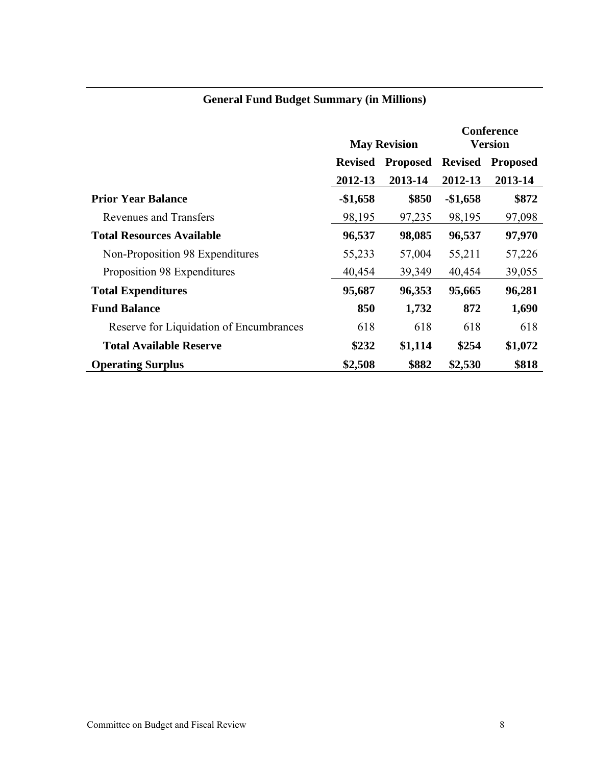## General Fund Budget Summary (in Millions)

| | May Revision | | Conference Version | |
|---|---|---|---|---|
| | **Revised 2012-13** | **Proposed 2013-14** | **Revised 2012-13** | **Proposed 2013-14** |
| **Prior Year Balance** | **-$1,658** | **$850** | **-$1,658** | **$872** |
| Revenues and Transfers | 98,195 | 97,235 | 98,195 | 97,098 |
| **Total Resources Available** | **96,537** | **98,085** | **96,537** | **97,970** |
| Non-Proposition 98 Expenditures | 55,233 | 57,004 | 55,211 | 57,226 |
| Proposition 98 Expenditures | 40,454 | 39,349 | 40,454 | 39,055 |
| **Total Expenditures** | **95,687** | **96,353** | **95,665** | **96,281** |
| **Fund Balance** | **850** | **1,732** | **872** | **1,690** |
| Reserve for Liquidation of Encumbrances | 618 | 618 | 618 | 618 |
| **Total Available Reserve** | **$232** | **$1,114** | **$254** | **$1,072** |
| **Operating Surplus** | **$2,508** | **$882** | **$2,530** | **$818** |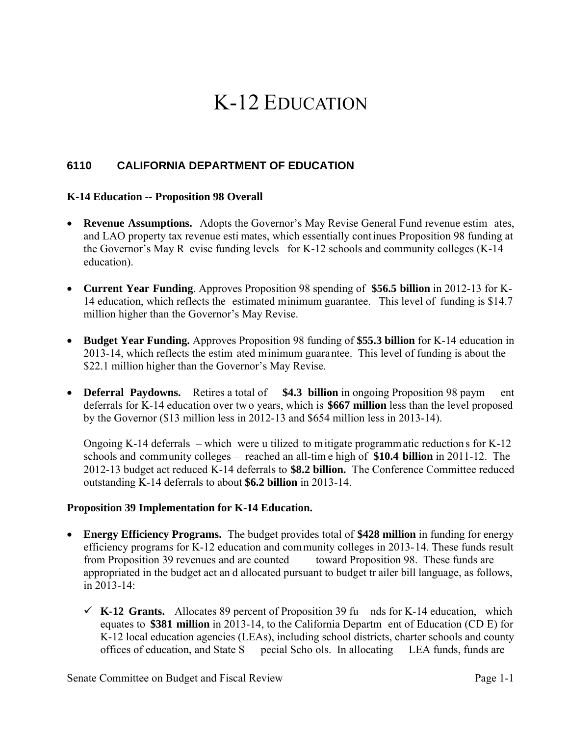# K-12 EDUCATION

## 6110 CALIFORNIA DEPARTMENT OF EDUCATION

### K-14 Education -- Proposition 98 Overall

- **Revenue Assumptions.** Adopts the Governor's May Revise General Fund revenue estimates, and LAO property tax revenue estimates, which essentially continues Proposition 98 funding at the Governor's May Revise funding levels for K-12 schools and community colleges (K-14 education).

- **Current Year Funding**. Approves Proposition 98 spending of **$56.5 billion** in 2012-13 for K-14 education, which reflects the estimated minimum guarantee. This level of funding is $14.7 million higher than the Governor's May Revise.

- **Budget Year Funding.** Approves Proposition 98 funding of **$55.3 billion** for K-14 education in 2013-14, which reflects the estimated minimum guarantee. This level of funding is about the $22.1 million higher than the Governor's May Revise.

- **Deferral Paydowns.** Retires a total of **$4.3 billion** in ongoing Proposition 98 payment deferrals for K-14 education over two years, which is **$667 million** less than the level proposed by the Governor ($13 million less in 2012-13 and $654 million less in 2013-14).

  Ongoing K-14 deferrals – which were utilized to mitigate programmatic reductions for K-12 schools and community colleges – reached an all-time high of **$10.4 billion** in 2011-12. The 2012-13 budget act reduced K-14 deferrals to **$8.2 billion.** The Conference Committee reduced outstanding K-14 deferrals to about **$6.2 billion** in 2013-14.

### Proposition 39 Implementation for K-14 Education.

- **Energy Efficiency Programs.** The budget provides total of **$428 million** in funding for energy efficiency programs for K-12 education and community colleges in 2013-14. These funds result from Proposition 39 revenues and are counted toward Proposition 98. These funds are appropriated in the budget act and allocated pursuant to budget trailer bill language, as follows, in 2013-14:

  - ✓ **K-12 Grants.** Allocates 89 percent of Proposition 39 funds for K-14 education, which equates to **$381 million** in 2013-14, to the California Department of Education (CDE) for K-12 local education agencies (LEAs), including school districts, charter schools and county offices of education, and State Special Schools. In allocating LEA funds, funds are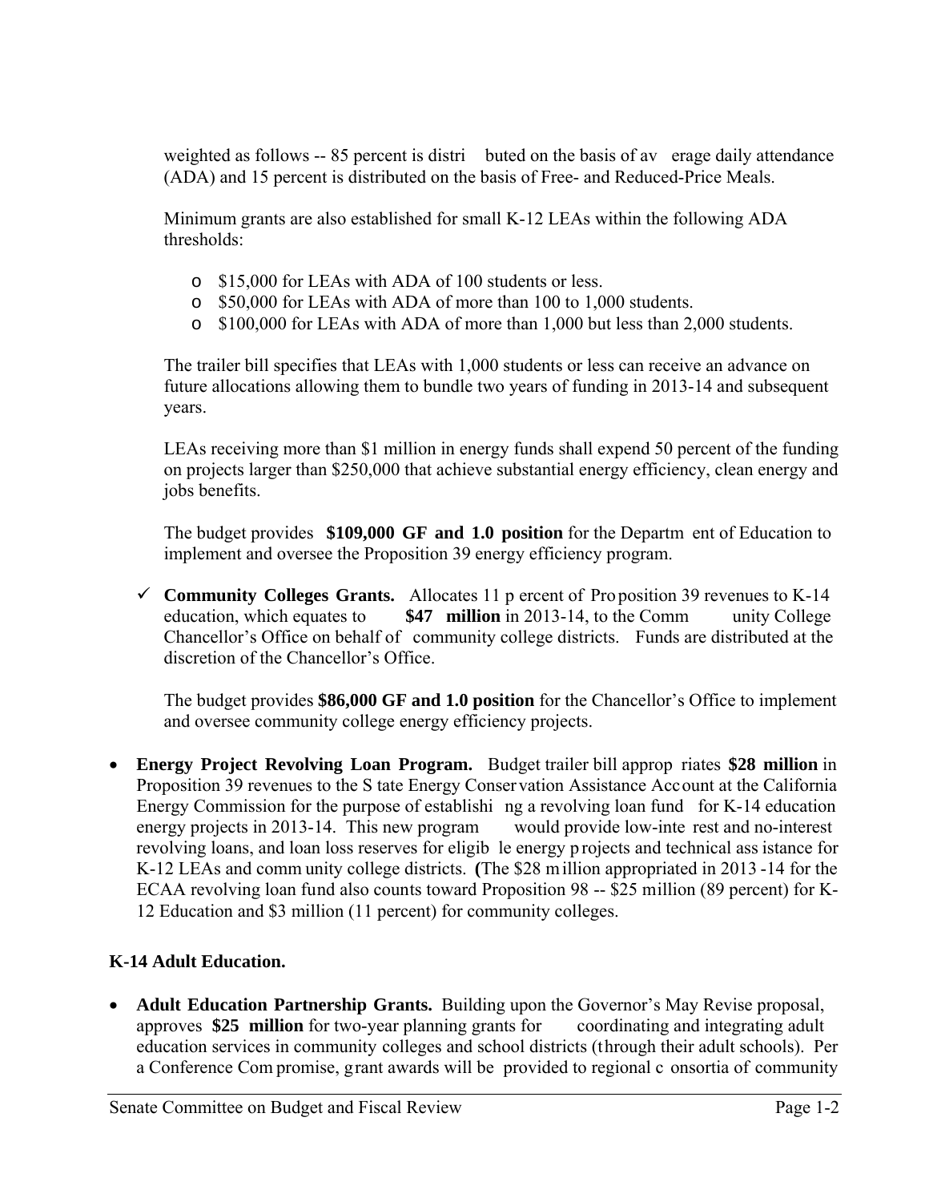weighted as follows -- 85 percent is distributed on the basis of average daily attendance (ADA) and 15 percent is distributed on the basis of Free- and Reduced-Price Meals.

Minimum grants are also established for small K-12 LEAs within the following ADA thresholds:

- $15,000 for LEAs with ADA of 100 students or less.
- $50,000 for LEAs with ADA of more than 100 to 1,000 students.
- $100,000 for LEAs with ADA of more than 1,000 but less than 2,000 students.

The trailer bill specifies that LEAs with 1,000 students or less can receive an advance on future allocations allowing them to bundle two years of funding in 2013-14 and subsequent years.

LEAs receiving more than $1 million in energy funds shall expend 50 percent of the funding on projects larger than $250,000 that achieve substantial energy efficiency, clean energy and jobs benefits.

The budget provides **$109,000 GF and 1.0 position** for the Department of Education to implement and oversee the Proposition 39 energy efficiency program.

- ✓ **Community Colleges Grants.** Allocates 11 percent of Proposition 39 revenues to K-14 education, which equates to **$47 million** in 2013-14, to the Community College Chancellor's Office on behalf of community college districts. Funds are distributed at the discretion of the Chancellor's Office.

  The budget provides **$86,000 GF and 1.0 position** for the Chancellor's Office to implement and oversee community college energy efficiency projects.

- **Energy Project Revolving Loan Program.** Budget trailer bill appropriates **$28 million** in Proposition 39 revenues to the State Energy Conservation Assistance Account at the California Energy Commission for the purpose of establishing a revolving loan fund for K-14 education energy projects in 2013-14. This new program would provide low-interest and no-interest revolving loans, and loan loss reserves for eligible energy projects and technical assistance for K-12 LEAs and community college districts. (The $28 million appropriated in 2013-14 for the ECAA revolving loan fund also counts toward Proposition 98 -- $25 million (89 percent) for K-12 Education and $3 million (11 percent) for community colleges.

**K-14 Adult Education.**

- **Adult Education Partnership Grants.** Building upon the Governor's May Revise proposal, approves **$25 million** for two-year planning grants for coordinating and integrating adult education services in community colleges and school districts (through their adult schools). Per a Conference Compromise, grant awards will be provided to regional consortia of community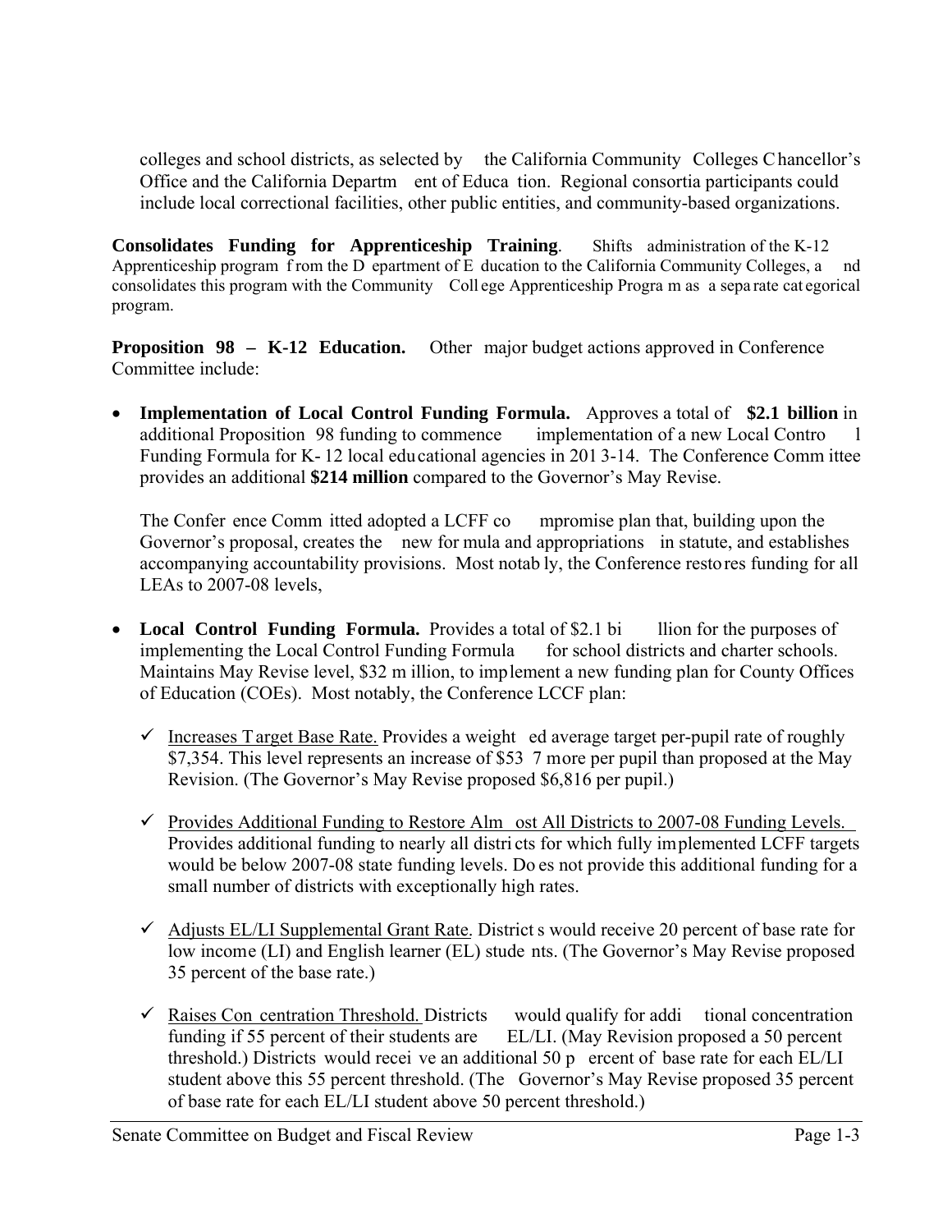colleges and school districts, as selected by the California Community Colleges Chancellor's Office and the California Department of Education. Regional consortia participants could include local correctional facilities, other public entities, and community-based organizations.

**Consolidates Funding for Apprenticeship Training**. Shifts administration of the K-12 Apprenticeship program from the Department of Education to the California Community Colleges, and consolidates this program with the Community College Apprenticeship Program as a separate categorical program.

**Proposition 98 – K-12 Education.** Other major budget actions approved in Conference Committee include:

- **Implementation of Local Control Funding Formula.** Approves a total of **$2.1 billion** in additional Proposition 98 funding to commence implementation of a new Local Control Funding Formula for K-12 local educational agencies in 2013-14. The Conference Committee provides an additional **$214 million** compared to the Governor's May Revise.

  The Conference Committed adopted a LCFF compromise plan that, building upon the Governor's proposal, creates the new formula and appropriations in statute, and establishes accompanying accountability provisions. Most notably, the Conference restores funding for all LEAs to 2007-08 levels,

- **Local Control Funding Formula.** Provides a total of $2.1 billion for the purposes of implementing the Local Control Funding Formula for school districts and charter schools. Maintains May Revise level, $32 million, to implement a new funding plan for County Offices of Education (COEs). Most notably, the Conference LCCF plan:

  - ✓ Increases Target Base Rate. Provides a weighted average target per-pupil rate of roughly $7,354. This level represents an increase of $537 more per pupil than proposed at the May Revision. (The Governor's May Revise proposed $6,816 per pupil.)

  - ✓ Provides Additional Funding to Restore Almost All Districts to 2007-08 Funding Levels. Provides additional funding to nearly all districts for which fully implemented LCFF targets would be below 2007-08 state funding levels. Does not provide this additional funding for a small number of districts with exceptionally high rates.

  - ✓ Adjusts EL/LI Supplemental Grant Rate. Districts would receive 20 percent of base rate for low income (LI) and English learner (EL) students. (The Governor's May Revise proposed 35 percent of the base rate.)

  - ✓ Raises Concentration Threshold. Districts would qualify for additional concentration funding if 55 percent of their students are EL/LI. (May Revision proposed a 50 percent threshold.) Districts would receive an additional 50 percent of base rate for each EL/LI student above this 55 percent threshold. (The Governor's May Revise proposed 35 percent of base rate for each EL/LI student above 50 percent threshold.)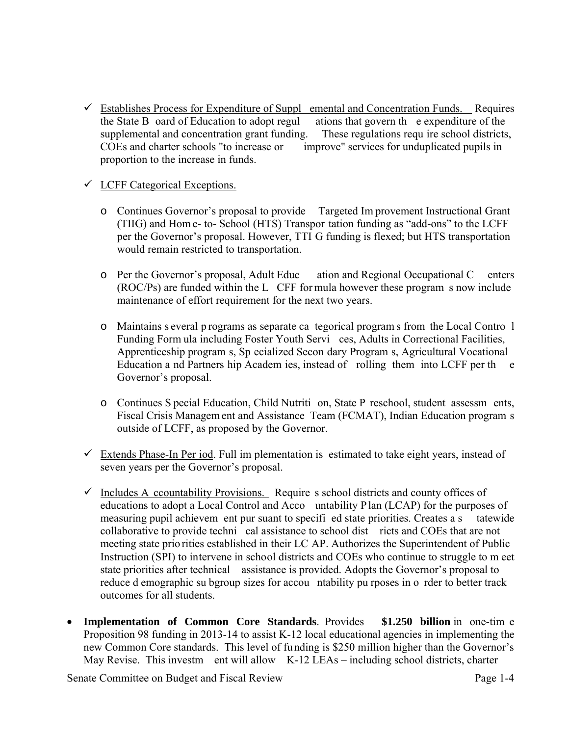- ✓ Establishes Process for Expenditure of Supplemental and Concentration Funds. Requires the State Board of Education to adopt regulations that govern the expenditure of the supplemental and concentration grant funding. These regulations require school districts, COEs and charter schools "to increase or improve" services for unduplicated pupils in proportion to the increase in funds.

- ✓ LCFF Categorical Exceptions.

  - Continues Governor's proposal to provide Targeted Improvement Instructional Grant (TIIG) and Home- to- School (HTS) Transportation funding as "add-ons" to the LCFF per the Governor's proposal. However, TTIG funding is flexed; but HTS transportation would remain restricted to transportation.

  - Per the Governor's proposal, Adult Education and Regional Occupational Centers (ROC/Ps) are funded within the LCFF formula however these programs now include maintenance of effort requirement for the next two years.

  - Maintains several programs as separate categorical programs from the Local Control Funding Formula including Foster Youth Services, Adults in Correctional Facilities, Apprenticeship programs, Specialized Secondary Programs, Agricultural Vocational Education and Partnership Academies, instead of rolling them into LCFF per the Governor's proposal.

  - Continues Special Education, Child Nutrition, State Preschool, student assessments, Fiscal Crisis Management and Assistance Team (FCMAT), Indian Education programs outside of LCFF, as proposed by the Governor.

- ✓ Extends Phase-In Period. Full implementation is estimated to take eight years, instead of seven years per the Governor's proposal.

- ✓ Includes Accountability Provisions. Requires school districts and county offices of educations to adopt a Local Control and Accountability Plan (LCAP) for the purposes of measuring pupil achievement pursuant to specified state priorities. Creates a statewide collaborative to provide technical assistance to school districts and COEs that are not meeting state priorities established in their LCAP. Authorizes the Superintendent of Public Instruction (SPI) to intervene in school districts and COEs who continue to struggle to meet state priorities after technical assistance is provided. Adopts the Governor's proposal to reduce demographic subgroup sizes for accountability purposes in order to better track outcomes for all students.

- **Implementation of Common Core Standards**. Provides **$1.250 billion** in one-time Proposition 98 funding in 2013-14 to assist K-12 local educational agencies in implementing the new Common Core standards. This level of funding is $250 million higher than the Governor's May Revise. This investment will allow K-12 LEAs – including school districts, charter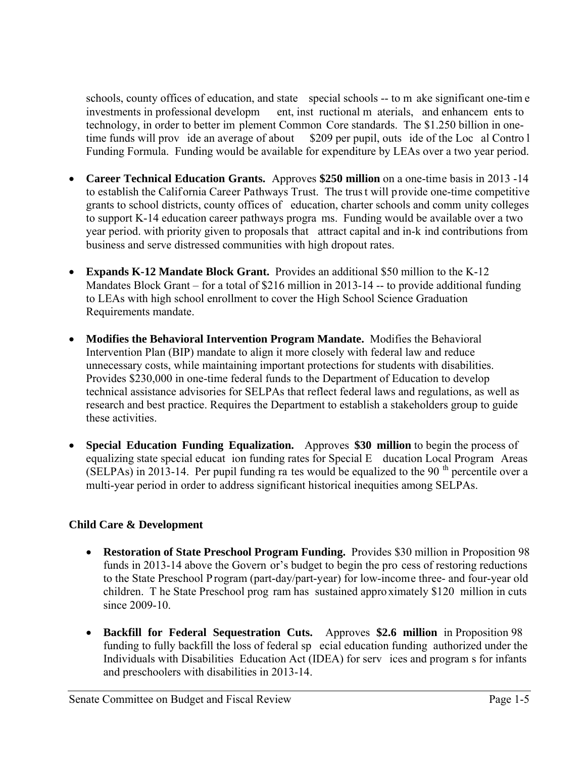schools, county offices of education, and state special schools -- to make significant one-time investments in professional development, instructional materials, and enhancements to technology, in order to better implement Common Core standards. The $1.250 billion in one-time funds will provide an average of about $209 per pupil, outside of the Local Control Funding Formula. Funding would be available for expenditure by LEAs over a two year period.

- **Career Technical Education Grants.** Approves **$250 million** on a one-time basis in 2013-14 to establish the California Career Pathways Trust. The trust will provide one-time competitive grants to school districts, county offices of education, charter schools and community colleges to support K-14 education career pathways programs. Funding would be available over a two year period. with priority given to proposals that attract capital and in-kind contributions from business and serve distressed communities with high dropout rates.

- **Expands K-12 Mandate Block Grant.** Provides an additional $50 million to the K-12 Mandates Block Grant – for a total of $216 million in 2013-14 -- to provide additional funding to LEAs with high school enrollment to cover the High School Science Graduation Requirements mandate.

- **Modifies the Behavioral Intervention Program Mandate.** Modifies the Behavioral Intervention Plan (BIP) mandate to align it more closely with federal law and reduce unnecessary costs, while maintaining important protections for students with disabilities. Provides $230,000 in one-time federal funds to the Department of Education to develop technical assistance advisories for SELPAs that reflect federal laws and regulations, as well as research and best practice. Requires the Department to establish a stakeholders group to guide these activities.

- **Special Education Funding Equalization.** Approves **$30 million** to begin the process of equalizing state special education funding rates for Special Education Local Program Areas (SELPAs) in 2013-14. Per pupil funding rates would be equalized to the 90th percentile over a multi-year period in order to address significant historical inequities among SELPAs.

**Child Care & Development**

- **Restoration of State Preschool Program Funding.** Provides $30 million in Proposition 98 funds in 2013-14 above the Governor's budget to begin the process of restoring reductions to the State Preschool Program (part-day/part-year) for low-income three- and four-year old children. The State Preschool program has sustained approximately $120 million in cuts since 2009-10.

- **Backfill for Federal Sequestration Cuts.** Approves **$2.6 million** in Proposition 98 funding to fully backfill the loss of federal special education funding authorized under the Individuals with Disabilities Education Act (IDEA) for services and programs for infants and preschoolers with disabilities in 2013-14.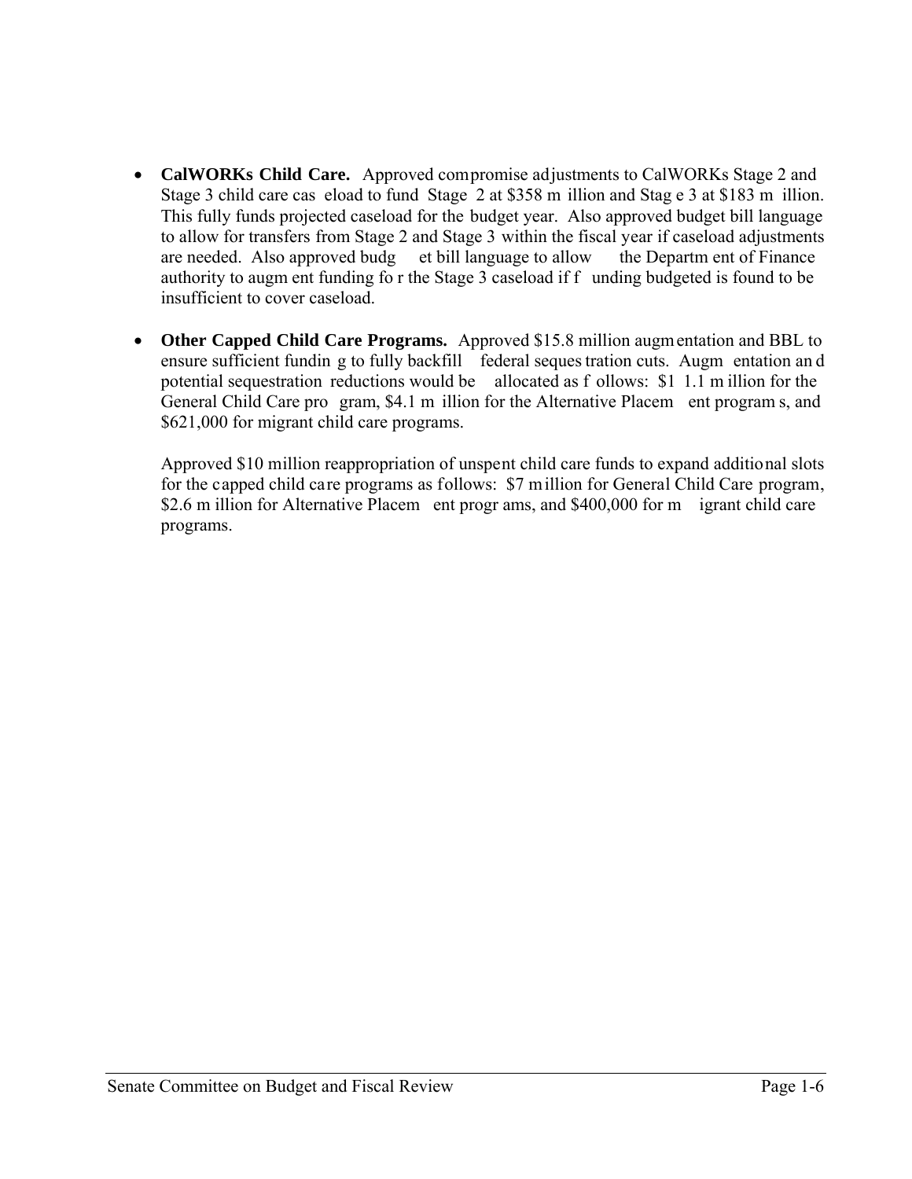- **CalWORKs Child Care.** Approved compromise adjustments to CalWORKs Stage 2 and Stage 3 child care caseload to fund Stage 2 at $358 million and Stage 3 at $183 million. This fully funds projected caseload for the budget year. Also approved budget bill language to allow for transfers from Stage 2 and Stage 3 within the fiscal year if caseload adjustments are needed. Also approved budget bill language to allow the Department of Finance authority to augment funding for the Stage 3 caseload if funding budgeted is found to be insufficient to cover caseload.

- **Other Capped Child Care Programs.** Approved $15.8 million augmentation and BBL to ensure sufficient funding to fully backfill federal sequestration cuts. Augmentation and potential sequestration reductions would be allocated as follows: $11.1 million for the General Child Care program, $4.1 million for the Alternative Placement programs, and $621,000 for migrant child care programs.

  Approved $10 million reappropriation of unspent child care funds to expand additional slots for the capped child care programs as follows: $7 million for General Child Care program, $2.6 million for Alternative Placement programs, and $400,000 for migrant child care programs.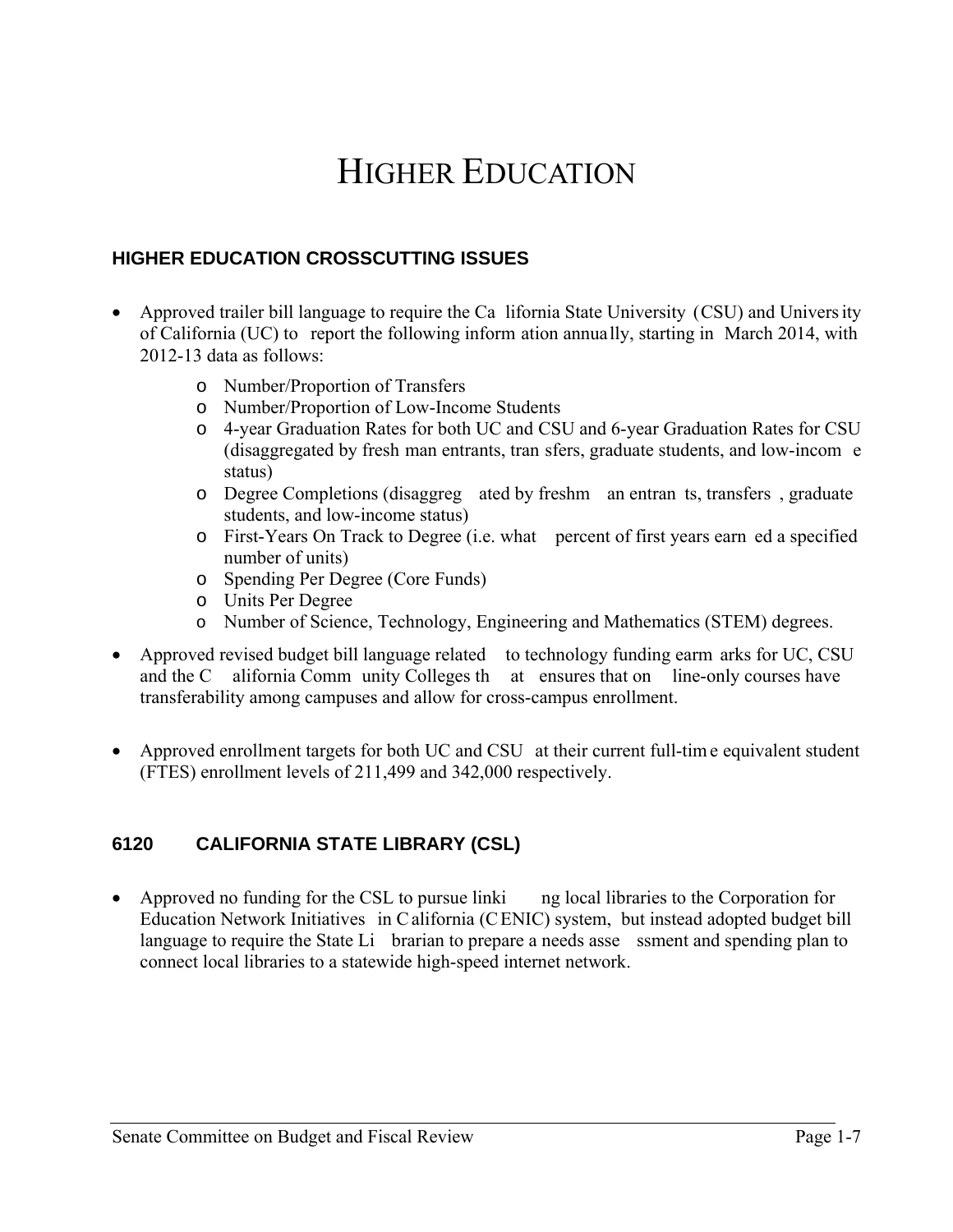# HIGHER EDUCATION

## HIGHER EDUCATION CROSSCUTTING ISSUES

- Approved trailer bill language to require the California State University (CSU) and University of California (UC) to report the following information annually, starting in March 2014, with 2012-13 data as follows:
  - Number/Proportion of Transfers
  - Number/Proportion of Low-Income Students
  - 4-year Graduation Rates for both UC and CSU and 6-year Graduation Rates for CSU (disaggregated by freshman entrants, transfers, graduate students, and low-income status)
  - Degree Completions (disaggregated by freshman entrants, transfers, graduate students, and low-income status)
  - First-Years On Track to Degree (i.e. what percent of first years earned a specified number of units)
  - Spending Per Degree (Core Funds)
  - Units Per Degree
  - Number of Science, Technology, Engineering and Mathematics (STEM) degrees.
- Approved revised budget bill language related to technology funding earmarks for UC, CSU and the California Community Colleges that ensures that on line-only courses have transferability among campuses and allow for cross-campus enrollment.
- Approved enrollment targets for both UC and CSU at their current full-time equivalent student (FTES) enrollment levels of 211,499 and 342,000 respectively.

## 6120 CALIFORNIA STATE LIBRARY (CSL)

- Approved no funding for the CSL to pursue linking local libraries to the Corporation for Education Network Initiatives in California (CENIC) system, but instead adopted budget bill language to require the State Librarian to prepare a needs assessment and spending plan to connect local libraries to a statewide high-speed internet network.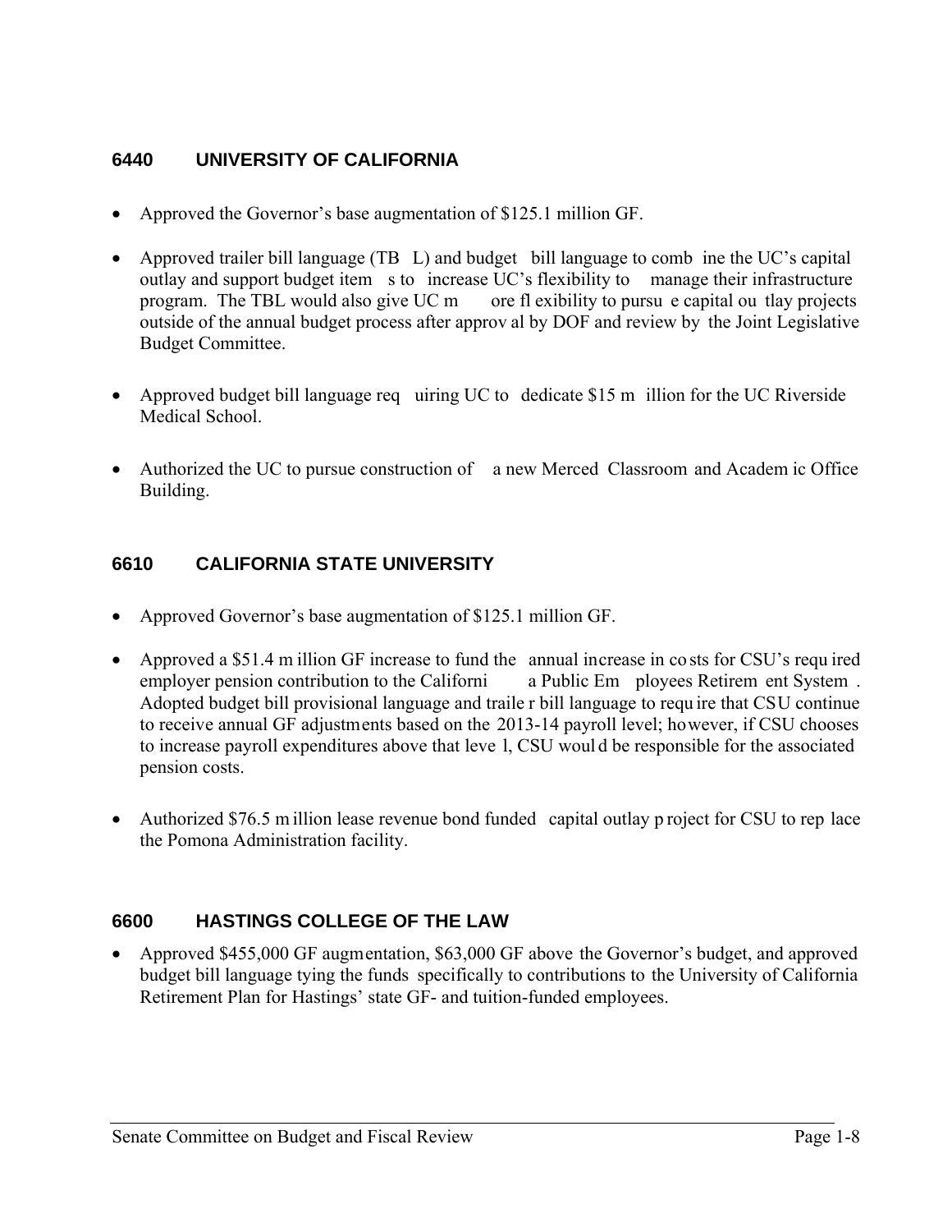### 6440 UNIVERSITY OF CALIFORNIA

- Approved the Governor's base augmentation of $125.1 million GF.
- Approved trailer bill language (TBL) and budget bill language to combine the UC's capital outlay and support budget items to increase UC's flexibility to manage their infrastructure program. The TBL would also give UC more flexibility to pursue capital outlay projects outside of the annual budget process after approval by DOF and review by the Joint Legislative Budget Committee.
- Approved budget bill language requiring UC to dedicate $15 million for the UC Riverside Medical School.
- Authorized the UC to pursue construction of a new Merced Classroom and Academic Office Building.

### 6610 CALIFORNIA STATE UNIVERSITY

- Approved Governor's base augmentation of $125.1 million GF.
- Approved a $51.4 million GF increase to fund the annual increase in costs for CSU's required employer pension contribution to the California Public Employees Retirement System. Adopted budget bill provisional language and trailer bill language to require that CSU continue to receive annual GF adjustments based on the 2013-14 payroll level; however, if CSU chooses to increase payroll expenditures above that level, CSU would be responsible for the associated pension costs.
- Authorized $76.5 million lease revenue bond funded capital outlay project for CSU to replace the Pomona Administration facility.

### 6600 HASTINGS COLLEGE OF THE LAW

- Approved $455,000 GF augmentation, $63,000 GF above the Governor's budget, and approved budget bill language tying the funds specifically to contributions to the University of California Retirement Plan for Hastings' state GF- and tuition-funded employees.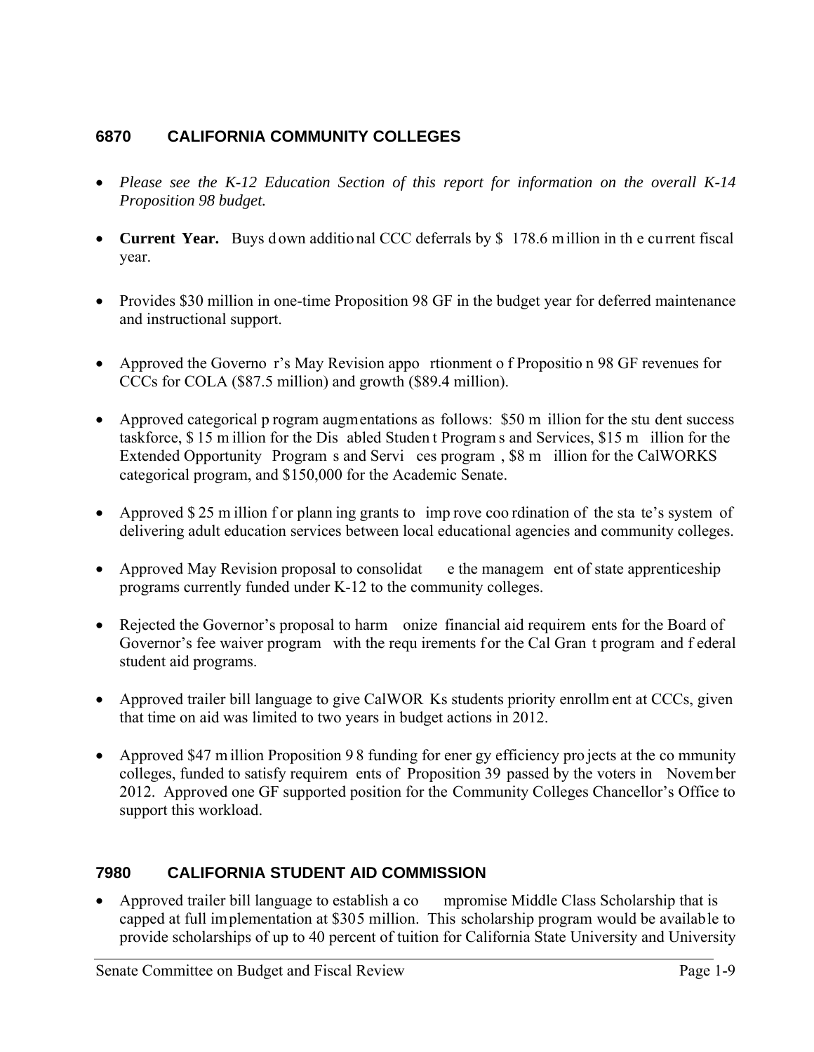## 6870 CALIFORNIA COMMUNITY COLLEGES

- *Please see the K-12 Education Section of this report for information on the overall K-14 Proposition 98 budget.*
- **Current Year.** Buys down additional CCC deferrals by $ 178.6 million in the current fiscal year.
- Provides $30 million in one-time Proposition 98 GF in the budget year for deferred maintenance and instructional support.
- Approved the Governor's May Revision apportionment of Proposition 98 GF revenues for CCCs for COLA ($87.5 million) and growth ($89.4 million).
- Approved categorical program augmentations as follows: $50 million for the student success taskforce, $ 15 million for the Disabled Student Programs and Services, $15 million for the Extended Opportunity Programs and Services program, $8 million for the CalWORKS categorical program, and $150,000 for the Academic Senate.
- Approved $ 25 million for planning grants to improve coordination of the state's system of delivering adult education services between local educational agencies and community colleges.
- Approved May Revision proposal to consolidate the management of state apprenticeship programs currently funded under K-12 to the community colleges.
- Rejected the Governor's proposal to harmonize financial aid requirements for the Board of Governor's fee waiver program with the requirements for the Cal Grant program and federal student aid programs.
- Approved trailer bill language to give CalWORKs students priority enrollment at CCCs, given that time on aid was limited to two years in budget actions in 2012.
- Approved $47 million Proposition 98 funding for energy efficiency projects at the community colleges, funded to satisfy requirements of Proposition 39 passed by the voters in November 2012. Approved one GF supported position for the Community Colleges Chancellor's Office to support this workload.

## 7980 CALIFORNIA STUDENT AID COMMISSION

- Approved trailer bill language to establish a compromise Middle Class Scholarship that is capped at full implementation at $305 million. This scholarship program would be available to provide scholarships of up to 40 percent of tuition for California State University and University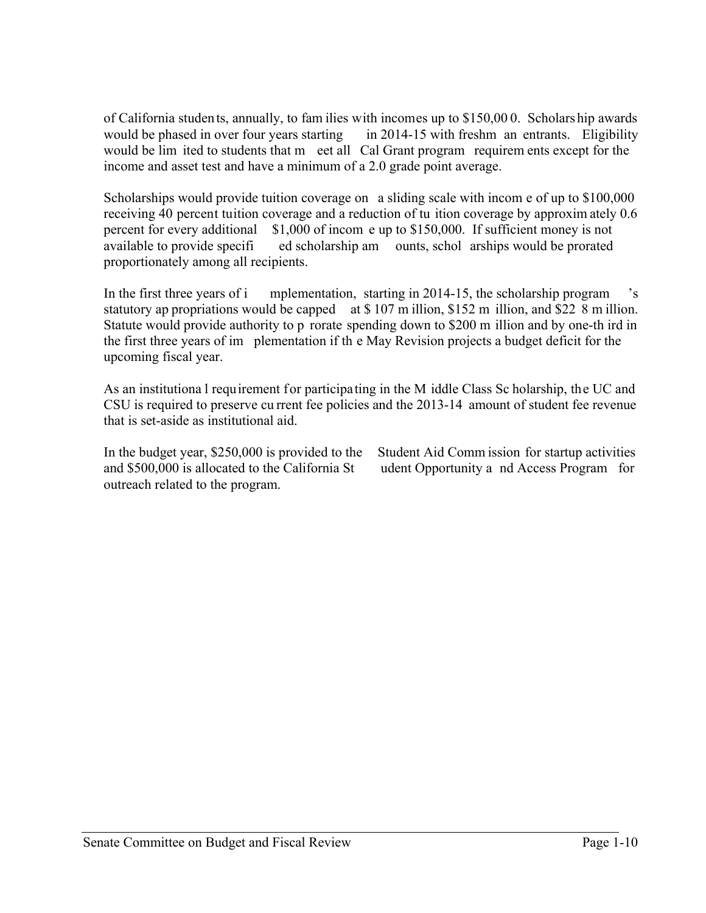of California students, annually, to families with incomes up to $150,000. Scholarship awards would be phased in over four years starting in 2014-15 with freshman entrants. Eligibility would be limited to students that meet all Cal Grant program requirements except for the income and asset test and have a minimum of a 2.0 grade point average.

Scholarships would provide tuition coverage on a sliding scale with income of up to $100,000 receiving 40 percent tuition coverage and a reduction of tuition coverage by approximately 0.6 percent for every additional $1,000 of income up to $150,000. If sufficient money is not available to provide specified scholarship amounts, scholarships would be prorated proportionately among all recipients.

In the first three years of implementation, starting in 2014-15, the scholarship program's statutory appropriations would be capped at $107 million, $152 million, and $228 million. Statute would provide authority to prorate spending down to $200 million and by one-third in the first three years of implementation if the May Revision projects a budget deficit for the upcoming fiscal year.

As an institutional requirement for participating in the Middle Class Scholarship, the UC and CSU is required to preserve current fee policies and the 2013-14 amount of student fee revenue that is set-aside as institutional aid.

In the budget year, $250,000 is provided to the Student Aid Commission for startup activities and $500,000 is allocated to the California Student Opportunity and Access Program for outreach related to the program.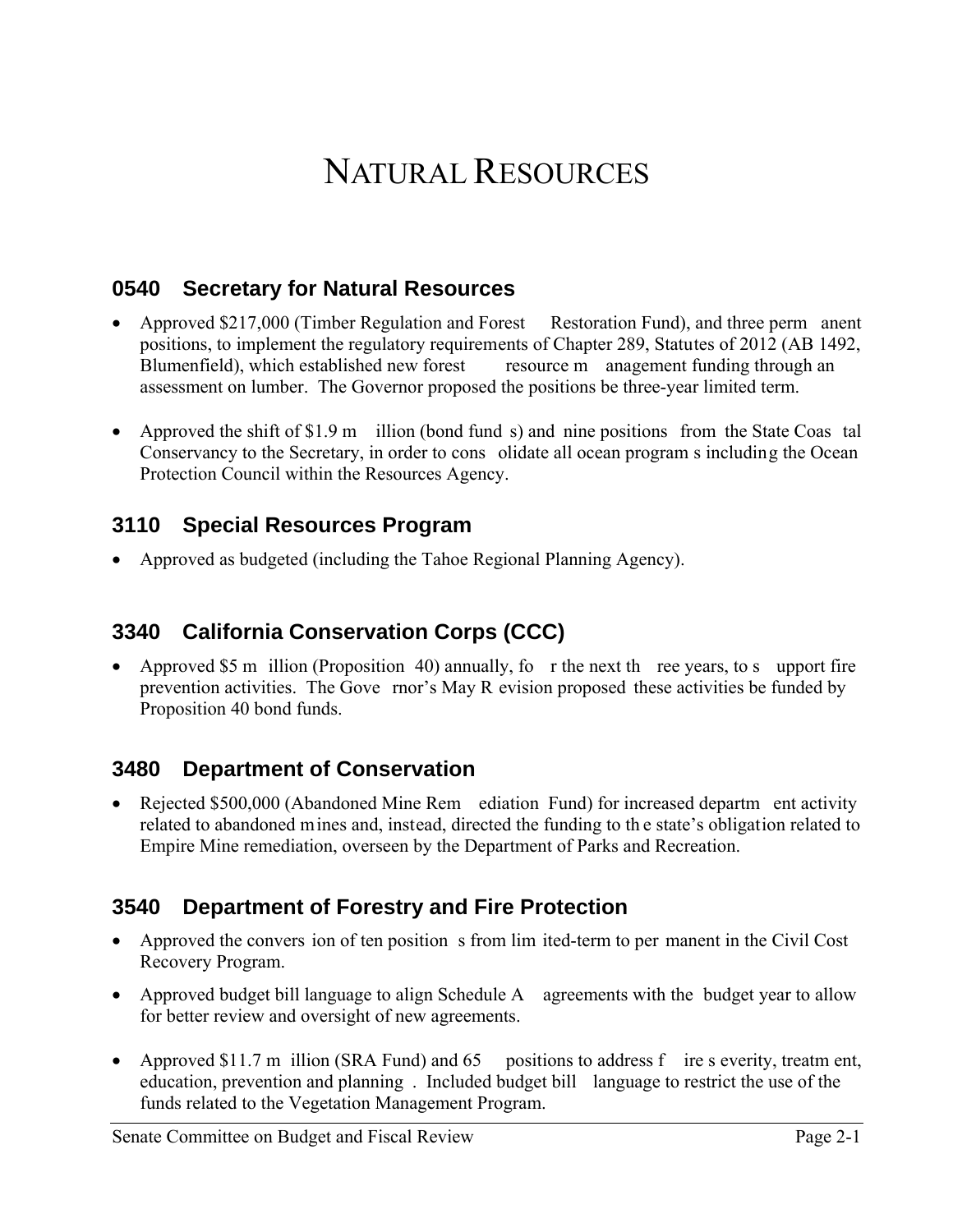# Natural Resources

## 0540 Secretary for Natural Resources

- Approved $217,000 (Timber Regulation and Forest Restoration Fund), and three permanent positions, to implement the regulatory requirements of Chapter 289, Statutes of 2012 (AB 1492, Blumenfield), which established new forest resource management funding through an assessment on lumber. The Governor proposed the positions be three-year limited term.
- Approved the shift of $1.9 million (bond funds) and nine positions from the State Coastal Conservancy to the Secretary, in order to consolidate all ocean programs including the Ocean Protection Council within the Resources Agency.

## 3110 Special Resources Program

- Approved as budgeted (including the Tahoe Regional Planning Agency).

## 3340 California Conservation Corps (CCC)

- Approved $5 million (Proposition 40) annually, for the next three years, to support fire prevention activities. The Governor's May Revision proposed these activities be funded by Proposition 40 bond funds.

## 3480 Department of Conservation

- Rejected $500,000 (Abandoned Mine Remediation Fund) for increased department activity related to abandoned mines and, instead, directed the funding to the state's obligation related to Empire Mine remediation, overseen by the Department of Parks and Recreation.

## 3540 Department of Forestry and Fire Protection

- Approved the conversion of ten positions from limited-term to permanent in the Civil Cost Recovery Program.
- Approved budget bill language to align Schedule A agreements with the budget year to allow for better review and oversight of new agreements.
- Approved $11.7 million (SRA Fund) and 65 positions to address fire severity, treatment, education, prevention and planning. Included budget bill language to restrict the use of the funds related to the Vegetation Management Program.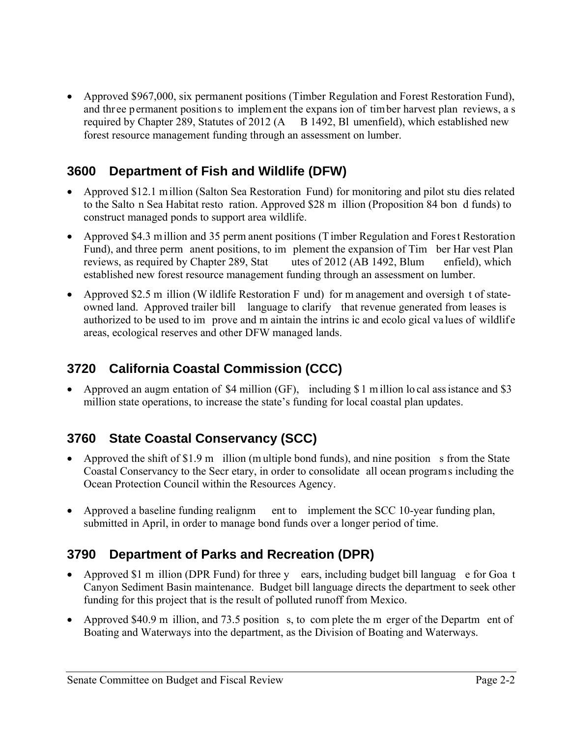- Approved $967,000, six permanent positions (Timber Regulation and Forest Restoration Fund), and three permanent positions to implement the expansion of timber harvest plan reviews, as required by Chapter 289, Statutes of 2012 (AB 1492, Blumenfield), which established new forest resource management funding through an assessment on lumber.

## 3600 Department of Fish and Wildlife (DFW)

- Approved $12.1 million (Salton Sea Restoration Fund) for monitoring and pilot studies related to the Salton Sea Habitat restoration. Approved $28 million (Proposition 84 bond funds) to construct managed ponds to support area wildlife.
- Approved $4.3 million and 35 permanent positions (Timber Regulation and Forest Restoration Fund), and three permanent positions, to implement the expansion of Timber Harvest Plan reviews, as required by Chapter 289, Statutes of 2012 (AB 1492, Blumenfield), which established new forest resource management funding through an assessment on lumber.
- Approved $2.5 million (Wildlife Restoration Fund) for management and oversight of state-owned land. Approved trailer bill language to clarify that revenue generated from leases is authorized to be used to improve and maintain the intrinsic and ecological values of wildlife areas, ecological reserves and other DFW managed lands.

## 3720 California Coastal Commission (CCC)

- Approved an augmentation of $4 million (GF), including $1 million local assistance and $3 million state operations, to increase the state's funding for local coastal plan updates.

## 3760 State Coastal Conservancy (SCC)

- Approved the shift of $1.9 million (multiple bond funds), and nine positions from the State Coastal Conservancy to the Secretary, in order to consolidate all ocean programs including the Ocean Protection Council within the Resources Agency.
- Approved a baseline funding realignment to implement the SCC 10-year funding plan, submitted in April, in order to manage bond funds over a longer period of time.

## 3790 Department of Parks and Recreation (DPR)

- Approved $1 million (DPR Fund) for three years, including budget bill language for Goat Canyon Sediment Basin maintenance. Budget bill language directs the department to seek other funding for this project that is the result of polluted runoff from Mexico.
- Approved $40.9 million, and 73.5 positions, to complete the merger of the Department of Boating and Waterways into the department, as the Division of Boating and Waterways.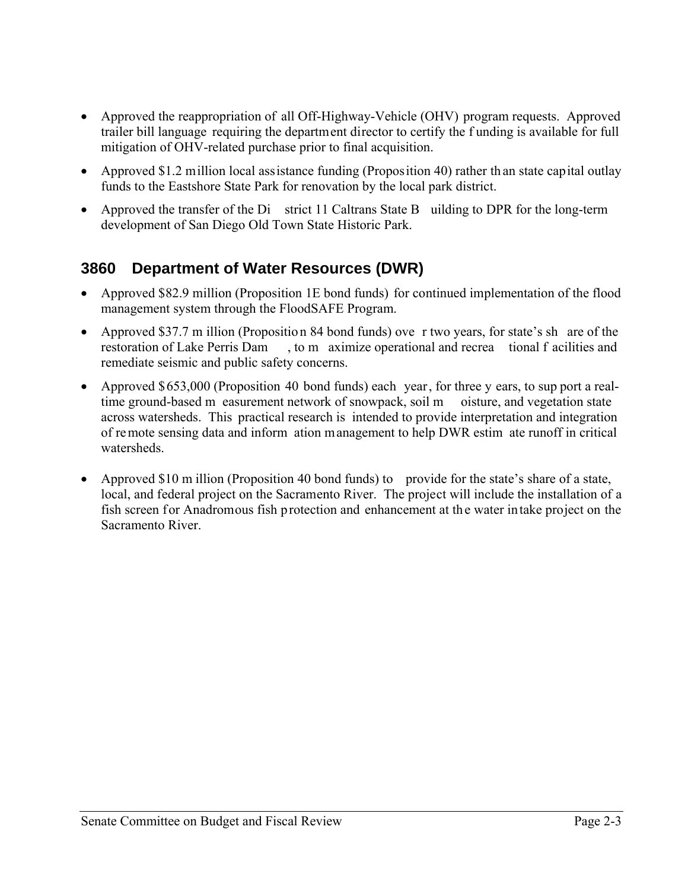- Approved the reappropriation of all Off-Highway-Vehicle (OHV) program requests. Approved trailer bill language requiring the department director to certify the funding is available for full mitigation of OHV-related purchase prior to final acquisition.
- Approved $1.2 million local assistance funding (Proposition 40) rather than state capital outlay funds to the Eastshore State Park for renovation by the local park district.
- Approved the transfer of the District 11 Caltrans State Building to DPR for the long-term development of San Diego Old Town State Historic Park.

## 3860 Department of Water Resources (DWR)

- Approved $82.9 million (Proposition 1E bond funds) for continued implementation of the flood management system through the FloodSAFE Program.
- Approved $37.7 million (Proposition 84 bond funds) over two years, for state's share of the restoration of Lake Perris Dam, to maximize operational and recreational facilities and remediate seismic and public safety concerns.
- Approved $653,000 (Proposition 40 bond funds) each year, for three years, to support a real-time ground-based measurement network of snowpack, soil moisture, and vegetation state across watersheds. This practical research is intended to provide interpretation and integration of remote sensing data and information management to help DWR estimate runoff in critical watersheds.
- Approved $10 million (Proposition 40 bond funds) to provide for the state's share of a state, local, and federal project on the Sacramento River. The project will include the installation of a fish screen for Anadromous fish protection and enhancement at the water intake project on the Sacramento River.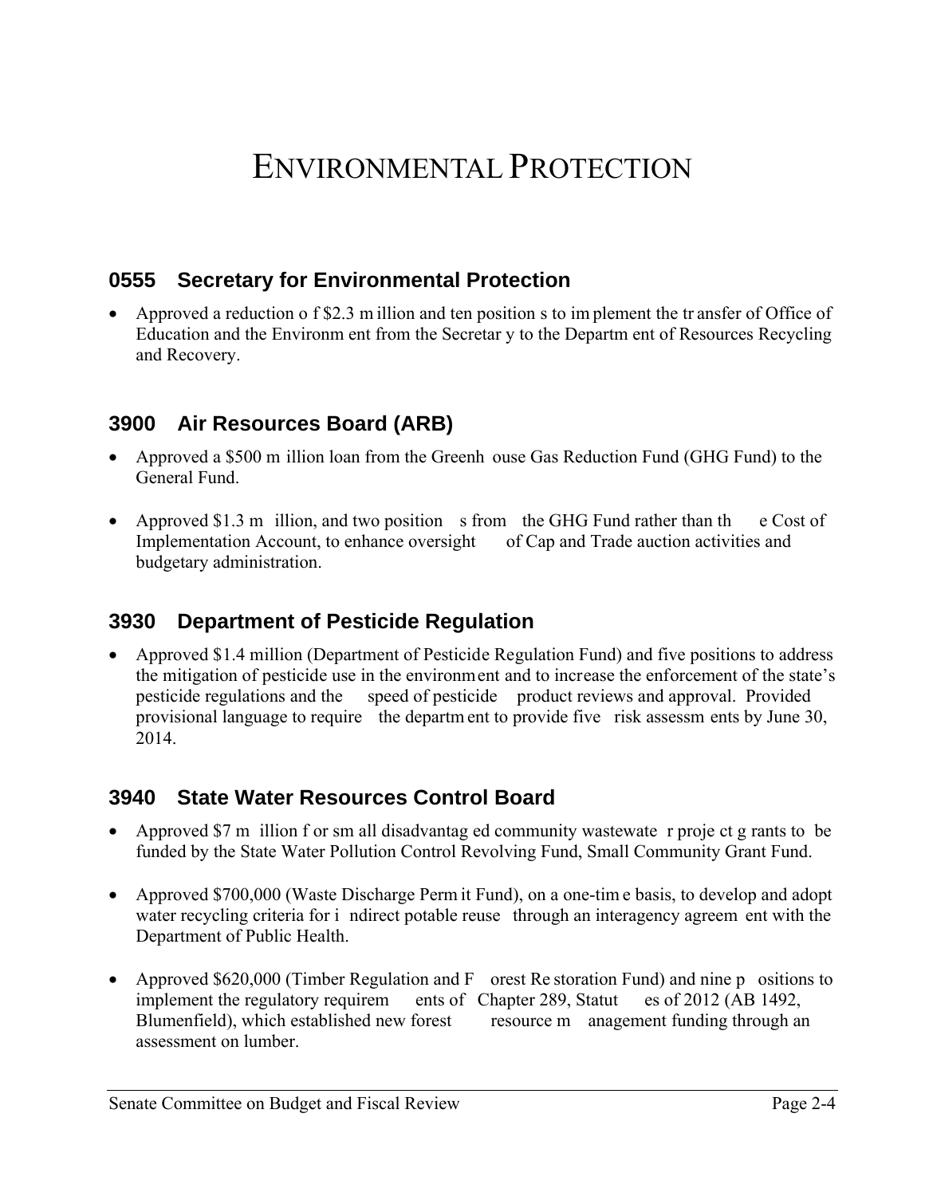# ENVIRONMENTAL PROTECTION

## 0555 Secretary for Environmental Protection

- Approved a reduction of $2.3 million and ten positions to implement the transfer of Office of Education and the Environment from the Secretary to the Department of Resources Recycling and Recovery.

## 3900 Air Resources Board (ARB)

- Approved a $500 million loan from the Greenhouse Gas Reduction Fund (GHG Fund) to the General Fund.

- Approved $1.3 million, and two positions from the GHG Fund rather than the Cost of Implementation Account, to enhance oversight of Cap and Trade auction activities and budgetary administration.

## 3930 Department of Pesticide Regulation

- Approved $1.4 million (Department of Pesticide Regulation Fund) and five positions to address the mitigation of pesticide use in the environment and to increase the enforcement of the state's pesticide regulations and the speed of pesticide product reviews and approval. Provided provisional language to require the department to provide five risk assessments by June 30, 2014.

## 3940 State Water Resources Control Board

- Approved $7 million for small disadvantaged community wastewater project grants to be funded by the State Water Pollution Control Revolving Fund, Small Community Grant Fund.

- Approved $700,000 (Waste Discharge Permit Fund), on a one-time basis, to develop and adopt water recycling criteria for indirect potable reuse through an interagency agreement with the Department of Public Health.

- Approved $620,000 (Timber Regulation and Forest Restoration Fund) and nine positions to implement the regulatory requirements of Chapter 289, Statutes of 2012 (AB 1492, Blumenfield), which established new forest resource management funding through an assessment on lumber.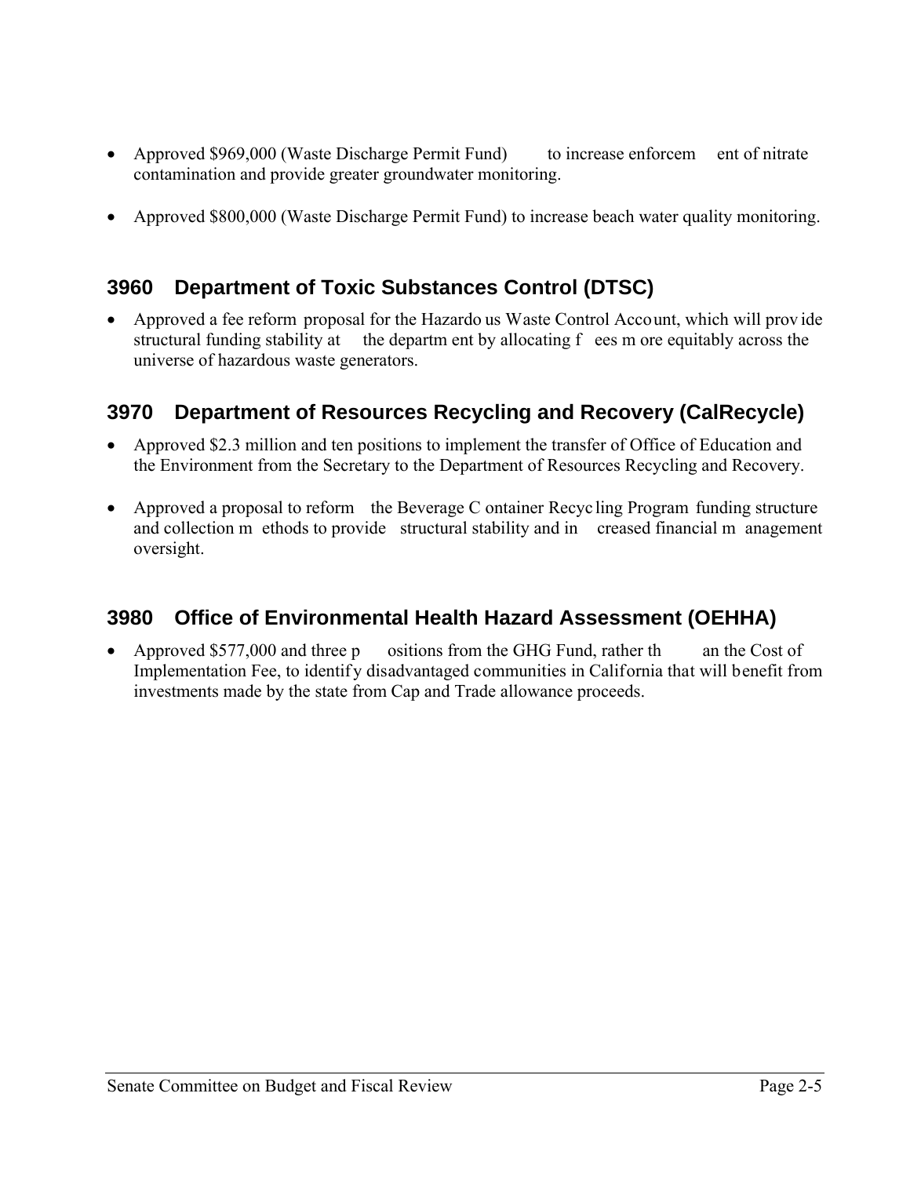- Approved $969,000 (Waste Discharge Permit Fund) to increase enforcement of nitrate contamination and provide greater groundwater monitoring.
- Approved $800,000 (Waste Discharge Permit Fund) to increase beach water quality monitoring.

## 3960 Department of Toxic Substances Control (DTSC)

- Approved a fee reform proposal for the Hazardous Waste Control Account, which will provide structural funding stability at the department by allocating fees more equitably across the universe of hazardous waste generators.

## 3970 Department of Resources Recycling and Recovery (CalRecycle)

- Approved $2.3 million and ten positions to implement the transfer of Office of Education and the Environment from the Secretary to the Department of Resources Recycling and Recovery.
- Approved a proposal to reform the Beverage Container Recycling Program funding structure and collection methods to provide structural stability and increased financial management oversight.

## 3980 Office of Environmental Health Hazard Assessment (OEHHA)

- Approved $577,000 and three positions from the GHG Fund, rather than the Cost of Implementation Fee, to identify disadvantaged communities in California that will benefit from investments made by the state from Cap and Trade allowance proceeds.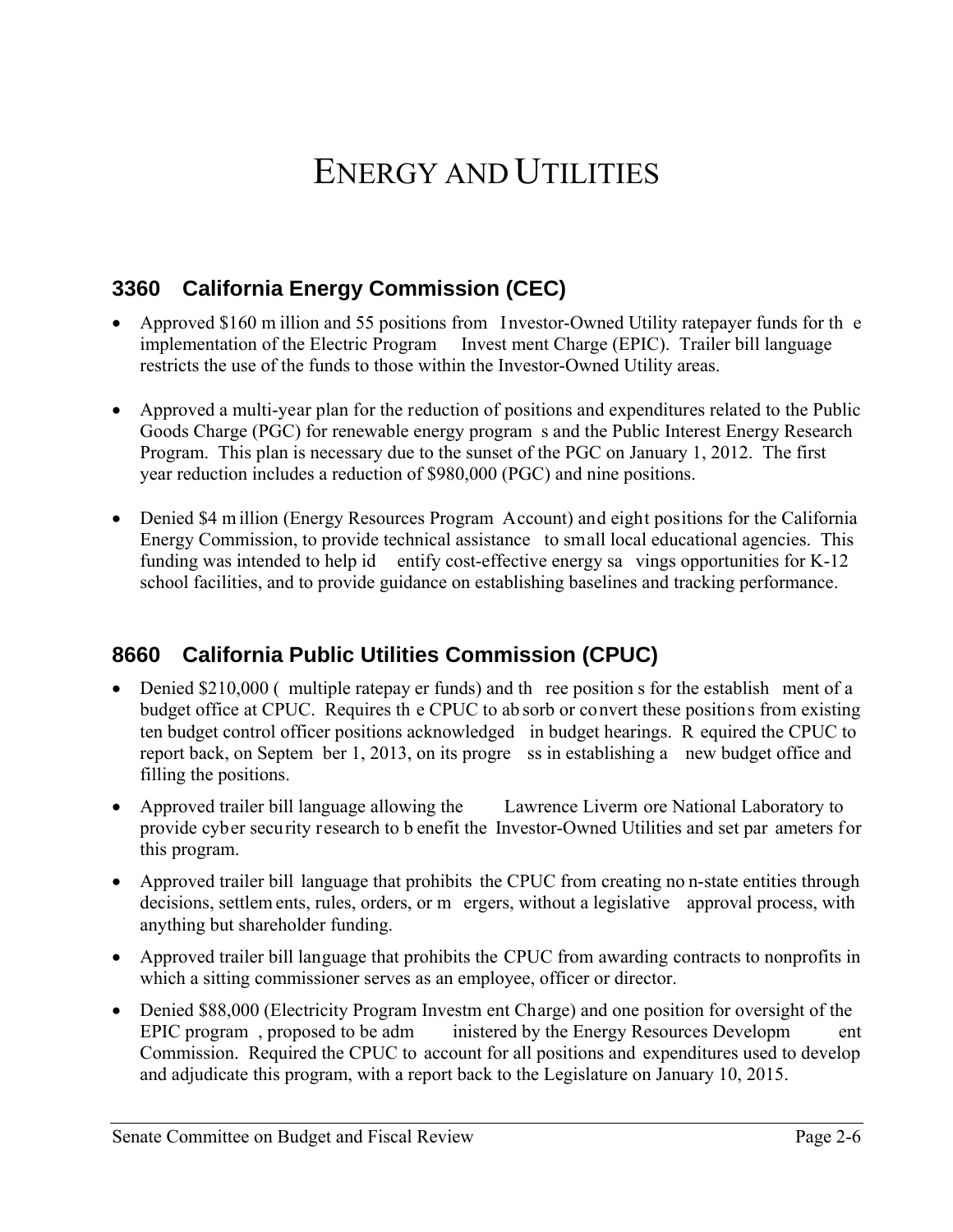# ENERGY AND UTILITIES

## 3360 California Energy Commission (CEC)

- Approved $160 million and 55 positions from Investor-Owned Utility ratepayer funds for the implementation of the Electric Program Investment Charge (EPIC). Trailer bill language restricts the use of the funds to those within the Investor-Owned Utility areas.

- Approved a multi-year plan for the reduction of positions and expenditures related to the Public Goods Charge (PGC) for renewable energy programs and the Public Interest Energy Research Program. This plan is necessary due to the sunset of the PGC on January 1, 2012. The first year reduction includes a reduction of $980,000 (PGC) and nine positions.

- Denied $4 million (Energy Resources Program Account) and eight positions for the California Energy Commission, to provide technical assistance to small local educational agencies. This funding was intended to help identify cost-effective energy savings opportunities for K-12 school facilities, and to provide guidance on establishing baselines and tracking performance.

## 8660 California Public Utilities Commission (CPUC)

- Denied $210,000 (multiple ratepayer funds) and three positions for the establishment of a budget office at CPUC. Requires the CPUC to absorb or convert these positions from existing ten budget control officer positions acknowledged in budget hearings. Required the CPUC to report back, on September 1, 2013, on its progress in establishing a new budget office and filling the positions.
- Approved trailer bill language allowing the Lawrence Livermore National Laboratory to provide cyber security research to benefit the Investor-Owned Utilities and set parameters for this program.
- Approved trailer bill language that prohibits the CPUC from creating non-state entities through decisions, settlements, rules, orders, or mergers, without a legislative approval process, with anything but shareholder funding.
- Approved trailer bill language that prohibits the CPUC from awarding contracts to nonprofits in which a sitting commissioner serves as an employee, officer or director.
- Denied $88,000 (Electricity Program Investment Charge) and one position for oversight of the EPIC program, proposed to be administered by the Energy Resources Development Commission. Required the CPUC to account for all positions and expenditures used to develop and adjudicate this program, with a report back to the Legislature on January 10, 2015.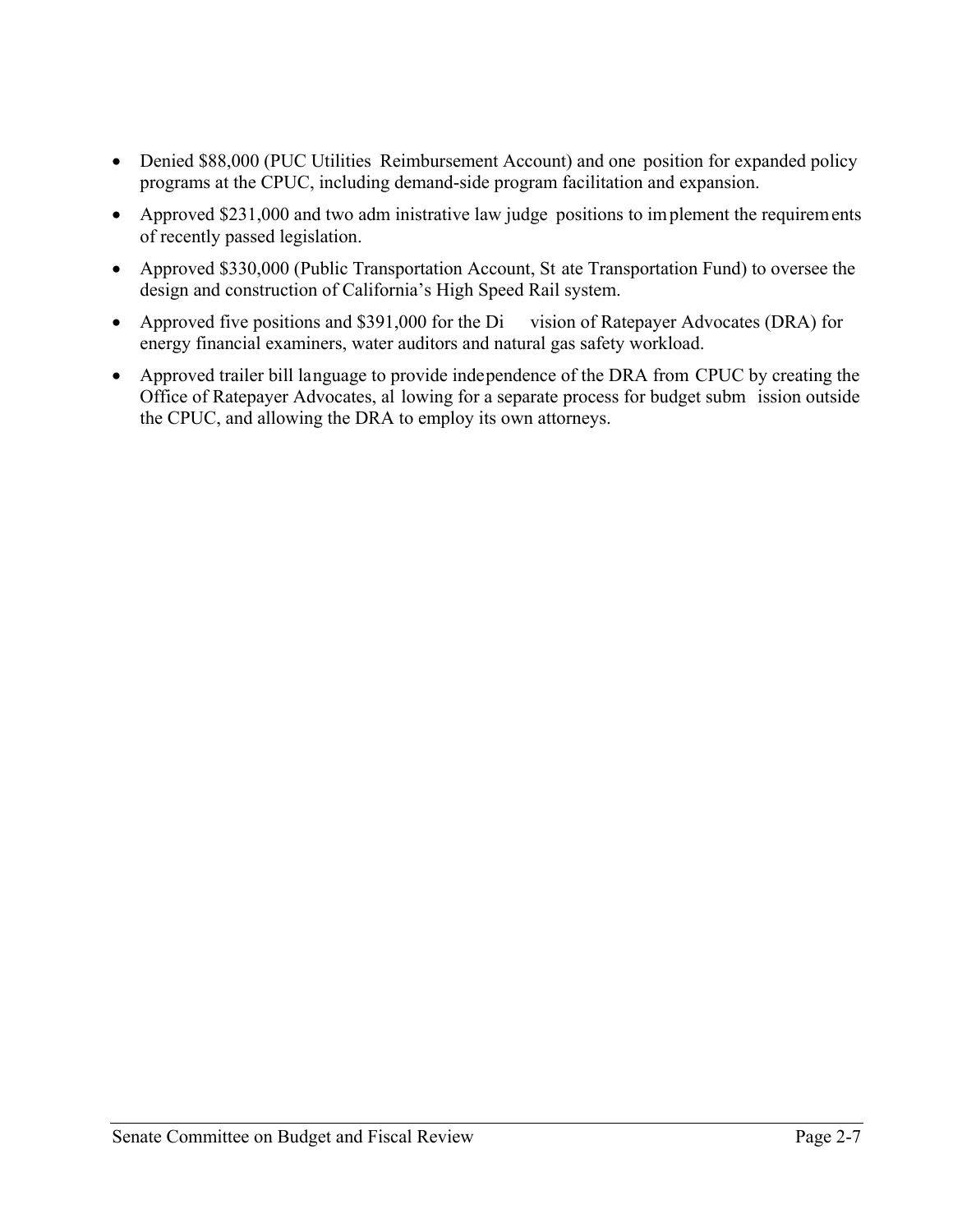- Denied $88,000 (PUC Utilities Reimbursement Account) and one position for expanded policy programs at the CPUC, including demand-side program facilitation and expansion.
- Approved $231,000 and two administrative law judge positions to implement the requirements of recently passed legislation.
- Approved $330,000 (Public Transportation Account, State Transportation Fund) to oversee the design and construction of California's High Speed Rail system.
- Approved five positions and $391,000 for the Division of Ratepayer Advocates (DRA) for energy financial examiners, water auditors and natural gas safety workload.
- Approved trailer bill language to provide independence of the DRA from CPUC by creating the Office of Ratepayer Advocates, allowing for a separate process for budget submission outside the CPUC, and allowing the DRA to employ its own attorneys.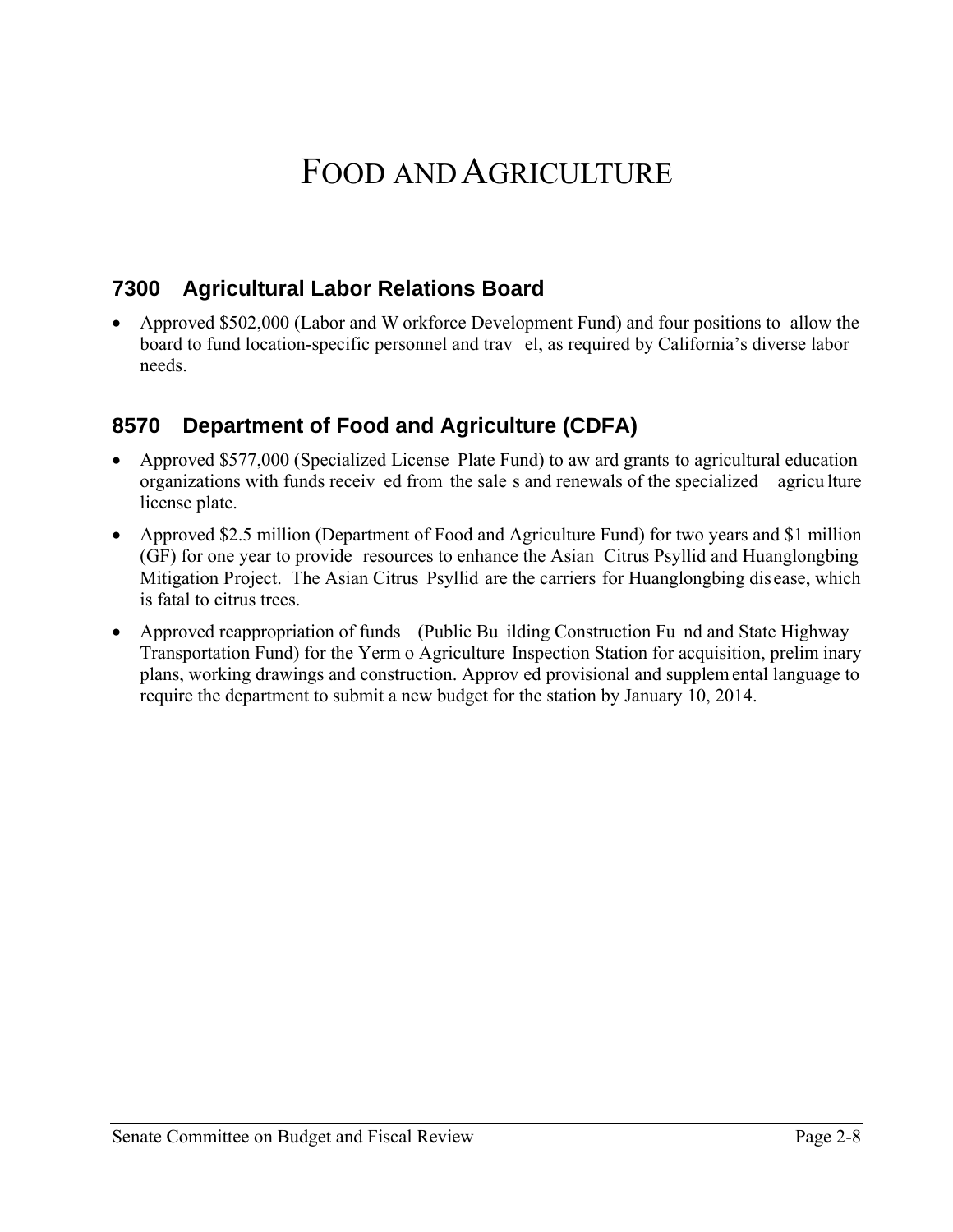# FOOD AND AGRICULTURE

## 7300 Agricultural Labor Relations Board

- Approved $502,000 (Labor and Workforce Development Fund) and four positions to allow the board to fund location-specific personnel and travel, as required by California's diverse labor needs.

## 8570 Department of Food and Agriculture (CDFA)

- Approved $577,000 (Specialized License Plate Fund) to award grants to agricultural education organizations with funds received from the sales and renewals of the specialized agriculture license plate.
- Approved $2.5 million (Department of Food and Agriculture Fund) for two years and $1 million (GF) for one year to provide resources to enhance the Asian Citrus Psyllid and Huanglongbing Mitigation Project. The Asian Citrus Psyllid are the carriers for Huanglongbing disease, which is fatal to citrus trees.
- Approved reappropriation of funds (Public Building Construction Fund and State Highway Transportation Fund) for the Yermo Agriculture Inspection Station for acquisition, preliminary plans, working drawings and construction. Approved provisional and supplemental language to require the department to submit a new budget for the station by January 10, 2014.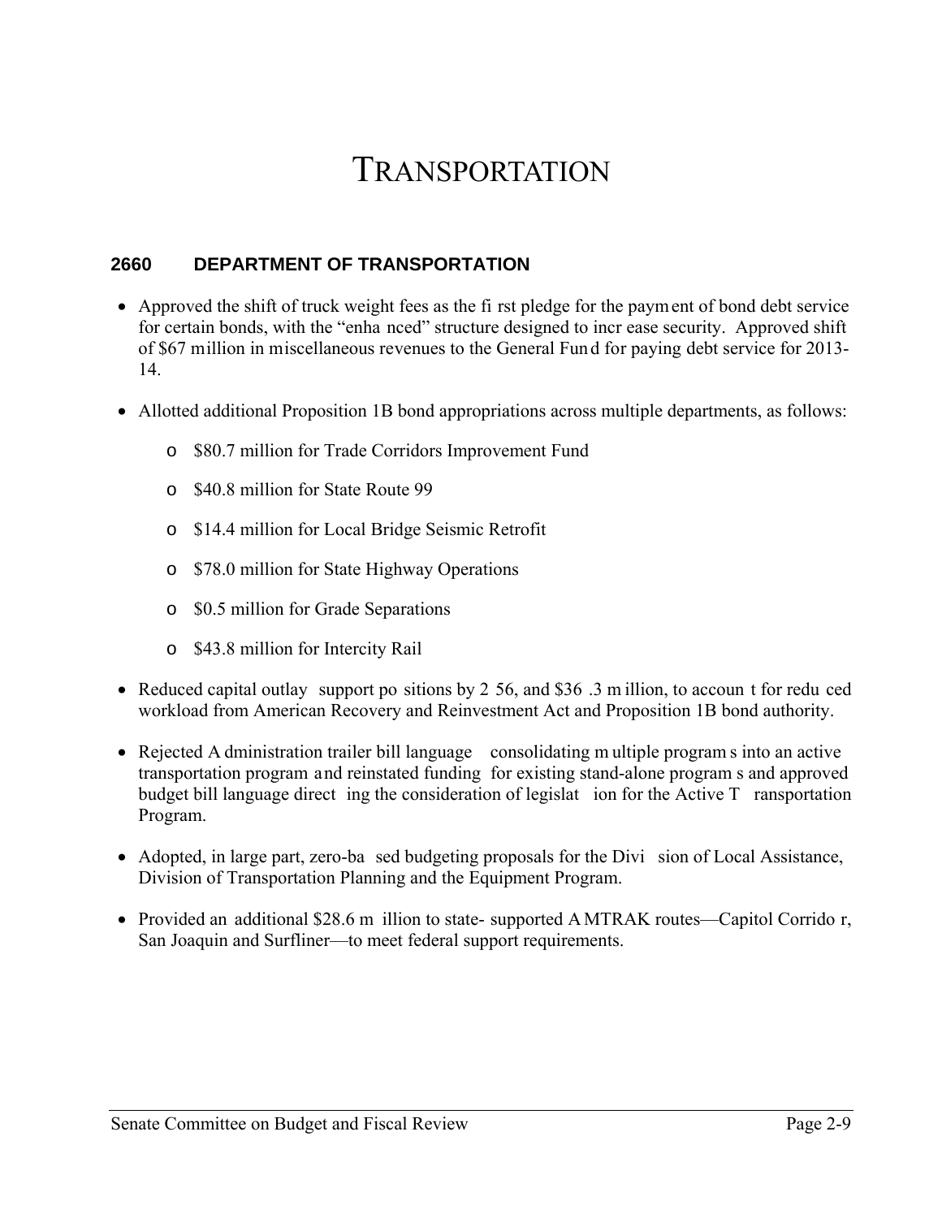# TRANSPORTATION

## 2660 DEPARTMENT OF TRANSPORTATION

- Approved the shift of truck weight fees as the first pledge for the payment of bond debt service for certain bonds, with the "enhanced" structure designed to increase security. Approved shift of $67 million in miscellaneous revenues to the General Fund for paying debt service for 2013-14.
- Allotted additional Proposition 1B bond appropriations across multiple departments, as follows:
  - $80.7 million for Trade Corridors Improvement Fund
  - $40.8 million for State Route 99
  - $14.4 million for Local Bridge Seismic Retrofit
  - $78.0 million for State Highway Operations
  - $0.5 million for Grade Separations
  - $43.8 million for Intercity Rail
- Reduced capital outlay support positions by 256, and $36.3 million, to account for reduced workload from American Recovery and Reinvestment Act and Proposition 1B bond authority.
- Rejected Administration trailer bill language consolidating multiple programs into an active transportation program and reinstated funding for existing stand-alone programs and approved budget bill language directing the consideration of legislation for the Active Transportation Program.
- Adopted, in large part, zero-based budgeting proposals for the Division of Local Assistance, Division of Transportation Planning and the Equipment Program.
- Provided an additional $28.6 million to state-supported AMTRAK routes—Capitol Corridor, San Joaquin and Surfliner—to meet federal support requirements.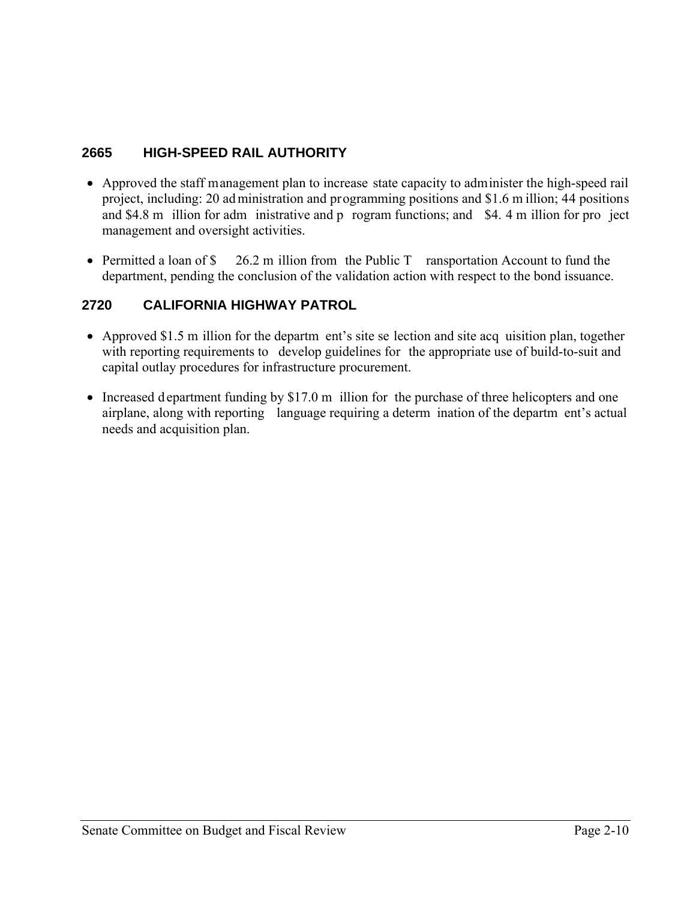## 2665 HIGH-SPEED RAIL AUTHORITY

- Approved the staff management plan to increase state capacity to administer the high-speed rail project, including: 20 administration and programming positions and $1.6 million; 44 positions and $4.8 million for administrative and program functions; and $4.4 million for project management and oversight activities.
- Permitted a loan of $26.2 million from the Public Transportation Account to fund the department, pending the conclusion of the validation action with respect to the bond issuance.

## 2720 CALIFORNIA HIGHWAY PATROL

- Approved $1.5 million for the department's site selection and site acquisition plan, together with reporting requirements to develop guidelines for the appropriate use of build-to-suit and capital outlay procedures for infrastructure procurement.
- Increased department funding by $17.0 million for the purchase of three helicopters and one airplane, along with reporting language requiring a determination of the department's actual needs and acquisition plan.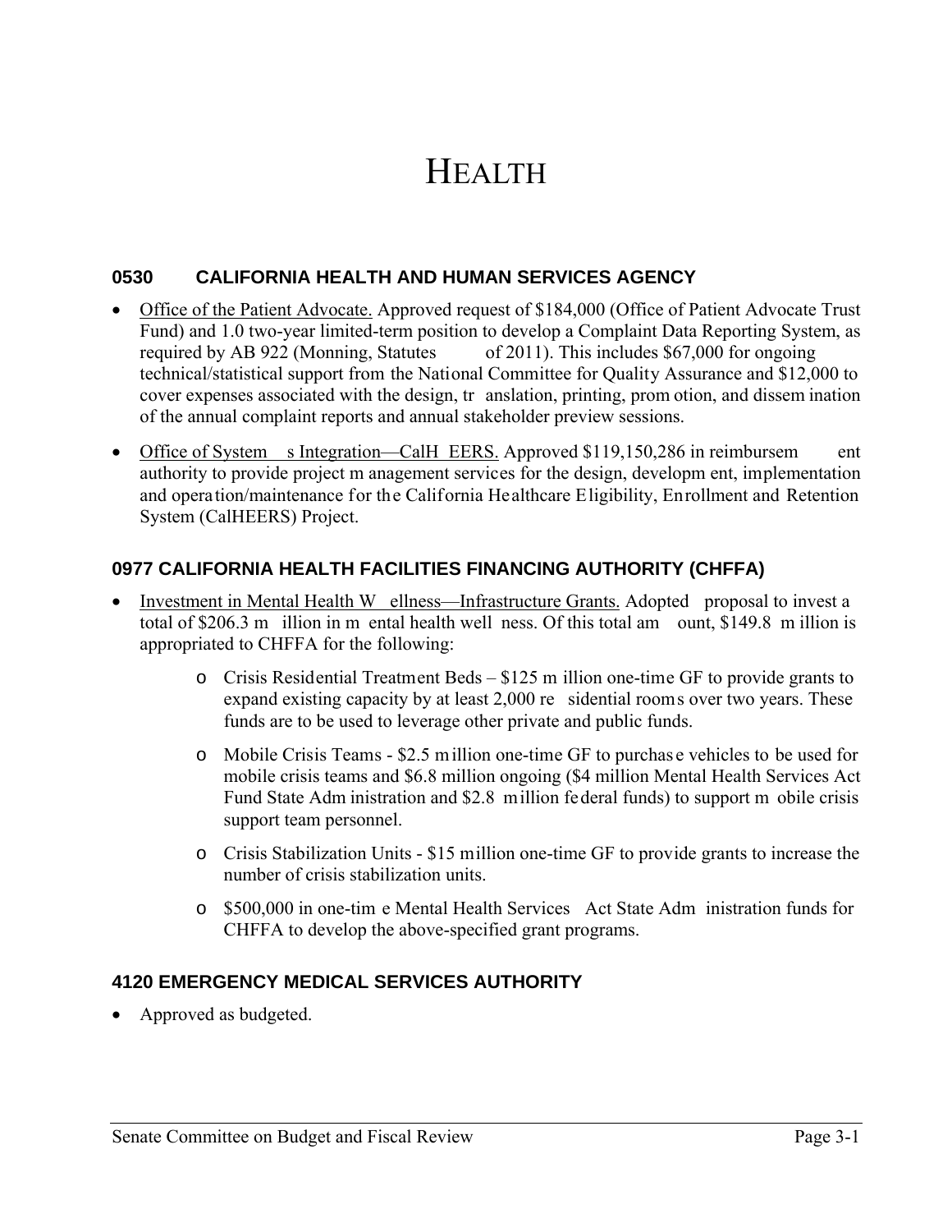# HEALTH

## 0530 CALIFORNIA HEALTH AND HUMAN SERVICES AGENCY

- Office of the Patient Advocate. Approved request of $184,000 (Office of Patient Advocate Trust Fund) and 1.0 two-year limited-term position to develop a Complaint Data Reporting System, as required by AB 922 (Monning, Statutes of 2011). This includes $67,000 for ongoing technical/statistical support from the National Committee for Quality Assurance and $12,000 to cover expenses associated with the design, translation, printing, promotion, and dissemination of the annual complaint reports and annual stakeholder preview sessions.

- Office of Systems Integration—CalHEERS. Approved $119,150,286 in reimbursement authority to provide project management services for the design, development, implementation and operation/maintenance for the California Healthcare Eligibility, Enrollment and Retention System (CalHEERS) Project.

## 0977 CALIFORNIA HEALTH FACILITIES FINANCING AUTHORITY (CHFFA)

- Investment in Mental Health Wellness—Infrastructure Grants. Adopted proposal to invest a total of $206.3 million in mental health wellness. Of this total amount, $149.8 million is appropriated to CHFFA for the following:
  - Crisis Residential Treatment Beds – $125 million one-time GF to provide grants to expand existing capacity by at least 2,000 residential rooms over two years. These funds are to be used to leverage other private and public funds.
  - Mobile Crisis Teams - $2.5 million one-time GF to purchase vehicles to be used for mobile crisis teams and $6.8 million ongoing ($4 million Mental Health Services Act Fund State Administration and $2.8 million federal funds) to support mobile crisis support team personnel.
  - Crisis Stabilization Units - $15 million one-time GF to provide grants to increase the number of crisis stabilization units.
  - $500,000 in one-time Mental Health Services Act State Administration funds for CHFFA to develop the above-specified grant programs.

## 4120 EMERGENCY MEDICAL SERVICES AUTHORITY

- Approved as budgeted.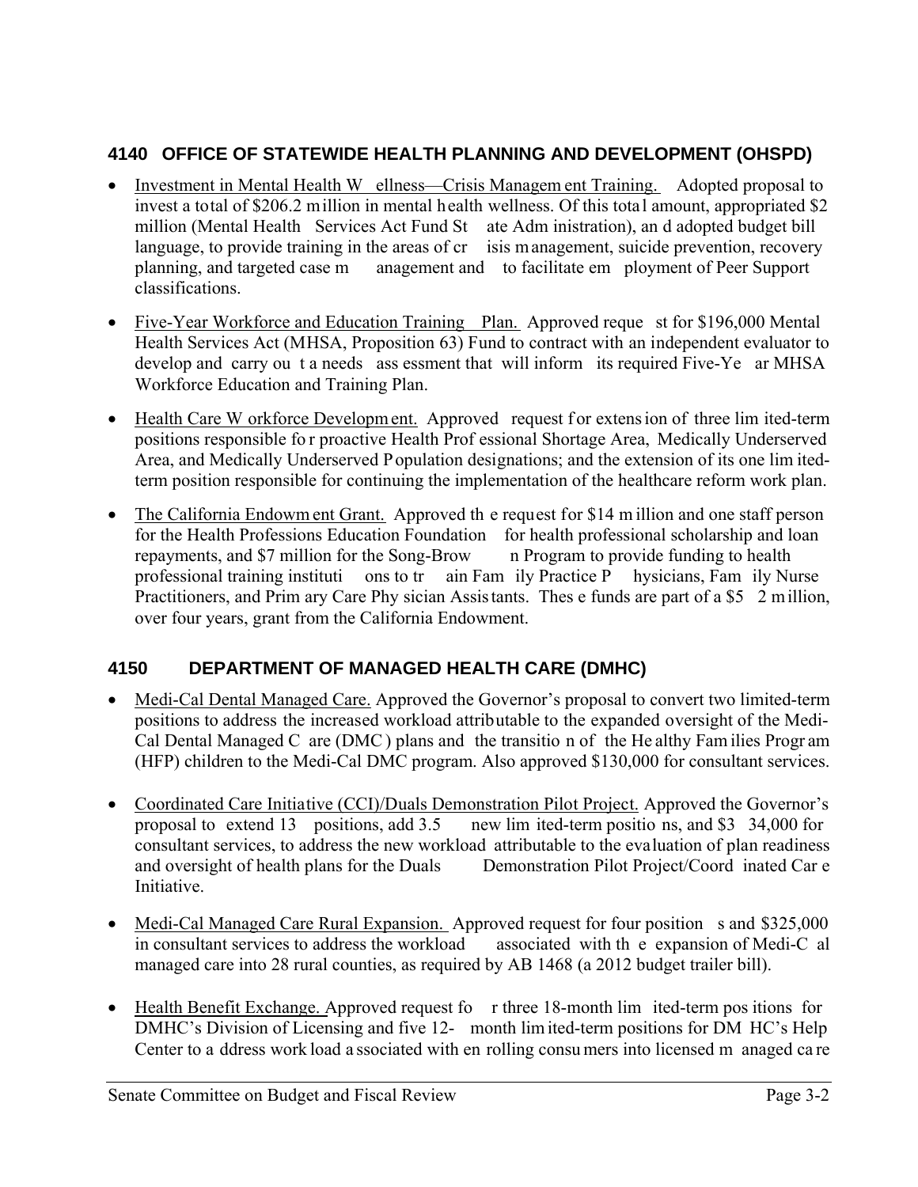### 4140 OFFICE OF STATEWIDE HEALTH PLANNING AND DEVELOPMENT (OHSPD)

- Investment in Mental Health Wellness—Crisis Management Training. Adopted proposal to invest a total of $206.2 million in mental health wellness. Of this total amount, appropriated $2 million (Mental Health Services Act Fund State Administration), and adopted budget bill language, to provide training in the areas of crisis management, suicide prevention, recovery planning, and targeted case management and to facilitate employment of Peer Support classifications.

- Five-Year Workforce and Education Training Plan. Approved request for $196,000 Mental Health Services Act (MHSA, Proposition 63) Fund to contract with an independent evaluator to develop and carry out a needs assessment that will inform its required Five-Year MHSA Workforce Education and Training Plan.

- Health Care Workforce Development. Approved request for extension of three limited-term positions responsible for proactive Health Professional Shortage Area, Medically Underserved Area, and Medically Underserved Population designations; and the extension of its one limited-term position responsible for continuing the implementation of the healthcare reform work plan.

- The California Endowment Grant. Approved the request for $14 million and one staff person for the Health Professions Education Foundation for health professional scholarship and loan repayments, and $7 million for the Song-Brown Program to provide funding to health professional training institutions to train Family Practice Physicians, Family Nurse Practitioners, and Primary Care Physician Assistants. These funds are part of a $52 million, over four years, grant from the California Endowment.

### 4150 DEPARTMENT OF MANAGED HEALTH CARE (DMHC)

- Medi-Cal Dental Managed Care. Approved the Governor's proposal to convert two limited-term positions to address the increased workload attributable to the expanded oversight of the Medi-Cal Dental Managed Care (DMC) plans and the transition of the Healthy Families Program (HFP) children to the Medi-Cal DMC program. Also approved $130,000 for consultant services.

- Coordinated Care Initiative (CCI)/Duals Demonstration Pilot Project. Approved the Governor's proposal to extend 13 positions, add 3.5 new limited-term positions, and $334,000 for consultant services, to address the new workload attributable to the evaluation of plan readiness and oversight of health plans for the Duals Demonstration Pilot Project/Coordinated Care Initiative.

- Medi-Cal Managed Care Rural Expansion. Approved request for four positions and $325,000 in consultant services to address the workload associated with the expansion of Medi-Cal managed care into 28 rural counties, as required by AB 1468 (a 2012 budget trailer bill).

- Health Benefit Exchange. Approved request for three 18-month limited-term positions for DMHC's Division of Licensing and five 12-month limited-term positions for DMHC's Help Center to address workload associated with enrolling consumers into licensed managed care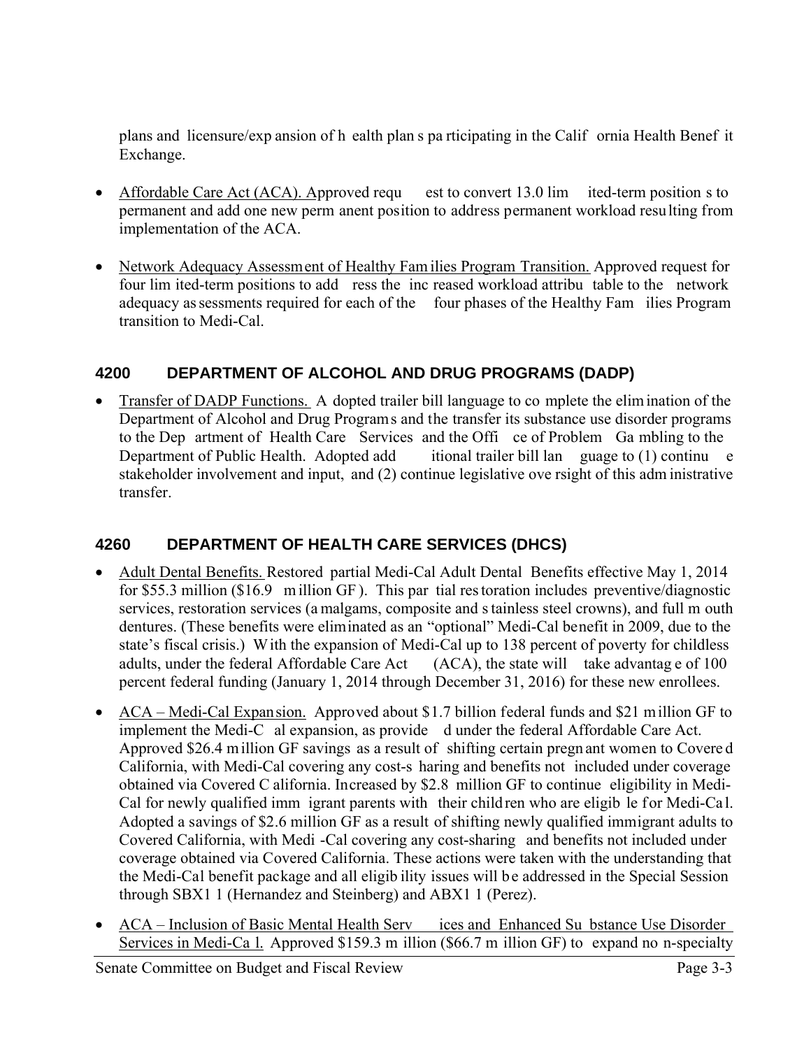plans and licensure/expansion of health plans participating in the California Health Benefit Exchange.

- Affordable Care Act (ACA). Approved request to convert 13.0 limited-term positions to permanent and add one new permanent position to address permanent workload resulting from implementation of the ACA.

- Network Adequacy Assessment of Healthy Families Program Transition. Approved request for four limited-term positions to address the increased workload attributable to the network adequacy assessments required for each of the four phases of the Healthy Families Program transition to Medi-Cal.

## 4200 DEPARTMENT OF ALCOHOL AND DRUG PROGRAMS (DADP)

- Transfer of DADP Functions. Adopted trailer bill language to complete the elimination of the Department of Alcohol and Drug Programs and the transfer its substance use disorder programs to the Department of Health Care Services and the Office of Problem Gambling to the Department of Public Health. Adopted additional trailer bill language to (1) continue stakeholder involvement and input, and (2) continue legislative oversight of this administrative transfer.

## 4260 DEPARTMENT OF HEALTH CARE SERVICES (DHCS)

- Adult Dental Benefits. Restored partial Medi-Cal Adult Dental Benefits effective May 1, 2014 for $55.3 million ($16.9 million GF). This partial restoration includes preventive/diagnostic services, restoration services (amalgams, composite and stainless steel crowns), and full mouth dentures. (These benefits were eliminated as an "optional" Medi-Cal benefit in 2009, due to the state's fiscal crisis.) With the expansion of Medi-Cal up to 138 percent of poverty for childless adults, under the federal Affordable Care Act (ACA), the state will take advantage of 100 percent federal funding (January 1, 2014 through December 31, 2016) for these new enrollees.

- ACA – Medi-Cal Expansion. Approved about $1.7 billion federal funds and $21 million GF to implement the Medi-Cal expansion, as provided under the federal Affordable Care Act. Approved $26.4 million GF savings as a result of shifting certain pregnant women to Covered California, with Medi-Cal covering any cost-sharing and benefits not included under coverage obtained via Covered California. Increased by $2.8 million GF to continue eligibility in Medi-Cal for newly qualified immigrant parents with their children who are eligible for Medi-Cal. Adopted a savings of $2.6 million GF as a result of shifting newly qualified immigrant adults to Covered California, with Medi-Cal covering any cost-sharing and benefits not included under coverage obtained via Covered California. These actions were taken with the understanding that the Medi-Cal benefit package and all eligibility issues will be addressed in the Special Session through SBX1 1 (Hernandez and Steinberg) and ABX1 1 (Perez).

- ACA – Inclusion of Basic Mental Health Services and Enhanced Substance Use Disorder Services in Medi-Cal. Approved $159.3 million ($66.7 million GF) to expand non-specialty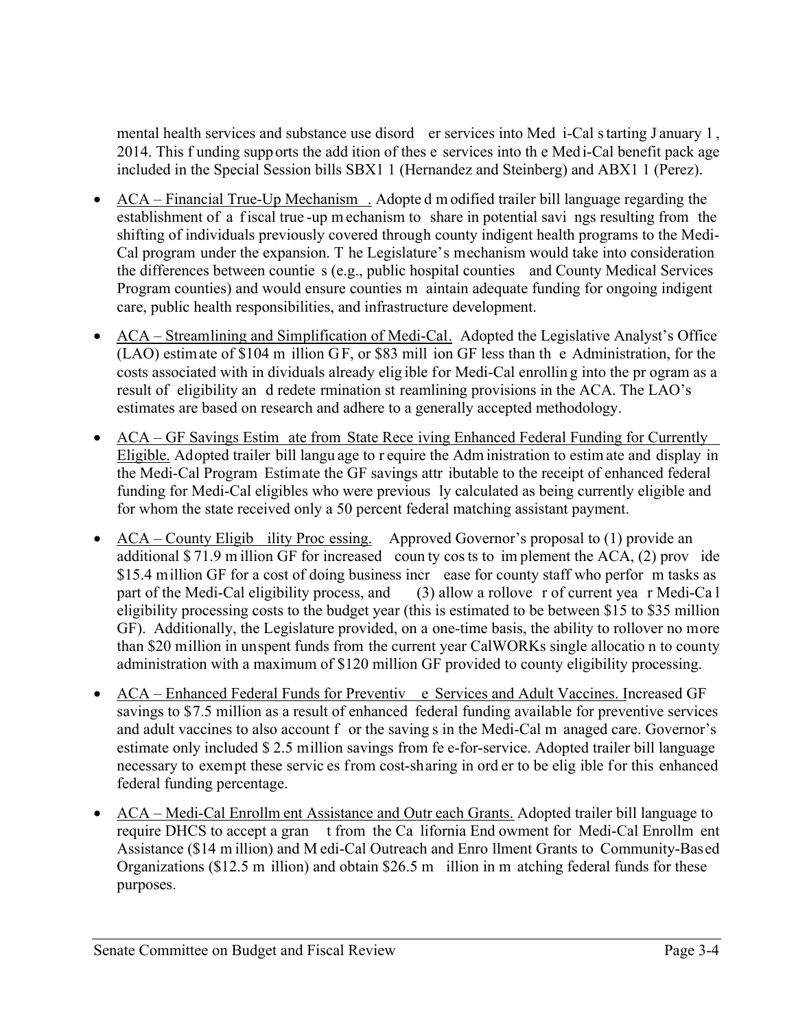mental health services and substance use disorder services into Medi-Cal starting January 1, 2014. This funding supports the addition of these services into the Medi-Cal benefit package included in the Special Session bills SBX1 1 (Hernandez and Steinberg) and ABX1 1 (Perez).

- ACA – Financial True-Up Mechanism. Adopted modified trailer bill language regarding the establishment of a fiscal true-up mechanism to share in potential savings resulting from the shifting of individuals previously covered through county indigent health programs to the Medi-Cal program under the expansion. The Legislature's mechanism would take into consideration the differences between counties (e.g., public hospital counties and County Medical Services Program counties) and would ensure counties maintain adequate funding for ongoing indigent care, public health responsibilities, and infrastructure development.

- ACA – Streamlining and Simplification of Medi-Cal. Adopted the Legislative Analyst's Office (LAO) estimate of $104 million GF, or $83 million GF less than the Administration, for the costs associated with individuals already eligible for Medi-Cal enrolling into the program as a result of eligibility and redetermination streamlining provisions in the ACA. The LAO's estimates are based on research and adhere to a generally accepted methodology.

- ACA – GF Savings Estimate from State Receiving Enhanced Federal Funding for Currently Eligible. Adopted trailer bill language to require the Administration to estimate and display in the Medi-Cal Program Estimate the GF savings attributable to the receipt of enhanced federal funding for Medi-Cal eligibles who were previously calculated as being currently eligible and for whom the state received only a 50 percent federal matching assistant payment.

- ACA – County Eligibility Processing. Approved Governor's proposal to (1) provide an additional $71.9 million GF for increased county costs to implement the ACA, (2) provide $15.4 million GF for a cost of doing business increase for county staff who perform tasks as part of the Medi-Cal eligibility process, and (3) allow a rollover of current year Medi-Cal eligibility processing costs to the budget year (this is estimated to be between $15 to $35 million GF). Additionally, the Legislature provided, on a one-time basis, the ability to rollover no more than $20 million in unspent funds from the current year CalWORKs single allocation to county administration with a maximum of $120 million GF provided to county eligibility processing.

- ACA – Enhanced Federal Funds for Preventive Services and Adult Vaccines. Increased GF savings to $7.5 million as a result of enhanced federal funding available for preventive services and adult vaccines to also account for the savings in the Medi-Cal managed care. Governor's estimate only included $2.5 million savings from fee-for-service. Adopted trailer bill language necessary to exempt these services from cost-sharing in order to be eligible for this enhanced federal funding percentage.

- ACA – Medi-Cal Enrollment Assistance and Outreach Grants. Adopted trailer bill language to require DHCS to accept a grant from the California Endowment for Medi-Cal Enrollment Assistance ($14 million) and Medi-Cal Outreach and Enrollment Grants to Community-Based Organizations ($12.5 million) and obtain $26.5 million in matching federal funds for these purposes.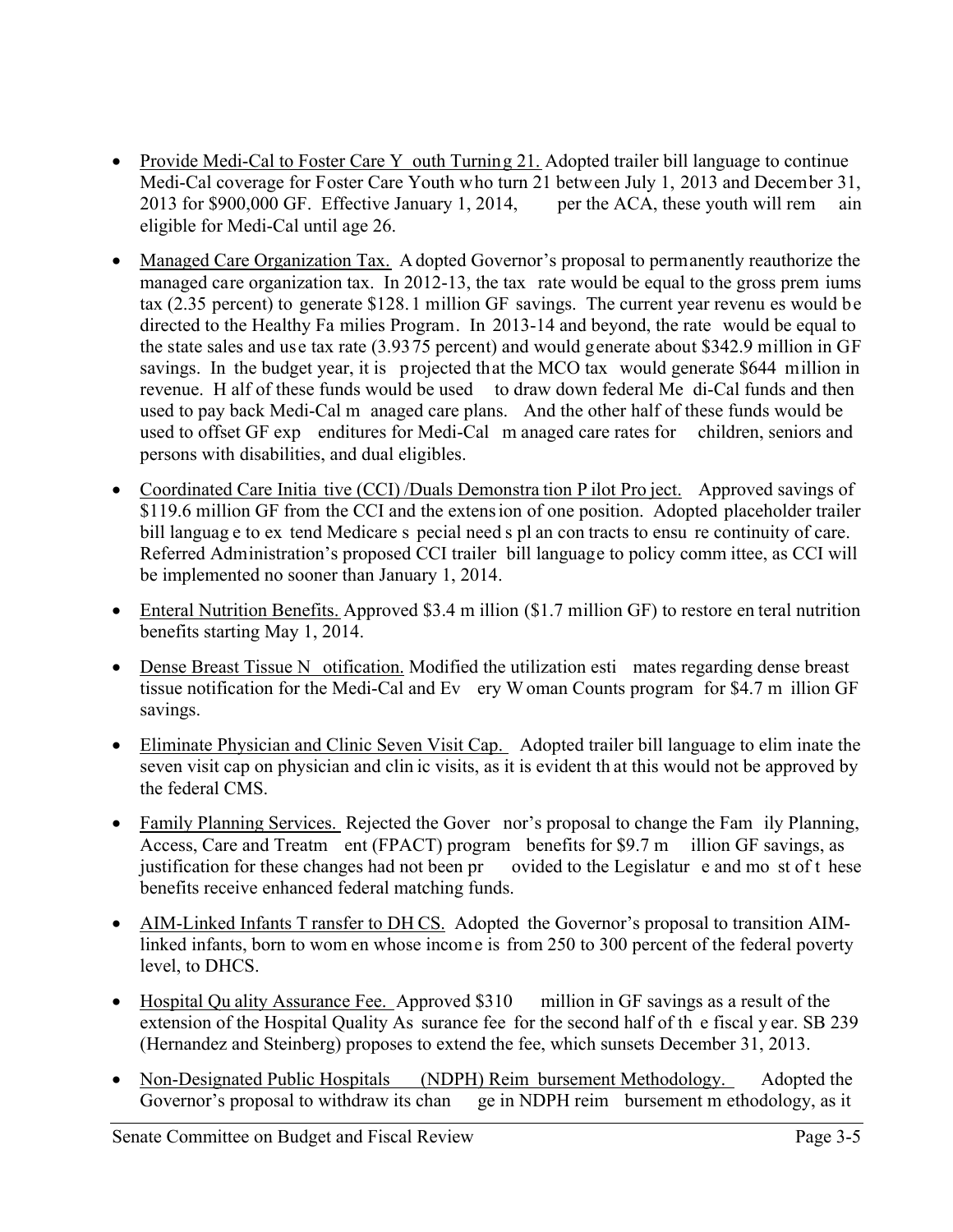- Provide Medi-Cal to Foster Care Youth Turning 21. Adopted trailer bill language to continue Medi-Cal coverage for Foster Care Youth who turn 21 between July 1, 2013 and December 31, 2013 for $900,000 GF. Effective January 1, 2014, per the ACA, these youth will remain eligible for Medi-Cal until age 26.

- Managed Care Organization Tax. Adopted Governor's proposal to permanently reauthorize the managed care organization tax. In 2012-13, the tax rate would be equal to the gross premiums tax (2.35 percent) to generate $128.1 million GF savings. The current year revenues would be directed to the Healthy Families Program. In 2013-14 and beyond, the rate would be equal to the state sales and use tax rate (3.9375 percent) and would generate about $342.9 million in GF savings. In the budget year, it is projected that the MCO tax would generate $644 million in revenue. Half of these funds would be used to draw down federal Medi-Cal funds and then used to pay back Medi-Cal managed care plans. And the other half of these funds would be used to offset GF expenditures for Medi-Cal managed care rates for children, seniors and persons with disabilities, and dual eligibles.

- Coordinated Care Initiative (CCI)/Duals Demonstration Pilot Project. Approved savings of $119.6 million GF from the CCI and the extension of one position. Adopted placeholder trailer bill language to extend Medicare special needs plan contracts to ensure continuity of care. Referred Administration's proposed CCI trailer bill language to policy committee, as CCI will be implemented no sooner than January 1, 2014.

- Enteral Nutrition Benefits. Approved $3.4 million ($1.7 million GF) to restore enteral nutrition benefits starting May 1, 2014.

- Dense Breast Tissue Notification. Modified the utilization estimates regarding dense breast tissue notification for the Medi-Cal and Every Woman Counts program for $4.7 million GF savings.

- Eliminate Physician and Clinic Seven Visit Cap. Adopted trailer bill language to eliminate the seven visit cap on physician and clinic visits, as it is evident that this would not be approved by the federal CMS.

- Family Planning Services. Rejected the Governor's proposal to change the Family Planning, Access, Care and Treatment (FPACT) program benefits for $9.7 million GF savings, as justification for these changes had not been provided to the Legislature and most of these benefits receive enhanced federal matching funds.

- AIM-Linked Infants Transfer to DHCS. Adopted the Governor's proposal to transition AIM-linked infants, born to women whose income is from 250 to 300 percent of the federal poverty level, to DHCS.

- Hospital Quality Assurance Fee. Approved $310 million in GF savings as a result of the extension of the Hospital Quality Assurance fee for the second half of the fiscal year. SB 239 (Hernandez and Steinberg) proposes to extend the fee, which sunsets December 31, 2013.

- Non-Designated Public Hospitals (NDPH) Reimbursement Methodology. Adopted the Governor's proposal to withdraw its change in NDPH reimbursement methodology, as it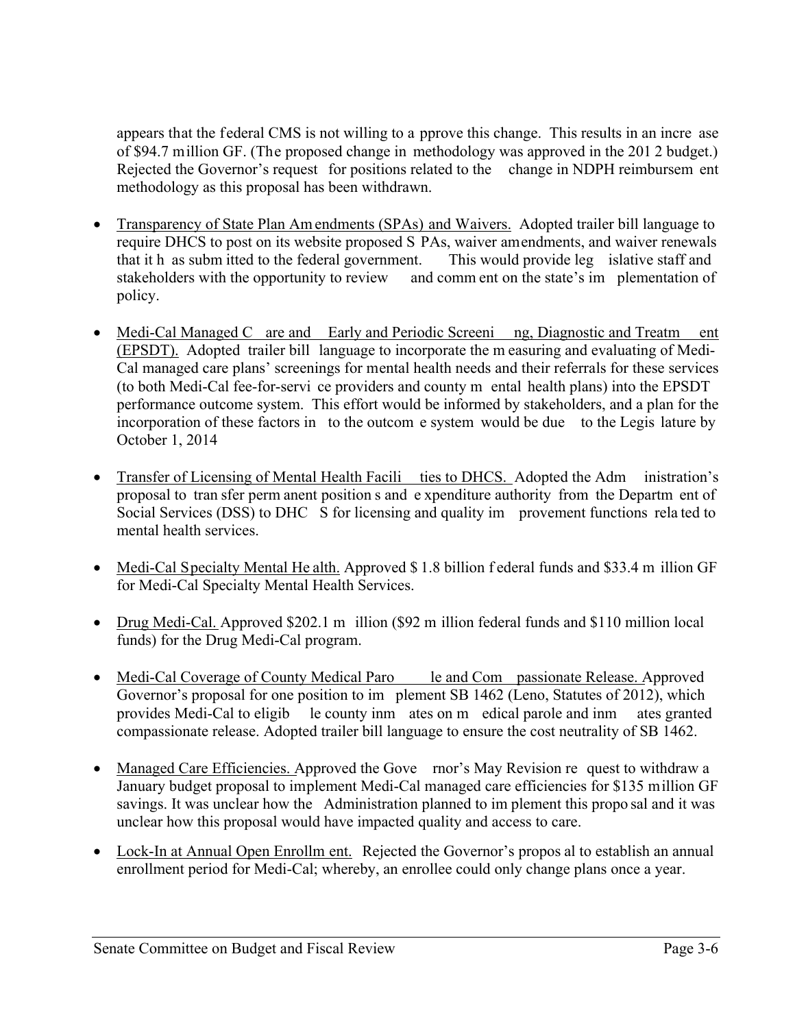appears that the federal CMS is not willing to approve this change. This results in an increase of $94.7 million GF. (The proposed change in methodology was approved in the 2012 budget.) Rejected the Governor's request for positions related to the change in NDPH reimbursement methodology as this proposal has been withdrawn.

- Transparency of State Plan Amendments (SPAs) and Waivers. Adopted trailer bill language to require DHCS to post on its website proposed SPAs, waiver amendments, and waiver renewals that it has submitted to the federal government. This would provide legislative staff and stakeholders with the opportunity to review and comment on the state's implementation of policy.

- Medi-Cal Managed Care and Early and Periodic Screening, Diagnostic and Treatment (EPSDT). Adopted trailer bill language to incorporate the measuring and evaluating of Medi-Cal managed care plans' screenings for mental health needs and their referrals for these services (to both Medi-Cal fee-for-service providers and county mental health plans) into the EPSDT performance outcome system. This effort would be informed by stakeholders, and a plan for the incorporation of these factors into the outcome system would be due to the Legislature by October 1, 2014

- Transfer of Licensing of Mental Health Facilities to DHCS. Adopted the Administration's proposal to transfer permanent positions and expenditure authority from the Department of Social Services (DSS) to DHCS for licensing and quality improvement functions related to mental health services.

- Medi-Cal Specialty Mental Health. Approved $1.8 billion federal funds and $33.4 million GF for Medi-Cal Specialty Mental Health Services.

- Drug Medi-Cal. Approved $202.1 million ($92 million federal funds and $110 million local funds) for the Drug Medi-Cal program.

- Medi-Cal Coverage of County Medical Parole and Compassionate Release. Approved Governor's proposal for one position to implement SB 1462 (Leno, Statutes of 2012), which provides Medi-Cal to eligible county inmates on medical parole and inmates granted compassionate release. Adopted trailer bill language to ensure the cost neutrality of SB 1462.

- Managed Care Efficiencies. Approved the Governor's May Revision request to withdraw a January budget proposal to implement Medi-Cal managed care efficiencies for $135 million GF savings. It was unclear how the Administration planned to implement this proposal and it was unclear how this proposal would have impacted quality and access to care.

- Lock-In at Annual Open Enrollment. Rejected the Governor's proposal to establish an annual enrollment period for Medi-Cal; whereby, an enrollee could only change plans once a year.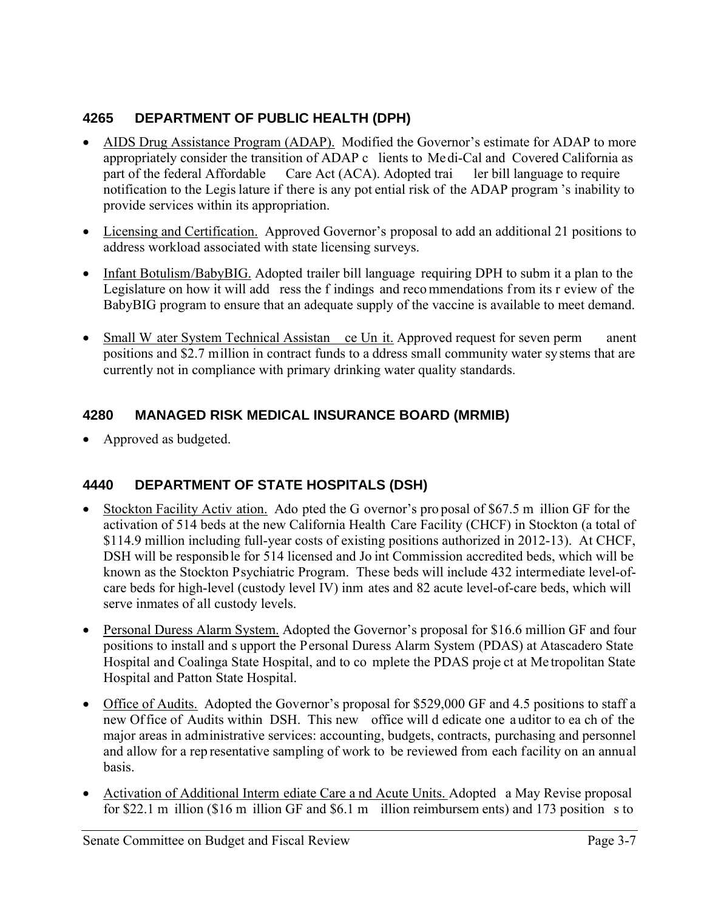### 4265 DEPARTMENT OF PUBLIC HEALTH (DPH)

- AIDS Drug Assistance Program (ADAP). Modified the Governor's estimate for ADAP to more appropriately consider the transition of ADAP clients to Medi-Cal and Covered California as part of the federal Affordable Care Act (ACA). Adopted trailer bill language to require notification to the Legislature if there is any potential risk of the ADAP program's inability to provide services within its appropriation.
- Licensing and Certification. Approved Governor's proposal to add an additional 21 positions to address workload associated with state licensing surveys.
- Infant Botulism/BabyBIG. Adopted trailer bill language requiring DPH to submit a plan to the Legislature on how it will address the findings and recommendations from its review of the BabyBIG program to ensure that an adequate supply of the vaccine is available to meet demand.
- Small Water System Technical Assistance Unit. Approved request for seven permanent positions and $2.7 million in contract funds to address small community water systems that are currently not in compliance with primary drinking water quality standards.

### 4280 MANAGED RISK MEDICAL INSURANCE BOARD (MRMIB)

- Approved as budgeted.

### 4440 DEPARTMENT OF STATE HOSPITALS (DSH)

- Stockton Facility Activation. Adopted the Governor's proposal of $67.5 million GF for the activation of 514 beds at the new California Health Care Facility (CHCF) in Stockton (a total of $114.9 million including full-year costs of existing positions authorized in 2012-13). At CHCF, DSH will be responsible for 514 licensed and Joint Commission accredited beds, which will be known as the Stockton Psychiatric Program. These beds will include 432 intermediate level-of-care beds for high-level (custody level IV) inmates and 82 acute level-of-care beds, which will serve inmates of all custody levels.
- Personal Duress Alarm System. Adopted the Governor's proposal for $16.6 million GF and four positions to install and support the Personal Duress Alarm System (PDAS) at Atascadero State Hospital and Coalinga State Hospital, and to complete the PDAS project at Metropolitan State Hospital and Patton State Hospital.
- Office of Audits. Adopted the Governor's proposal for $529,000 GF and 4.5 positions to staff a new Office of Audits within DSH. This new office will dedicate one auditor to each of the major areas in administrative services: accounting, budgets, contracts, purchasing and personnel and allow for a representative sampling of work to be reviewed from each facility on an annual basis.
- Activation of Additional Intermediate Care and Acute Units. Adopted a May Revise proposal for $22.1 million ($16 million GF and $6.1 million reimbursements) and 173 positions to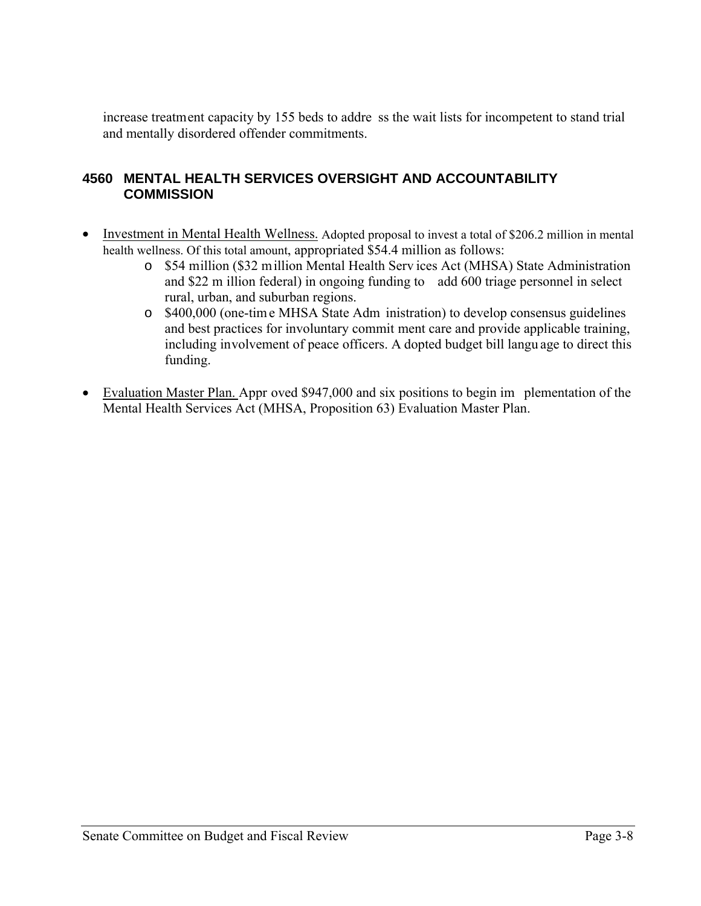increase treatment capacity by 155 beds to address the wait lists for incompetent to stand trial and mentally disordered offender commitments.

### 4560 MENTAL HEALTH SERVICES OVERSIGHT AND ACCOUNTABILITY COMMISSION

- Investment in Mental Health Wellness. Adopted proposal to invest a total of $206.2 million in mental health wellness. Of this total amount, appropriated $54.4 million as follows:
    - $54 million ($32 million Mental Health Services Act (MHSA) State Administration and $22 million federal) in ongoing funding to add 600 triage personnel in select rural, urban, and suburban regions.
    - $400,000 (one-time MHSA State Administration) to develop consensus guidelines and best practices for involuntary commitment care and provide applicable training, including involvement of peace officers. Adopted budget bill language to direct this funding.

- Evaluation Master Plan. Approved $947,000 and six positions to begin implementation of the Mental Health Services Act (MHSA, Proposition 63) Evaluation Master Plan.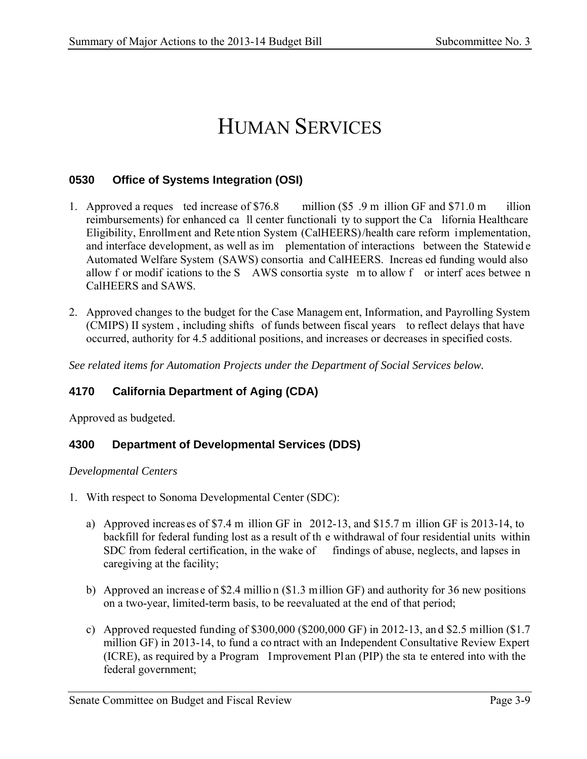# HUMAN SERVICES

### 0530 Office of Systems Integration (OSI)

1. Approved a requested increase of $76.8 million ($5.9 million GF and $71.0 million reimbursements) for enhanced call center functionality to support the California Healthcare Eligibility, Enrollment and Retention System (CalHEERS)/health care reform implementation, and interface development, as well as implementation of interactions between the Statewide Automated Welfare System (SAWS) consortia and CalHEERS. Increased funding would also allow for modifications to the SAWS consortia system to allow for interfaces between CalHEERS and SAWS.

2. Approved changes to the budget for the Case Management, Information, and Payrolling System (CMIPS) II system, including shifts of funds between fiscal years to reflect delays that have occurred, authority for 4.5 additional positions, and increases or decreases in specified costs.

*See related items for Automation Projects under the Department of Social Services below.*

### 4170 California Department of Aging (CDA)

Approved as budgeted.

### 4300 Department of Developmental Services (DDS)

*Developmental Centers*

1. With respect to Sonoma Developmental Center (SDC):

   a) Approved increases of $7.4 million GF in 2012-13, and $15.7 million GF is 2013-14, to backfill for federal funding lost as a result of the withdrawal of four residential units within SDC from federal certification, in the wake of findings of abuse, neglects, and lapses in caregiving at the facility;

   b) Approved an increase of $2.4 million ($1.3 million GF) and authority for 36 new positions on a two-year, limited-term basis, to be reevaluated at the end of that period;

   c) Approved requested funding of $300,000 ($200,000 GF) in 2012-13, and $2.5 million ($1.7 million GF) in 2013-14, to fund a contract with an Independent Consultative Review Expert (ICRE), as required by a Program Improvement Plan (PIP) the state entered into with the federal government;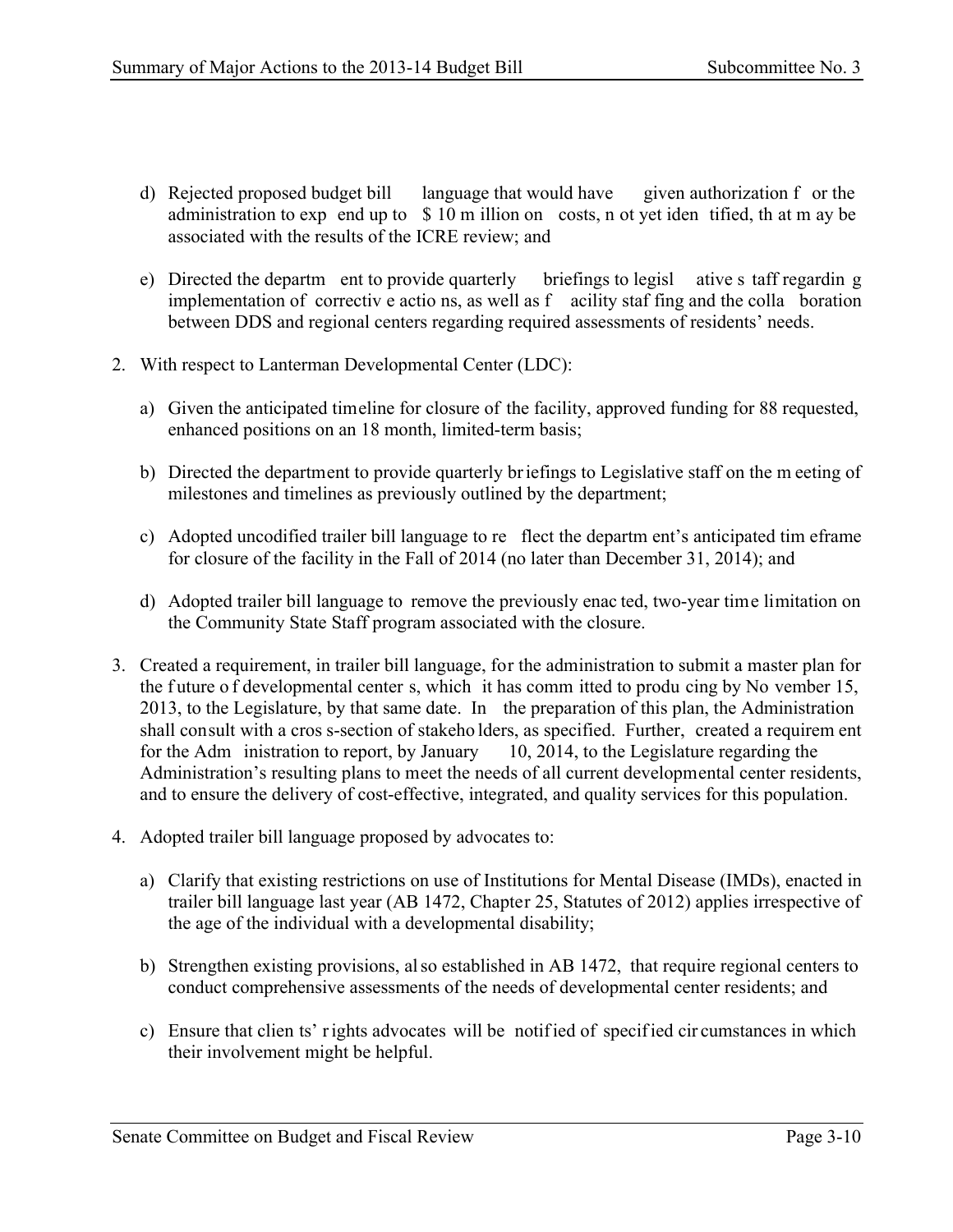d) Rejected proposed budget bill language that would have given authorization for the administration to expend up to $10 million on costs, not yet identified, that may be associated with the results of the ICRE review; and

e) Directed the department to provide quarterly briefings to legislative staff regarding implementation of corrective actions, as well as facility staffing and the collaboration between DDS and regional centers regarding required assessments of residents' needs.

2. With respect to Lanterman Developmental Center (LDC):

   a) Given the anticipated timeline for closure of the facility, approved funding for 88 requested, enhanced positions on an 18 month, limited-term basis;

   b) Directed the department to provide quarterly briefings to Legislative staff on the meeting of milestones and timelines as previously outlined by the department;

   c) Adopted uncodified trailer bill language to reflect the department's anticipated timeframe for closure of the facility in the Fall of 2014 (no later than December 31, 2014); and

   d) Adopted trailer bill language to remove the previously enacted, two-year time limitation on the Community State Staff program associated with the closure.

3. Created a requirement, in trailer bill language, for the administration to submit a master plan for the future of developmental centers, which it has committed to producing by November 15, 2013, to the Legislature, by that same date. In the preparation of this plan, the Administration shall consult with a cross-section of stakeholders, as specified. Further, created a requirement for the Administration to report, by January 10, 2014, to the Legislature regarding the Administration's resulting plans to meet the needs of all current developmental center residents, and to ensure the delivery of cost-effective, integrated, and quality services for this population.

4. Adopted trailer bill language proposed by advocates to:

   a) Clarify that existing restrictions on use of Institutions for Mental Disease (IMDs), enacted in trailer bill language last year (AB 1472, Chapter 25, Statutes of 2012) applies irrespective of the age of the individual with a developmental disability;

   b) Strengthen existing provisions, also established in AB 1472, that require regional centers to conduct comprehensive assessments of the needs of developmental center residents; and

   c) Ensure that clients' rights advocates will be notified of specified circumstances in which their involvement might be helpful.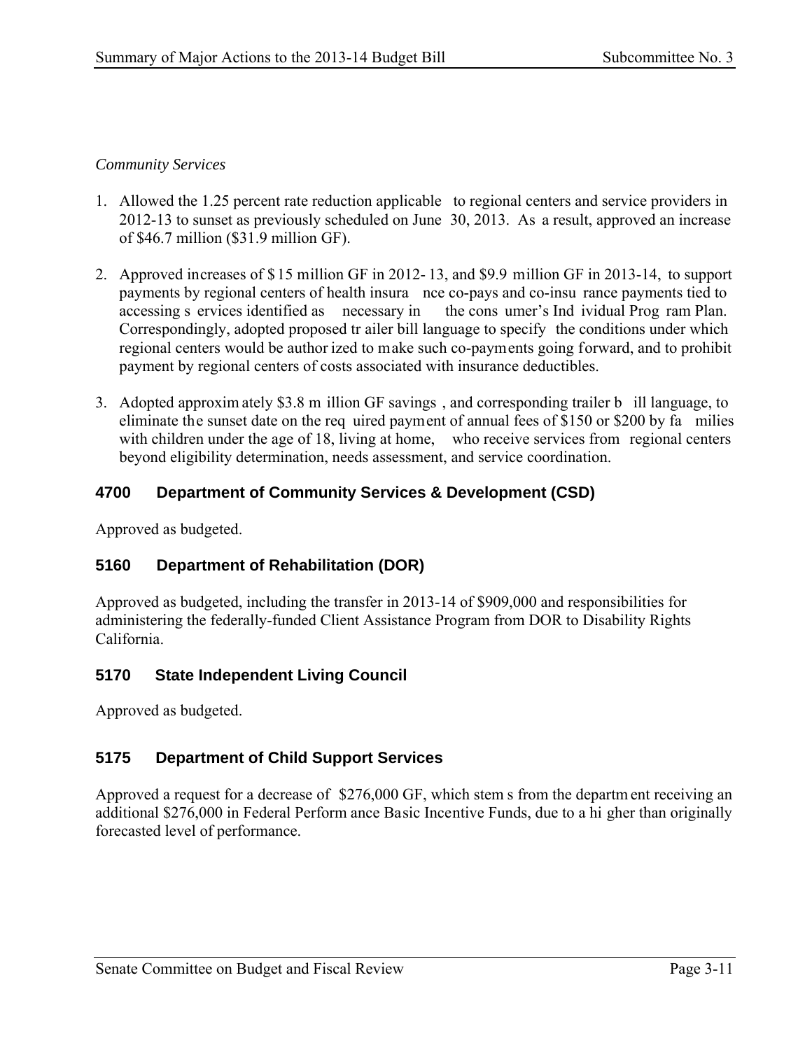*Community Services*

1. Allowed the 1.25 percent rate reduction applicable to regional centers and service providers in 2012-13 to sunset as previously scheduled on June 30, 2013. As a result, approved an increase of $46.7 million ($31.9 million GF).

2. Approved increases of $15 million GF in 2012-13, and $9.9 million GF in 2013-14, to support payments by regional centers of health insurance co-pays and co-insurance payments tied to accessing services identified as necessary in the consumer's Individual Program Plan. Correspondingly, adopted proposed trailer bill language to specify the conditions under which regional centers would be authorized to make such co-payments going forward, and to prohibit payment by regional centers of costs associated with insurance deductibles.

3. Adopted approximately $3.8 million GF savings, and corresponding trailer bill language, to eliminate the sunset date on the required payment of annual fees of $150 or $200 by families with children under the age of 18, living at home, who receive services from regional centers beyond eligibility determination, needs assessment, and service coordination.

## 4700 Department of Community Services & Development (CSD)

Approved as budgeted.

## 5160 Department of Rehabilitation (DOR)

Approved as budgeted, including the transfer in 2013-14 of $909,000 and responsibilities for administering the federally-funded Client Assistance Program from DOR to Disability Rights California.

## 5170 State Independent Living Council

Approved as budgeted.

## 5175 Department of Child Support Services

Approved a request for a decrease of $276,000 GF, which stems from the department receiving an additional $276,000 in Federal Performance Basic Incentive Funds, due to a higher than originally forecasted level of performance.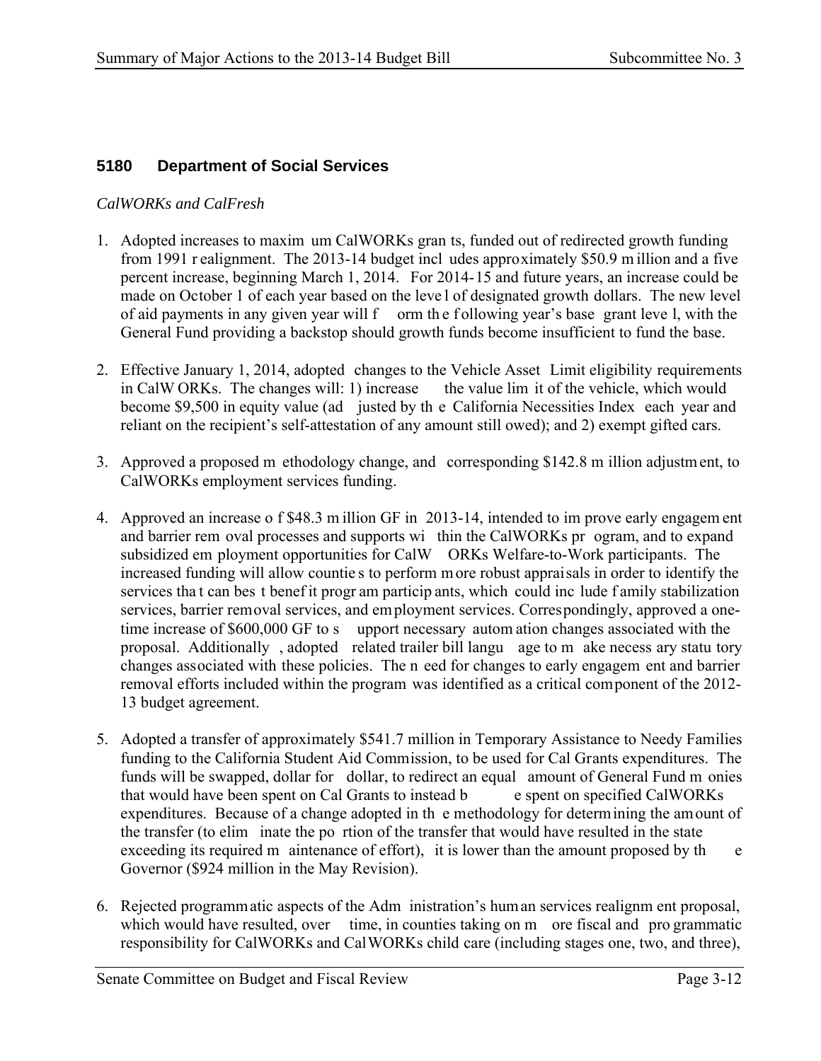## 5180 Department of Social Services

*CalWORKs and CalFresh*

1. Adopted increases to maximum CalWORKs grants, funded out of redirected growth funding from 1991 realignment. The 2013-14 budget includes approximately $50.9 million and a five percent increase, beginning March 1, 2014. For 2014-15 and future years, an increase could be made on October 1 of each year based on the level of designated growth dollars. The new level of aid payments in any given year will form the following year's base grant level, with the General Fund providing a backstop should growth funds become insufficient to fund the base.

2. Effective January 1, 2014, adopted changes to the Vehicle Asset Limit eligibility requirements in CalWORKs. The changes will: 1) increase the value limit of the vehicle, which would become $9,500 in equity value (adjusted by the California Necessities Index each year and reliant on the recipient's self-attestation of any amount still owed); and 2) exempt gifted cars.

3. Approved a proposed methodology change, and corresponding $142.8 million adjustment, to CalWORKs employment services funding.

4. Approved an increase of $48.3 million GF in 2013-14, intended to improve early engagement and barrier removal processes and supports within the CalWORKs program, and to expand subsidized employment opportunities for CalWORKs Welfare-to-Work participants. The increased funding will allow counties to perform more robust appraisals in order to identify the services that can best benefit program participants, which could include family stabilization services, barrier removal services, and employment services. Correspondingly, approved a one-time increase of $600,000 GF to support necessary automation changes associated with the proposal. Additionally, adopted related trailer bill language to make necessary statutory changes associated with these policies. The need for changes to early engagement and barrier removal efforts included within the program was identified as a critical component of the 2012-13 budget agreement.

5. Adopted a transfer of approximately $541.7 million in Temporary Assistance to Needy Families funding to the California Student Aid Commission, to be used for Cal Grants expenditures. The funds will be swapped, dollar for dollar, to redirect an equal amount of General Fund monies that would have been spent on Cal Grants to instead be spent on specified CalWORKs expenditures. Because of a change adopted in the methodology for determining the amount of the transfer (to eliminate the portion of the transfer that would have resulted in the state exceeding its required maintenance of effort), it is lower than the amount proposed by the Governor ($924 million in the May Revision).

6. Rejected programmatic aspects of the Administration's human services realignment proposal, which would have resulted, over time, in counties taking on more fiscal and programmatic responsibility for CalWORKs and CalWORKs child care (including stages one, two, and three),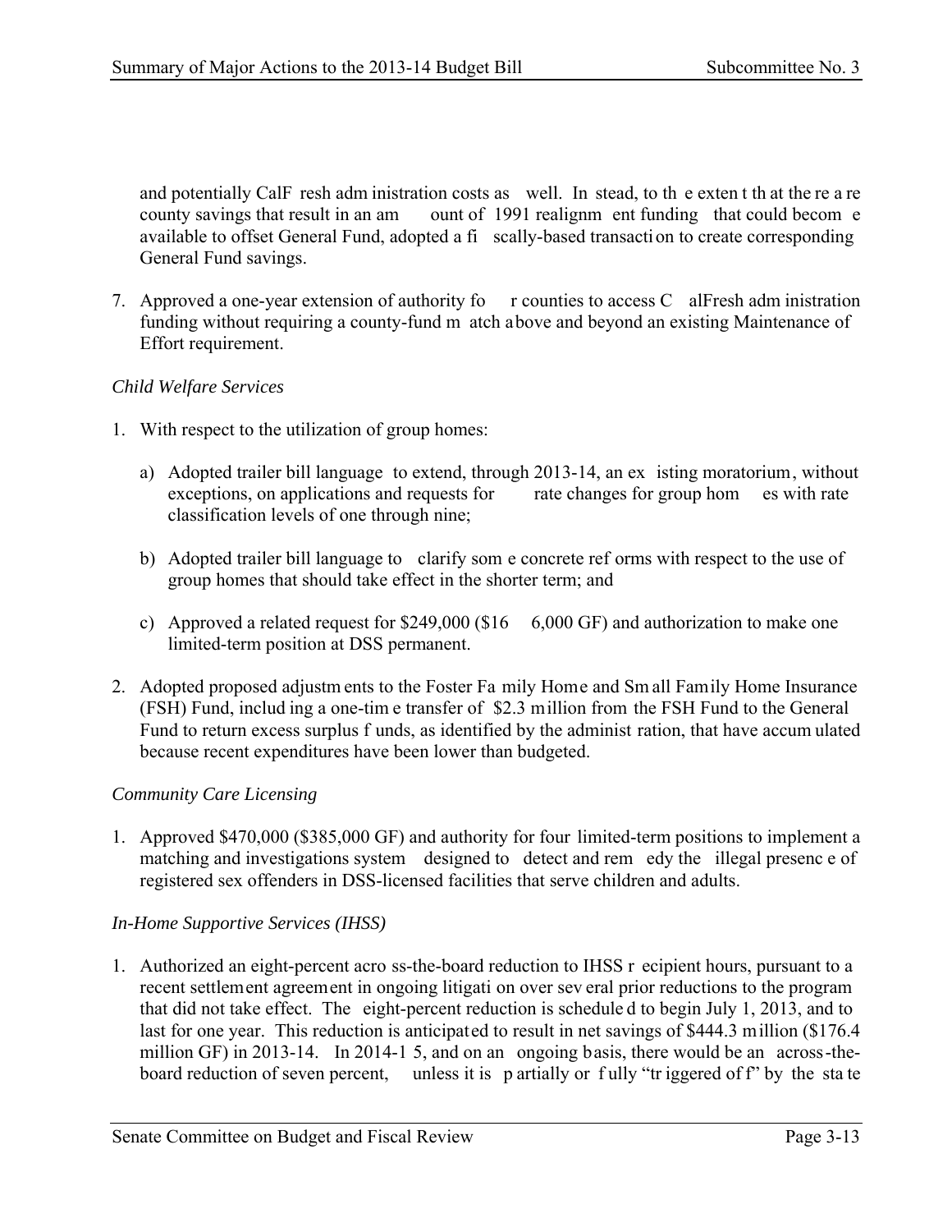and potentially CalFresh administration costs as well. Instead, to the extent that there are county savings that result in an amount of 1991 realignment funding that could become available to offset General Fund, adopted a fiscally-based transaction to create corresponding General Fund savings.

7. Approved a one-year extension of authority for counties to access CalFresh administration funding without requiring a county-fund match above and beyond an existing Maintenance of Effort requirement.

*Child Welfare Services*

1. With respect to the utilization of group homes:

   a) Adopted trailer bill language to extend, through 2013-14, an existing moratorium, without exceptions, on applications and requests for rate changes for group homes with rate classification levels of one through nine;

   b) Adopted trailer bill language to clarify some concrete reforms with respect to the use of group homes that should take effect in the shorter term; and

   c) Approved a related request for $249,000 ($166,000 GF) and authorization to make one limited-term position at DSS permanent.

2. Adopted proposed adjustments to the Foster Family Home and Small Family Home Insurance (FSH) Fund, including a one-time transfer of $2.3 million from the FSH Fund to the General Fund to return excess surplus funds, as identified by the administration, that have accumulated because recent expenditures have been lower than budgeted.

*Community Care Licensing*

1. Approved $470,000 ($385,000 GF) and authority for four limited-term positions to implement a matching and investigations system designed to detect and remedy the illegal presence of registered sex offenders in DSS-licensed facilities that serve children and adults.

*In-Home Supportive Services (IHSS)*

1. Authorized an eight-percent across-the-board reduction to IHSS recipient hours, pursuant to a recent settlement agreement in ongoing litigation over several prior reductions to the program that did not take effect. The eight-percent reduction is scheduled to begin July 1, 2013, and to last for one year. This reduction is anticipated to result in net savings of $444.3 million ($176.4 million GF) in 2013-14. In 2014-15, and on an ongoing basis, there would be an across-the-board reduction of seven percent, unless it is partially or fully "triggered off" by the state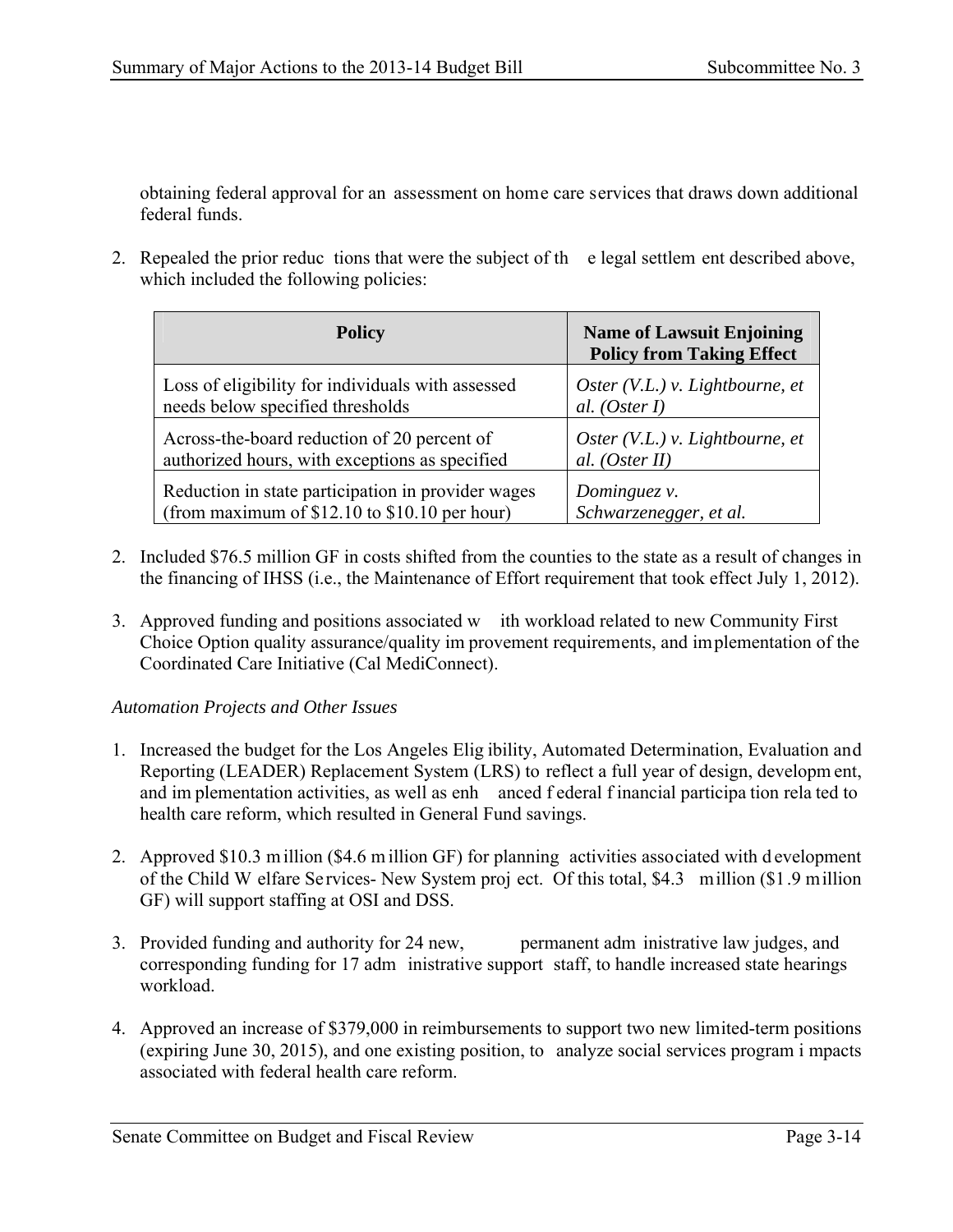obtaining federal approval for an assessment on home care services that draws down additional federal funds.

2. Repealed the prior reductions that were the subject of the legal settlement described above, which included the following policies:

| Policy | Name of Lawsuit Enjoining Policy from Taking Effect |
|---|---|
| Loss of eligibility for individuals with assessed needs below specified thresholds | *Oster (V.L.) v. Lightbourne, et al. (Oster I)* |
| Across-the-board reduction of 20 percent of authorized hours, with exceptions as specified | *Oster (V.L.) v. Lightbourne, et al. (Oster II)* |
| Reduction in state participation in provider wages (from maximum of $12.10 to $10.10 per hour) | *Dominguez v. Schwarzenegger, et al.* |

2. Included $76.5 million GF in costs shifted from the counties to the state as a result of changes in the financing of IHSS (i.e., the Maintenance of Effort requirement that took effect July 1, 2012).

3. Approved funding and positions associated with workload related to new Community First Choice Option quality assurance/quality improvement requirements, and implementation of the Coordinated Care Initiative (Cal MediConnect).

*Automation Projects and Other Issues*

1. Increased the budget for the Los Angeles Eligibility, Automated Determination, Evaluation and Reporting (LEADER) Replacement System (LRS) to reflect a full year of design, development, and implementation activities, as well as enhanced federal financial participation related to health care reform, which resulted in General Fund savings.

2. Approved $10.3 million ($4.6 million GF) for planning activities associated with development of the Child Welfare Services- New System project. Of this total, $4.3 million ($1.9 million GF) will support staffing at OSI and DSS.

3. Provided funding and authority for 24 new, permanent administrative law judges, and corresponding funding for 17 administrative support staff, to handle increased state hearings workload.

4. Approved an increase of $379,000 in reimbursements to support two new limited-term positions (expiring June 30, 2015), and one existing position, to analyze social services program impacts associated with federal health care reform.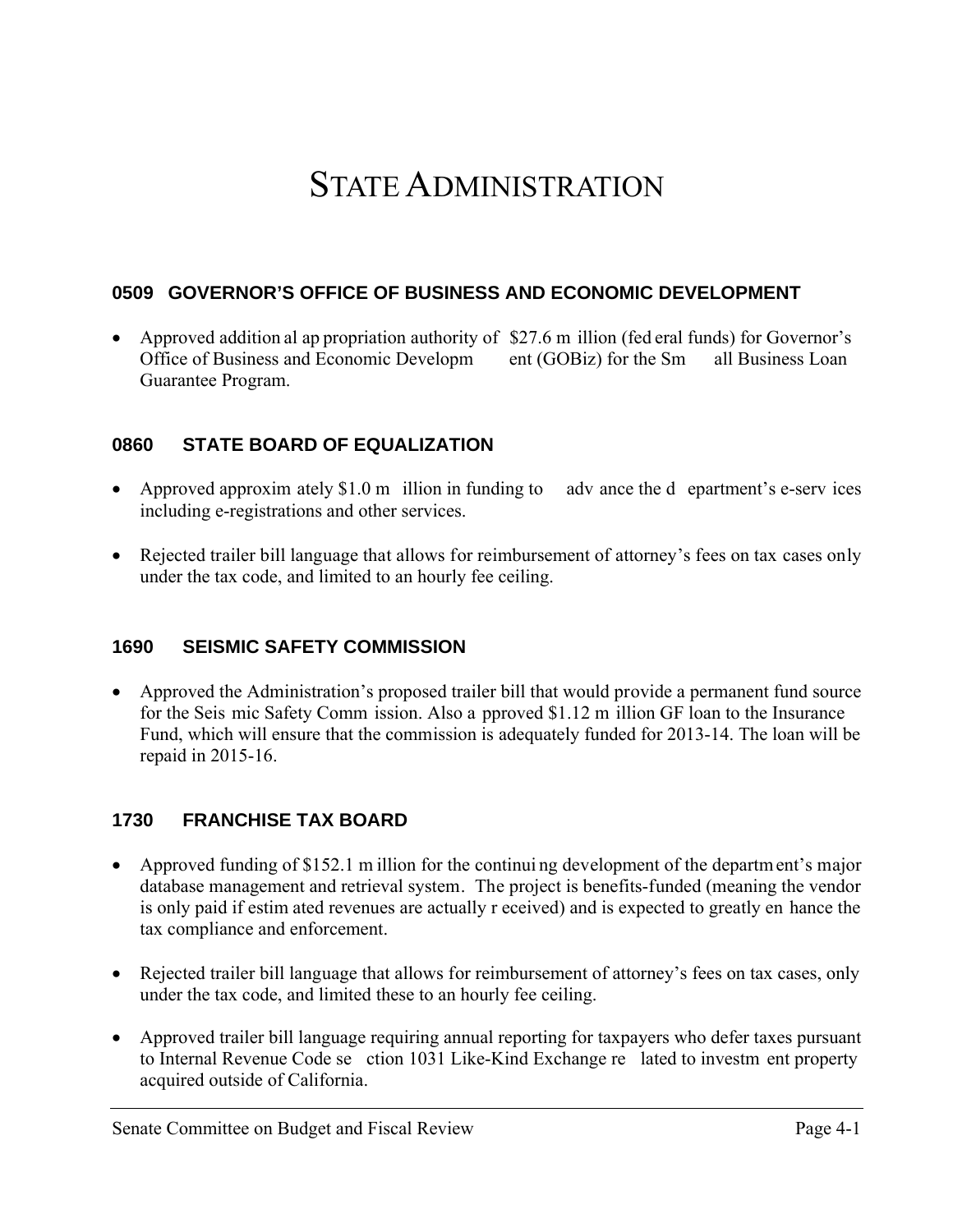# STATE ADMINISTRATION

## 0509 GOVERNOR'S OFFICE OF BUSINESS AND ECONOMIC DEVELOPMENT

- Approved additional appropriation authority of $27.6 million (federal funds) for Governor's Office of Business and Economic Development (GOBiz) for the Small Business Loan Guarantee Program.

## 0860 STATE BOARD OF EQUALIZATION

- Approved approximately $1.0 million in funding to advance the department's e-services including e-registrations and other services.
- Rejected trailer bill language that allows for reimbursement of attorney's fees on tax cases only under the tax code, and limited to an hourly fee ceiling.

## 1690 SEISMIC SAFETY COMMISSION

- Approved the Administration's proposed trailer bill that would provide a permanent fund source for the Seismic Safety Commission. Also approved $1.12 million GF loan to the Insurance Fund, which will ensure that the commission is adequately funded for 2013-14. The loan will be repaid in 2015-16.

## 1730 FRANCHISE TAX BOARD

- Approved funding of $152.1 million for the continuing development of the department's major database management and retrieval system. The project is benefits-funded (meaning the vendor is only paid if estimated revenues are actually received) and is expected to greatly enhance the tax compliance and enforcement.
- Rejected trailer bill language that allows for reimbursement of attorney's fees on tax cases, only under the tax code, and limited these to an hourly fee ceiling.
- Approved trailer bill language requiring annual reporting for taxpayers who defer taxes pursuant to Internal Revenue Code section 1031 Like-Kind Exchange related to investment property acquired outside of California.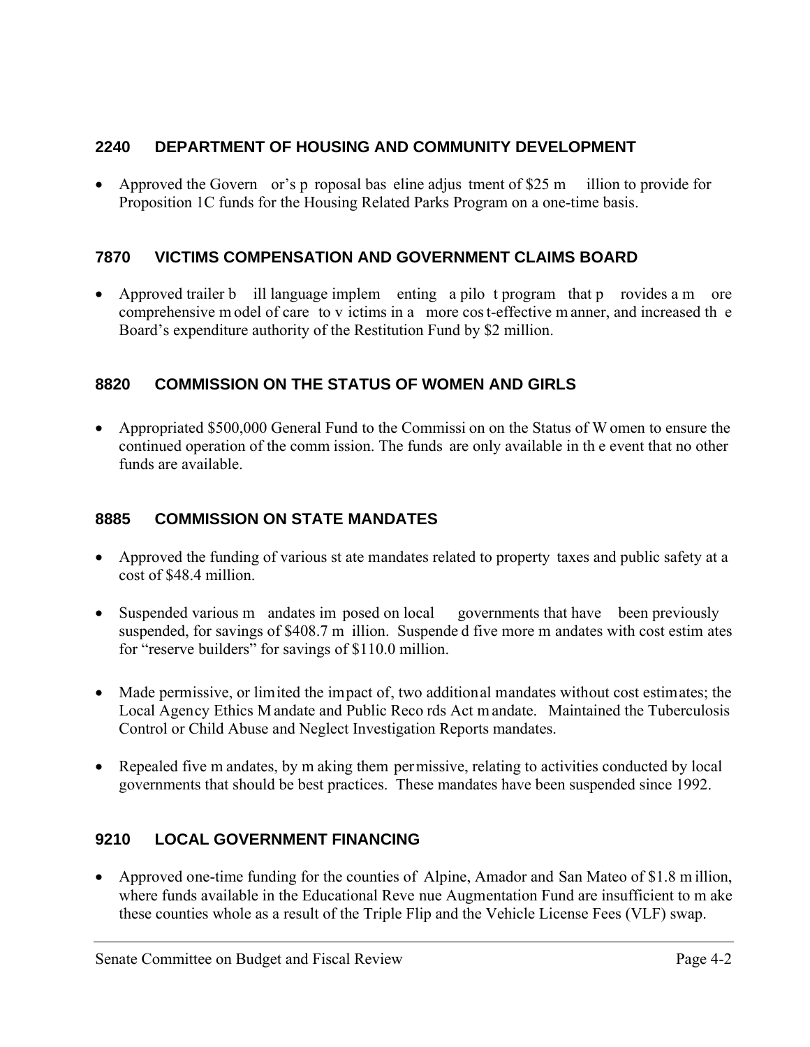## 2240 DEPARTMENT OF HOUSING AND COMMUNITY DEVELOPMENT

- Approved the Governor's proposal baseline adjustment of $25 million to provide for Proposition 1C funds for the Housing Related Parks Program on a one-time basis.

## 7870 VICTIMS COMPENSATION AND GOVERNMENT CLAIMS BOARD

- Approved trailer bill language implementing a pilot program that provides a more comprehensive model of care to victims in a more cost-effective manner, and increased the Board's expenditure authority of the Restitution Fund by $2 million.

## 8820 COMMISSION ON THE STATUS OF WOMEN AND GIRLS

- Appropriated $500,000 General Fund to the Commission on the Status of Women to ensure the continued operation of the commission. The funds are only available in the event that no other funds are available.

## 8885 COMMISSION ON STATE MANDATES

- Approved the funding of various state mandates related to property taxes and public safety at a cost of $48.4 million.
- Suspended various mandates imposed on local governments that have been previously suspended, for savings of $408.7 million. Suspended five more mandates with cost estimates for "reserve builders" for savings of $110.0 million.
- Made permissive, or limited the impact of, two additional mandates without cost estimates; the Local Agency Ethics Mandate and Public Records Act mandate. Maintained the Tuberculosis Control or Child Abuse and Neglect Investigation Reports mandates.
- Repealed five mandates, by making them permissive, relating to activities conducted by local governments that should be best practices. These mandates have been suspended since 1992.

## 9210 LOCAL GOVERNMENT FINANCING

- Approved one-time funding for the counties of Alpine, Amador and San Mateo of $1.8 million, where funds available in the Educational Revenue Augmentation Fund are insufficient to make these counties whole as a result of the Triple Flip and the Vehicle License Fees (VLF) swap.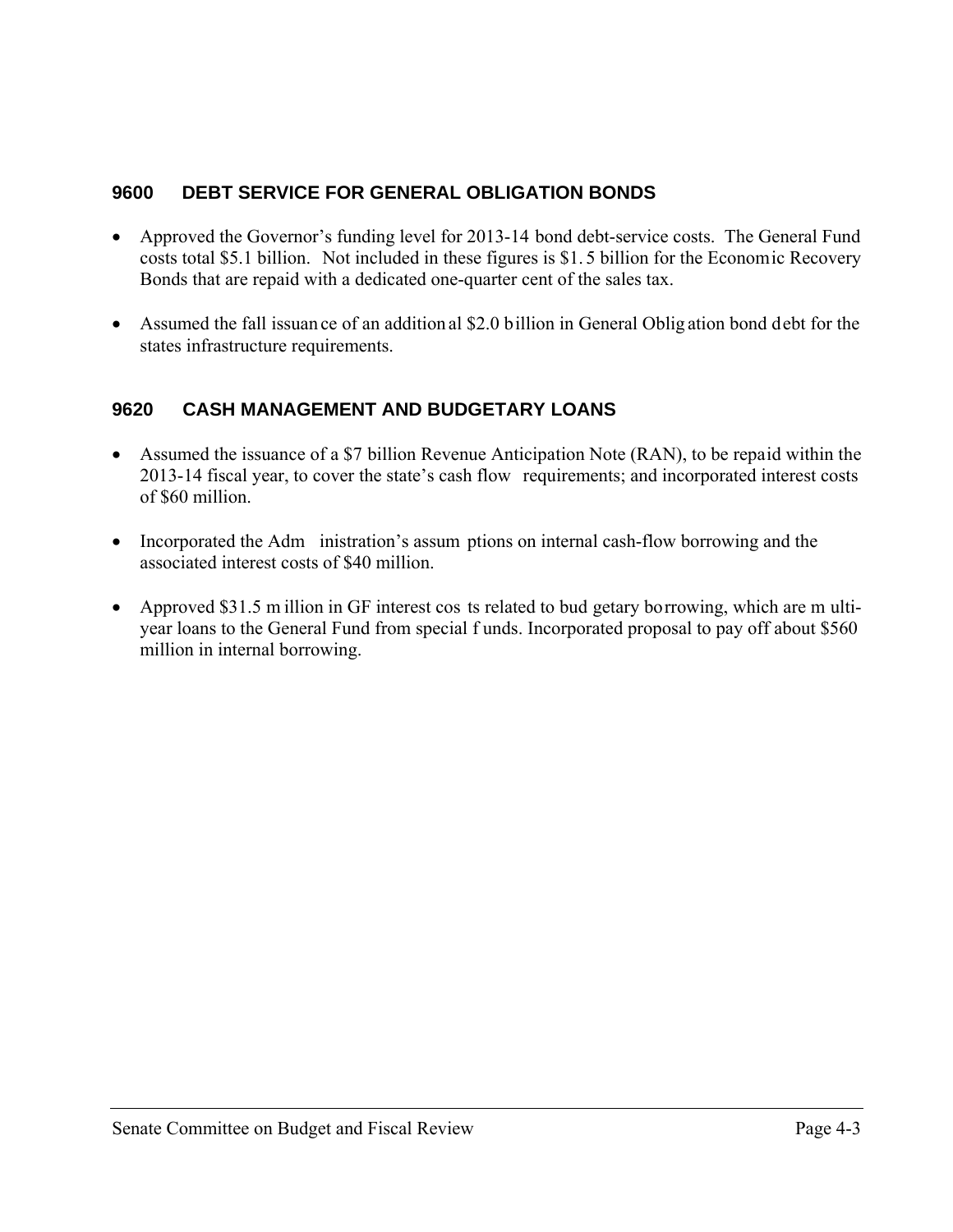## 9600 DEBT SERVICE FOR GENERAL OBLIGATION BONDS

- Approved the Governor's funding level for 2013-14 bond debt-service costs. The General Fund costs total $5.1 billion. Not included in these figures is $1.5 billion for the Economic Recovery Bonds that are repaid with a dedicated one-quarter cent of the sales tax.
- Assumed the fall issuance of an additional $2.0 billion in General Obligation bond debt for the states infrastructure requirements.

## 9620 CASH MANAGEMENT AND BUDGETARY LOANS

- Assumed the issuance of a $7 billion Revenue Anticipation Note (RAN), to be repaid within the 2013-14 fiscal year, to cover the state's cash flow requirements; and incorporated interest costs of $60 million.
- Incorporated the Administration's assumptions on internal cash-flow borrowing and the associated interest costs of $40 million.
- Approved $31.5 million in GF interest costs related to budgetary borrowing, which are multi-year loans to the General Fund from special funds. Incorporated proposal to pay off about $560 million in internal borrowing.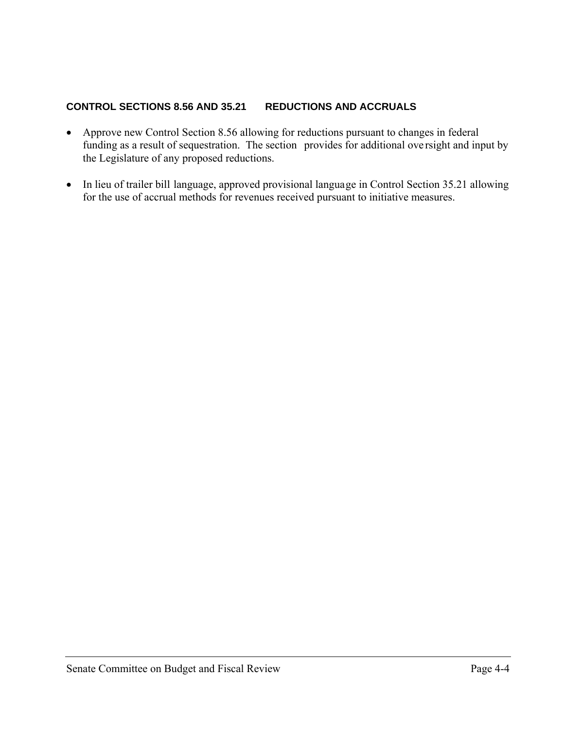**CONTROL SECTIONS 8.56 AND 35.21 REDUCTIONS AND ACCRUALS**

- Approve new Control Section 8.56 allowing for reductions pursuant to changes in federal funding as a result of sequestration. The section provides for additional oversight and input by the Legislature of any proposed reductions.

- In lieu of trailer bill language, approved provisional language in Control Section 35.21 allowing for the use of accrual methods for revenues received pursuant to initiative measures.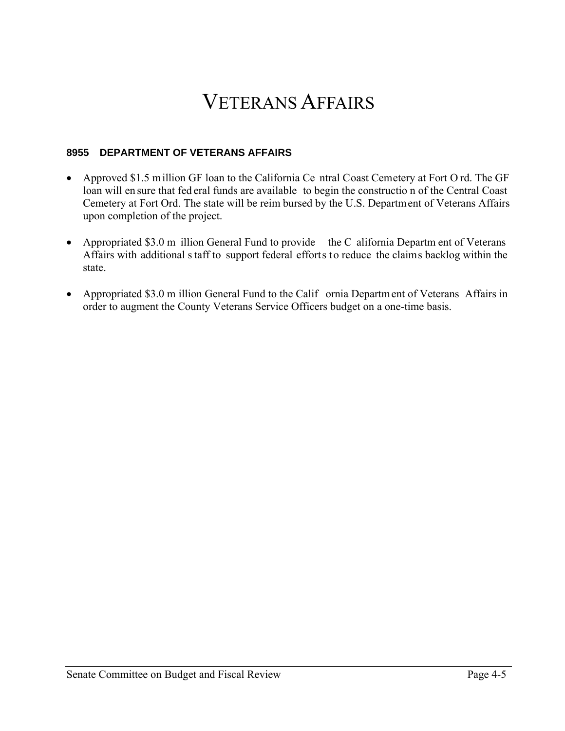# VETERANS AFFAIRS

### 8955 DEPARTMENT OF VETERANS AFFAIRS

- Approved $1.5 million GF loan to the California Central Coast Cemetery at Fort Ord. The GF loan will ensure that federal funds are available to begin the construction of the Central Coast Cemetery at Fort Ord. The state will be reimbursed by the U.S. Department of Veterans Affairs upon completion of the project.

- Appropriated $3.0 million General Fund to provide the California Department of Veterans Affairs with additional staff to support federal efforts to reduce the claims backlog within the state.

- Appropriated $3.0 million General Fund to the California Department of Veterans Affairs in order to augment the County Veterans Service Officers budget on a one-time basis.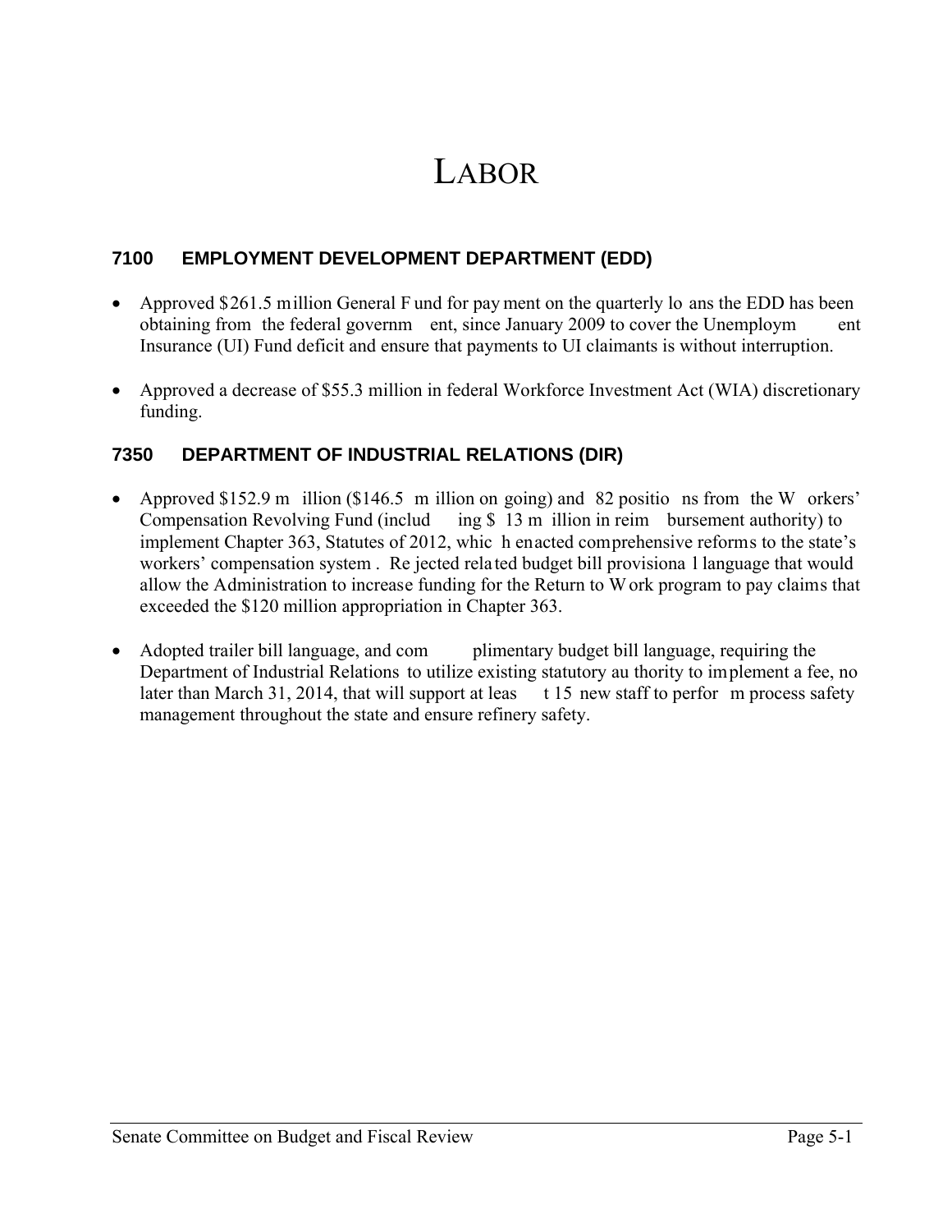# Labor

## 7100 EMPLOYMENT DEVELOPMENT DEPARTMENT (EDD)

- Approved $261.5 million General Fund for payment on the quarterly loans the EDD has been obtaining from the federal government, since January 2009 to cover the Unemployment Insurance (UI) Fund deficit and ensure that payments to UI claimants is without interruption.
- Approved a decrease of $55.3 million in federal Workforce Investment Act (WIA) discretionary funding.

## 7350 DEPARTMENT OF INDUSTRIAL RELATIONS (DIR)

- Approved $152.9 million ($146.5 million on going) and 82 positions from the Workers' Compensation Revolving Fund (including $13 million in reimbursement authority) to implement Chapter 363, Statutes of 2012, which enacted comprehensive reforms to the state's workers' compensation system. Rejected related budget bill provisional language that would allow the Administration to increase funding for the Return to Work program to pay claims that exceeded the $120 million appropriation in Chapter 363.
- Adopted trailer bill language, and complimentary budget bill language, requiring the Department of Industrial Relations to utilize existing statutory authority to implement a fee, no later than March 31, 2014, that will support at least 15 new staff to perform process safety management throughout the state and ensure refinery safety.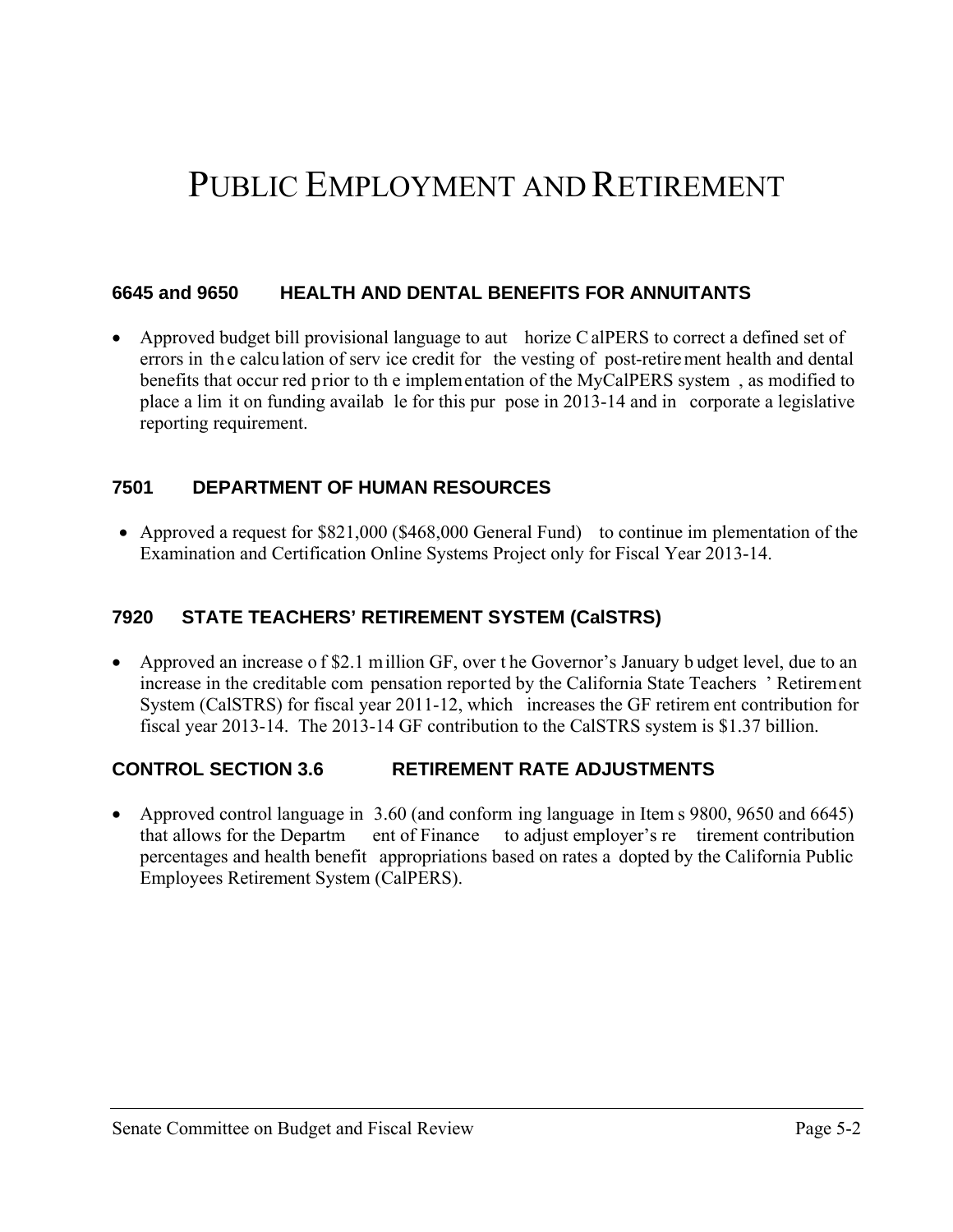# PUBLIC EMPLOYMENT AND RETIREMENT

### 6645 and 9650 HEALTH AND DENTAL BENEFITS FOR ANNUITANTS

- Approved budget bill provisional language to authorize CalPERS to correct a defined set of errors in the calculation of service credit for the vesting of post-retirement health and dental benefits that occurred prior to the implementation of the MyCalPERS system, as modified to place a limit on funding available for this purpose in 2013-14 and incorporate a legislative reporting requirement.

### 7501 DEPARTMENT OF HUMAN RESOURCES

- Approved a request for $821,000 ($468,000 General Fund) to continue implementation of the Examination and Certification Online Systems Project only for Fiscal Year 2013-14.

### 7920 STATE TEACHERS' RETIREMENT SYSTEM (CalSTRS)

- Approved an increase of $2.1 million GF, over the Governor's January budget level, due to an increase in the creditable compensation reported by the California State Teachers' Retirement System (CalSTRS) for fiscal year 2011-12, which increases the GF retirement contribution for fiscal year 2013-14. The 2013-14 GF contribution to the CalSTRS system is $1.37 billion.

### CONTROL SECTION 3.6 RETIREMENT RATE ADJUSTMENTS

- Approved control language in 3.60 (and conforming language in Items 9800, 9650 and 6645) that allows for the Department of Finance to adjust employer's retirement contribution percentages and health benefit appropriations based on rates adopted by the California Public Employees Retirement System (CalPERS).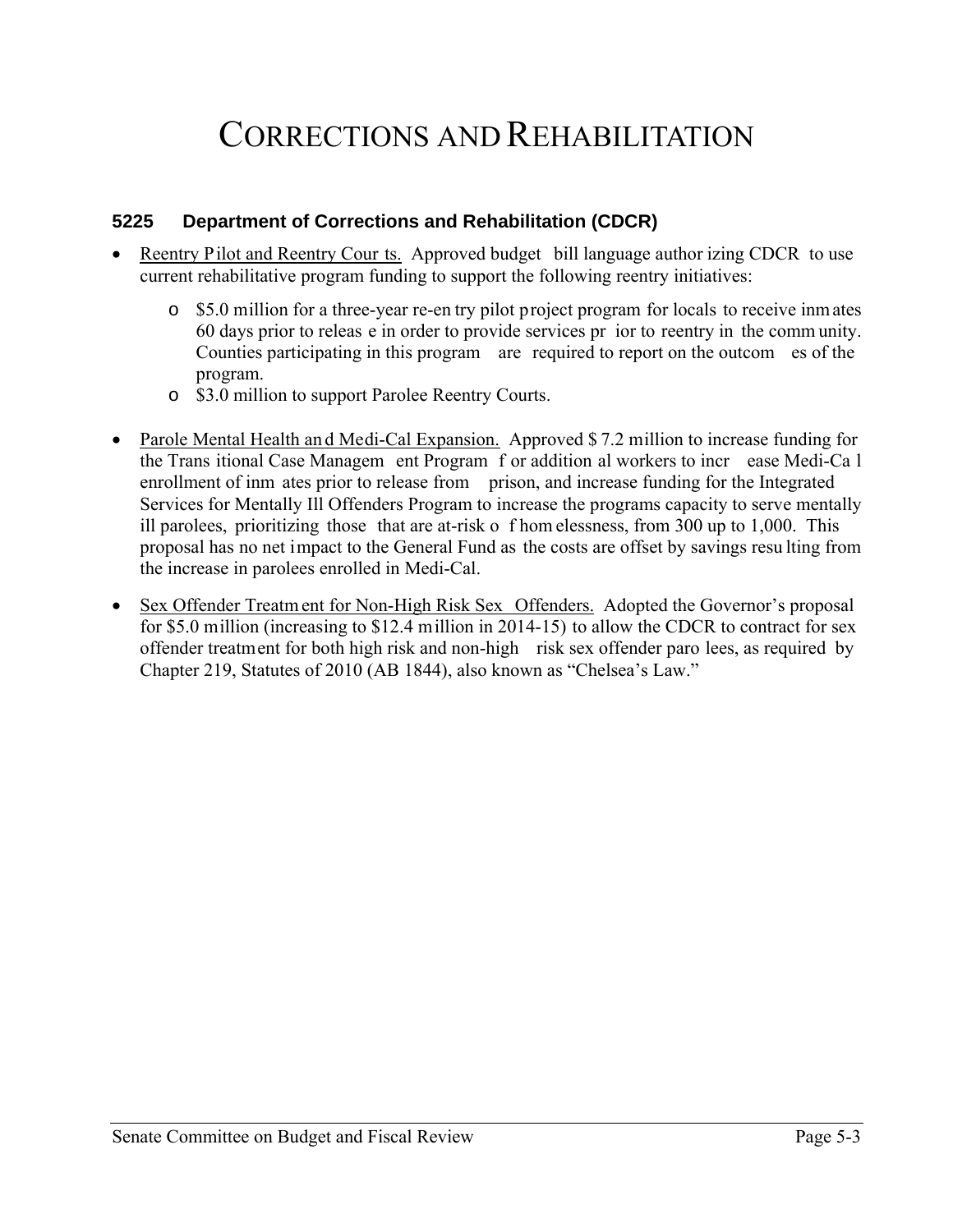# CORRECTIONS AND REHABILITATION

### 5225 Department of Corrections and Rehabilitation (CDCR)

- Reentry Pilot and Reentry Courts. Approved budget bill language authorizing CDCR to use current rehabilitative program funding to support the following reentry initiatives:
  - $5.0 million for a three-year re-entry pilot project program for locals to receive inmates 60 days prior to release in order to provide services prior to reentry in the community. Counties participating in this program are required to report on the outcomes of the program.
  - $3.0 million to support Parolee Reentry Courts.

- Parole Mental Health and Medi-Cal Expansion. Approved $7.2 million to increase funding for the Transitional Case Management Program for additional workers to increase Medi-Cal enrollment of inmates prior to release from prison, and increase funding for the Integrated Services for Mentally Ill Offenders Program to increase the programs capacity to serve mentally ill parolees, prioritizing those that are at-risk of homelessness, from 300 up to 1,000. This proposal has no net impact to the General Fund as the costs are offset by savings resulting from the increase in parolees enrolled in Medi-Cal.

- Sex Offender Treatment for Non-High Risk Sex Offenders. Adopted the Governor's proposal for $5.0 million (increasing to $12.4 million in 2014-15) to allow the CDCR to contract for sex offender treatment for both high risk and non-high risk sex offender parolees, as required by Chapter 219, Statutes of 2010 (AB 1844), also known as "Chelsea's Law."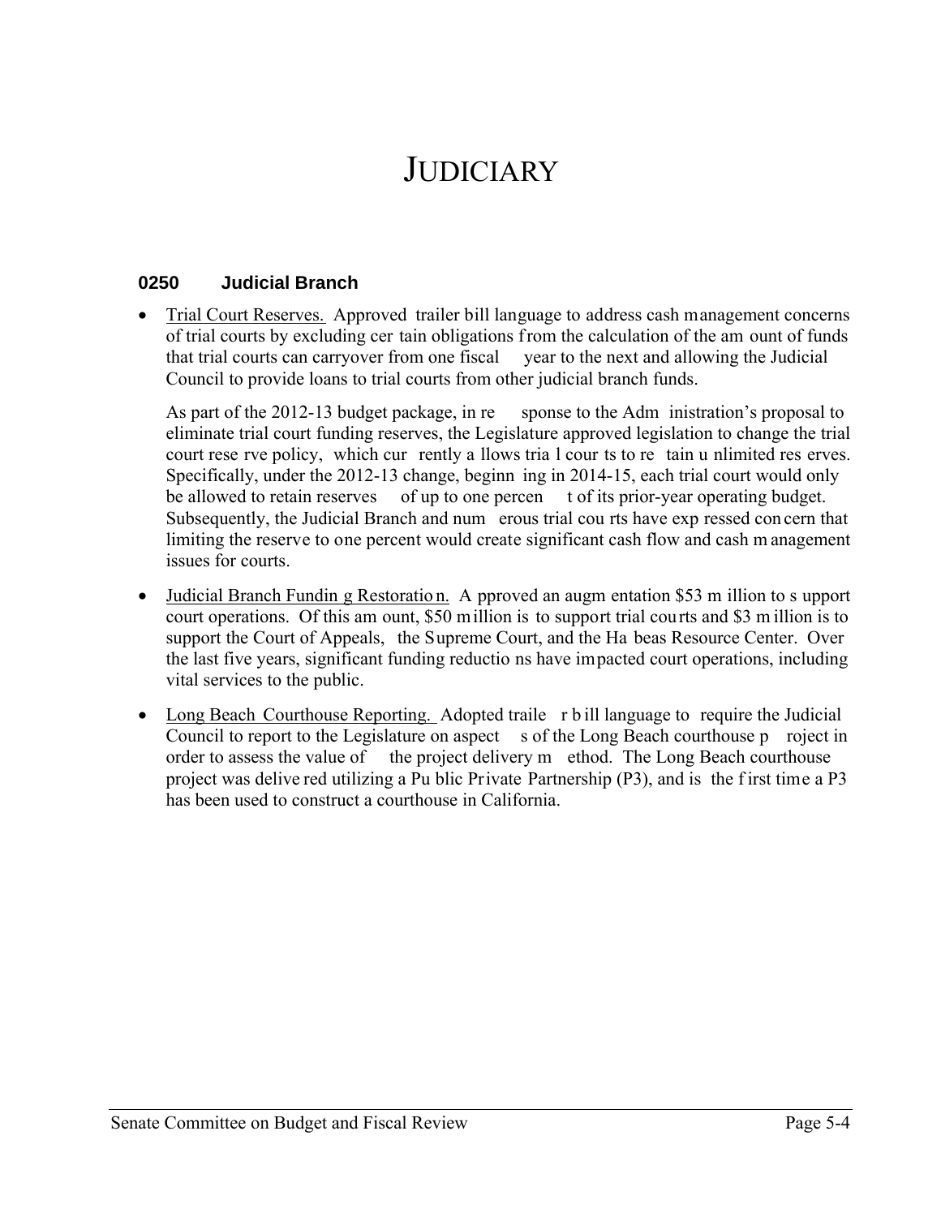# JUDICIARY

### 0250 Judicial Branch

- Trial Court Reserves. Approved trailer bill language to address cash management concerns of trial courts by excluding certain obligations from the calculation of the amount of funds that trial courts can carryover from one fiscal year to the next and allowing the Judicial Council to provide loans to trial courts from other judicial branch funds.

  As part of the 2012-13 budget package, in response to the Administration's proposal to eliminate trial court funding reserves, the Legislature approved legislation to change the trial court reserve policy, which currently allows trial courts to retain unlimited reserves. Specifically, under the 2012-13 change, beginning in 2014-15, each trial court would only be allowed to retain reserves of up to one percent of its prior-year operating budget. Subsequently, the Judicial Branch and numerous trial courts have expressed concern that limiting the reserve to one percent would create significant cash flow and cash management issues for courts.

- Judicial Branch Funding Restoration. Approved an augmentation $53 million to support court operations. Of this amount, $50 million is to support trial courts and $3 million is to support the Court of Appeals, the Supreme Court, and the Habeas Resource Center. Over the last five years, significant funding reductions have impacted court operations, including vital services to the public.

- Long Beach Courthouse Reporting. Adopted trailer bill language to require the Judicial Council to report to the Legislature on aspects of the Long Beach courthouse project in order to assess the value of the project delivery method. The Long Beach courthouse project was delivered utilizing a Public Private Partnership (P3), and is the first time a P3 has been used to construct a courthouse in California.